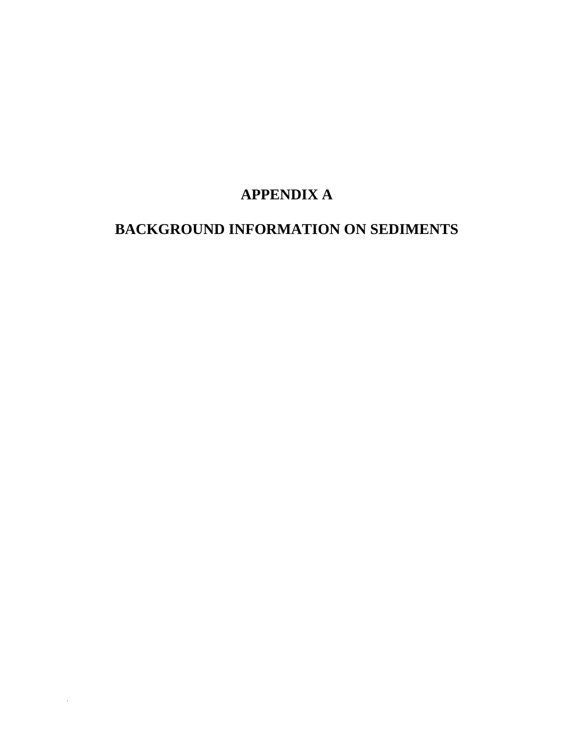# APPENDIX A

# BACKGROUND INFORMATION ON SEDIMENTS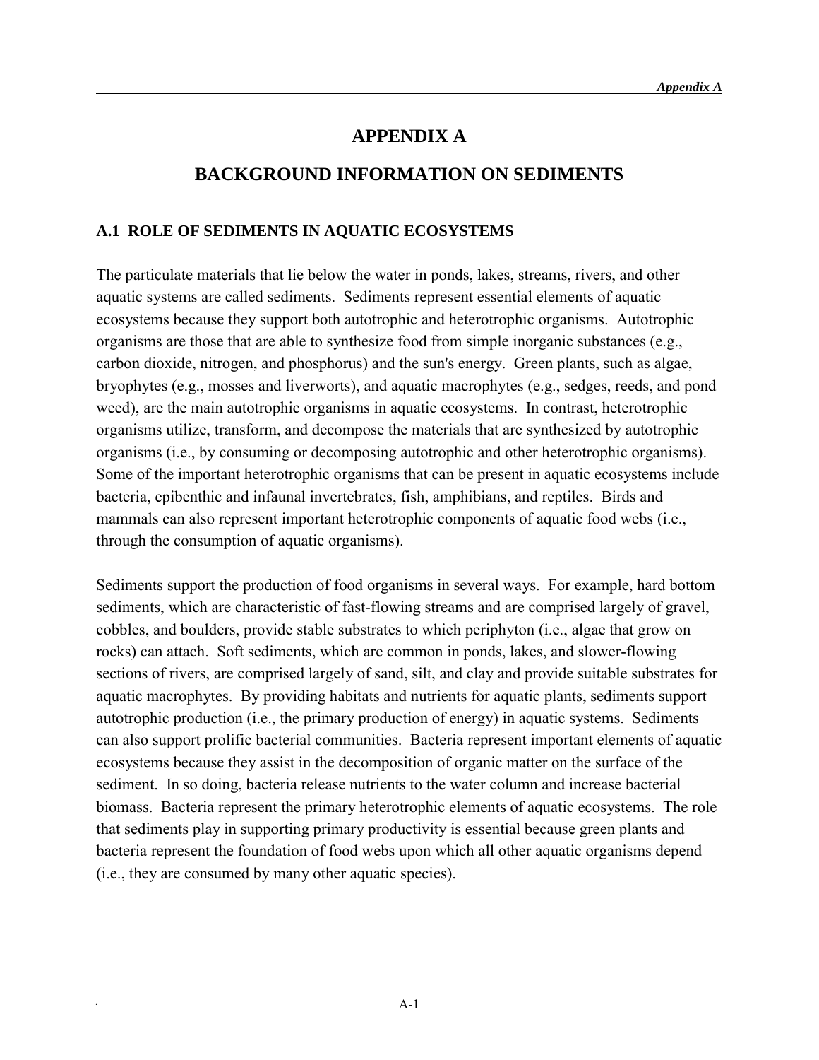# APPENDIX A

# BACKGROUND INFORMATION ON SEDIMENTS

## A.1 ROLE OF SEDIMENTS IN AQUATIC ECOSYSTEMS

The particulate materials that lie below the water in ponds, lakes, streams, rivers, and other aquatic systems are called sediments. Sediments represent essential elements of aquatic ecosystems because they support both autotrophic and heterotrophic organisms. Autotrophic organisms are those that are able to synthesize food from simple inorganic substances (e.g., carbon dioxide, nitrogen, and phosphorus) and the sun's energy. Green plants, such as algae, bryophytes (e.g., mosses and liverworts), and aquatic macrophytes (e.g., sedges, reeds, and pond weed), are the main autotrophic organisms in aquatic ecosystems. In contrast, heterotrophic organisms utilize, transform, and decompose the materials that are synthesized by autotrophic organisms (i.e., by consuming or decomposing autotrophic and other heterotrophic organisms). Some of the important heterotrophic organisms that can be present in aquatic ecosystems include bacteria, epibenthic and infaunal invertebrates, fish, amphibians, and reptiles. Birds and mammals can also represent important heterotrophic components of aquatic food webs (i.e., through the consumption of aquatic organisms).

Sediments support the production of food organisms in several ways. For example, hard bottom sediments, which are characteristic of fast-flowing streams and are comprised largely of gravel, cobbles, and boulders, provide stable substrates to which periphyton (i.e., algae that grow on rocks) can attach. Soft sediments, which are common in ponds, lakes, and slower-flowing sections of rivers, are comprised largely of sand, silt, and clay and provide suitable substrates for aquatic macrophytes. By providing habitats and nutrients for aquatic plants, sediments support autotrophic production (i.e., the primary production of energy) in aquatic systems. Sediments can also support prolific bacterial communities. Bacteria represent important elements of aquatic ecosystems because they assist in the decomposition of organic matter on the surface of the sediment. In so doing, bacteria release nutrients to the water column and increase bacterial biomass. Bacteria represent the primary heterotrophic elements of aquatic ecosystems. The role that sediments play in supporting primary productivity is essential because green plants and bacteria represent the foundation of food webs upon which all other aquatic organisms depend (i.e., they are consumed by many other aquatic species).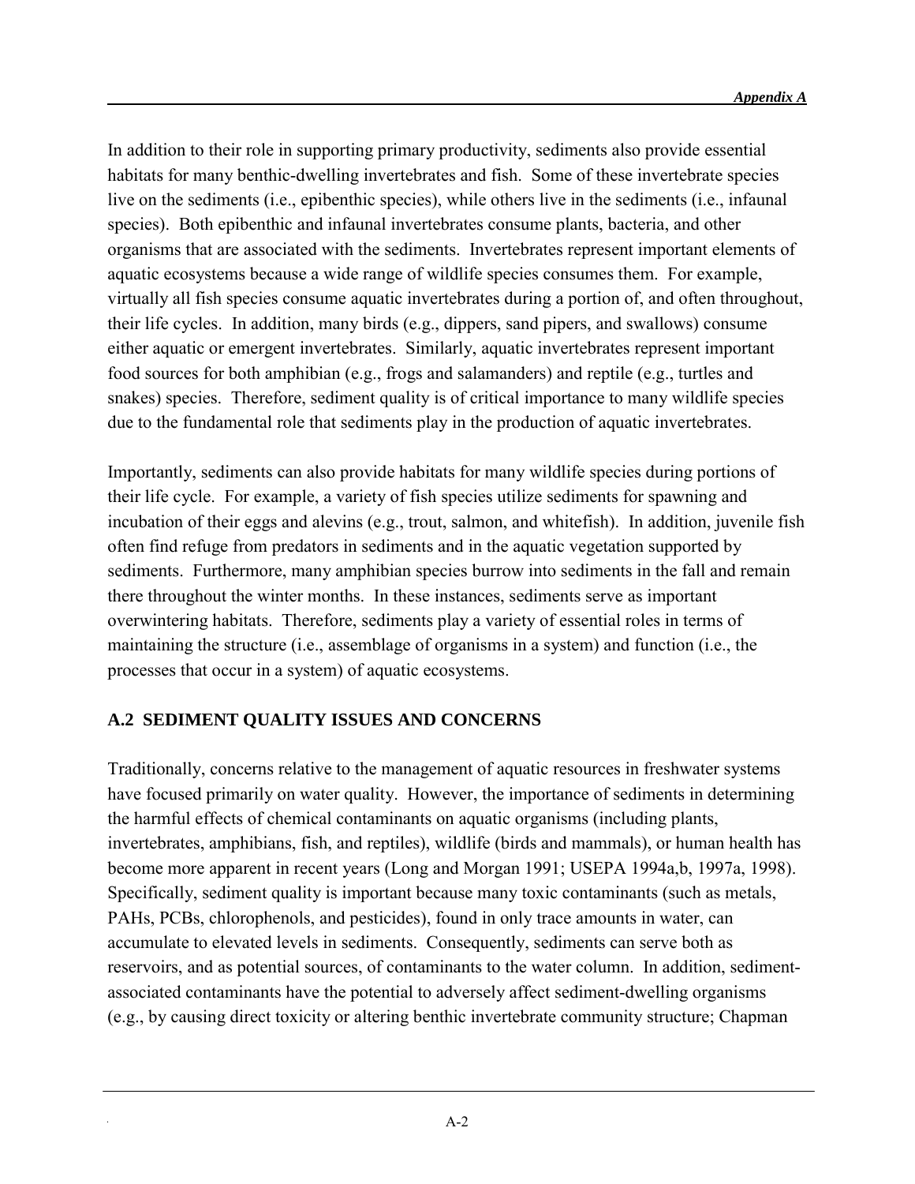In addition to their role in supporting primary productivity, sediments also provide essential habitats for many benthic-dwelling invertebrates and fish. Some of these invertebrate species live on the sediments (i.e., epibenthic species), while others live in the sediments (i.e., infaunal species). Both epibenthic and infaunal invertebrates consume plants, bacteria, and other organisms that are associated with the sediments. Invertebrates represent important elements of aquatic ecosystems because a wide range of wildlife species consumes them. For example, virtually all fish species consume aquatic invertebrates during a portion of, and often throughout, their life cycles. In addition, many birds (e.g., dippers, sand pipers, and swallows) consume either aquatic or emergent invertebrates. Similarly, aquatic invertebrates represent important food sources for both amphibian (e.g., frogs and salamanders) and reptile (e.g., turtles and snakes) species. Therefore, sediment quality is of critical importance to many wildlife species due to the fundamental role that sediments play in the production of aquatic invertebrates.

Importantly, sediments can also provide habitats for many wildlife species during portions of their life cycle. For example, a variety of fish species utilize sediments for spawning and incubation of their eggs and alevins (e.g., trout, salmon, and whitefish). In addition, juvenile fish often find refuge from predators in sediments and in the aquatic vegetation supported by sediments. Furthermore, many amphibian species burrow into sediments in the fall and remain there throughout the winter months. In these instances, sediments serve as important overwintering habitats. Therefore, sediments play a variety of essential roles in terms of maintaining the structure (i.e., assemblage of organisms in a system) and function (i.e., the processes that occur in a system) of aquatic ecosystems.

## A.2 SEDIMENT QUALITY ISSUES AND CONCERNS

Traditionally, concerns relative to the management of aquatic resources in freshwater systems have focused primarily on water quality. However, the importance of sediments in determining the harmful effects of chemical contaminants on aquatic organisms (including plants, invertebrates, amphibians, fish, and reptiles), wildlife (birds and mammals), or human health has become more apparent in recent years (Long and Morgan 1991; USEPA 1994a,b, 1997a, 1998). Specifically, sediment quality is important because many toxic contaminants (such as metals, PAHs, PCBs, chlorophenols, and pesticides), found in only trace amounts in water, can accumulate to elevated levels in sediments. Consequently, sediments can serve both as reservoirs, and as potential sources, of contaminants to the water column. In addition, sediment-associated contaminants have the potential to adversely affect sediment-dwelling organisms (e.g., by causing direct toxicity or altering benthic invertebrate community structure; Chapman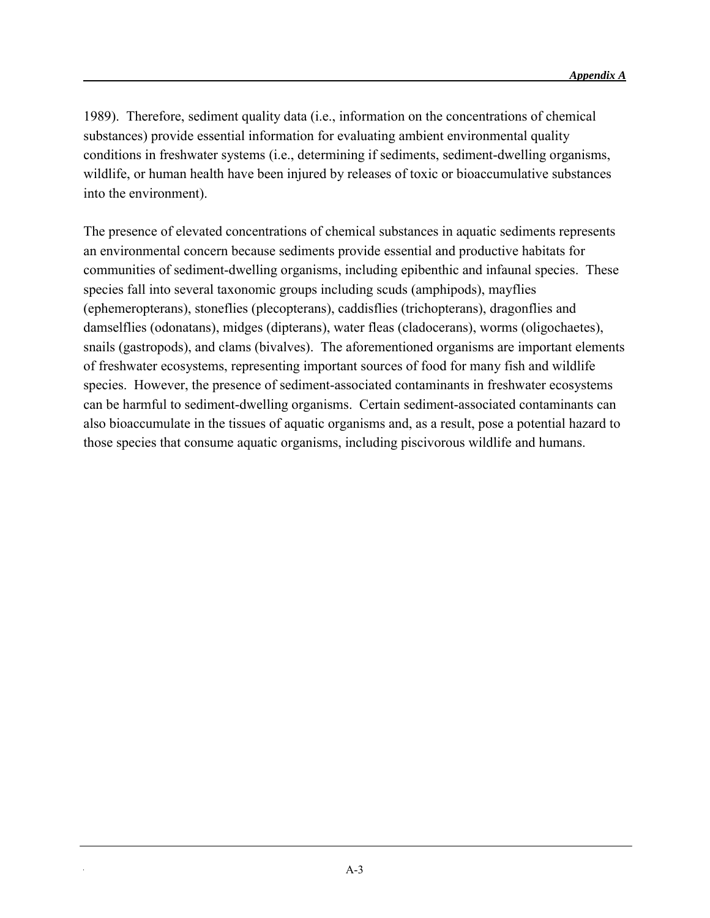1989). Therefore, sediment quality data (i.e., information on the concentrations of chemical substances) provide essential information for evaluating ambient environmental quality conditions in freshwater systems (i.e., determining if sediments, sediment-dwelling organisms, wildlife, or human health have been injured by releases of toxic or bioaccumulative substances into the environment).

The presence of elevated concentrations of chemical substances in aquatic sediments represents an environmental concern because sediments provide essential and productive habitats for communities of sediment-dwelling organisms, including epibenthic and infaunal species. These species fall into several taxonomic groups including scuds (amphipods), mayflies (ephemeropterans), stoneflies (plecopterans), caddisflies (trichopterans), dragonflies and damselflies (odonatans), midges (dipterans), water fleas (cladocerans), worms (oligochaetes), snails (gastropods), and clams (bivalves). The aforementioned organisms are important elements of freshwater ecosystems, representing important sources of food for many fish and wildlife species. However, the presence of sediment-associated contaminants in freshwater ecosystems can be harmful to sediment-dwelling organisms. Certain sediment-associated contaminants can also bioaccumulate in the tissues of aquatic organisms and, as a result, pose a potential hazard to those species that consume aquatic organisms, including piscivorous wildlife and humans.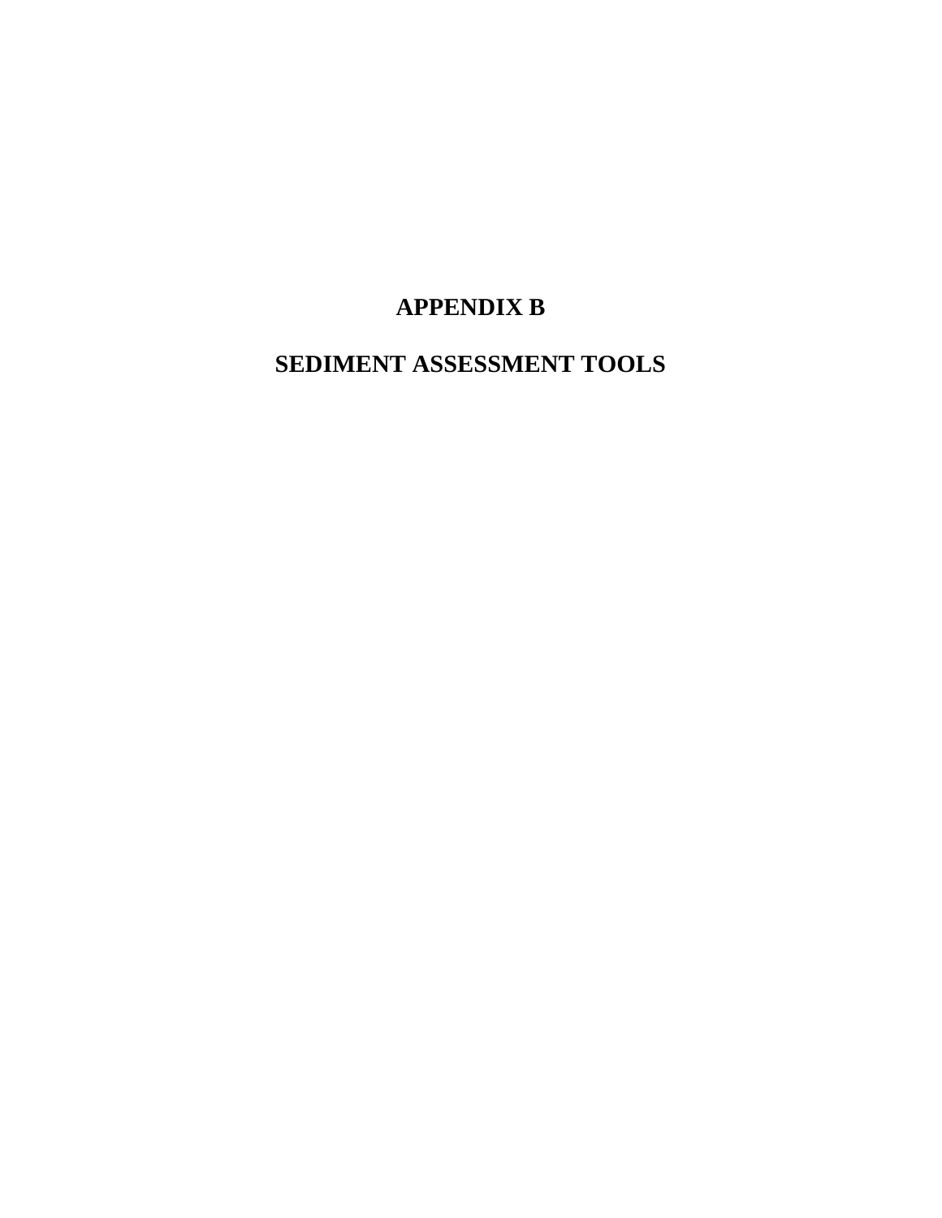# APPENDIX B

# SEDIMENT ASSESSMENT TOOLS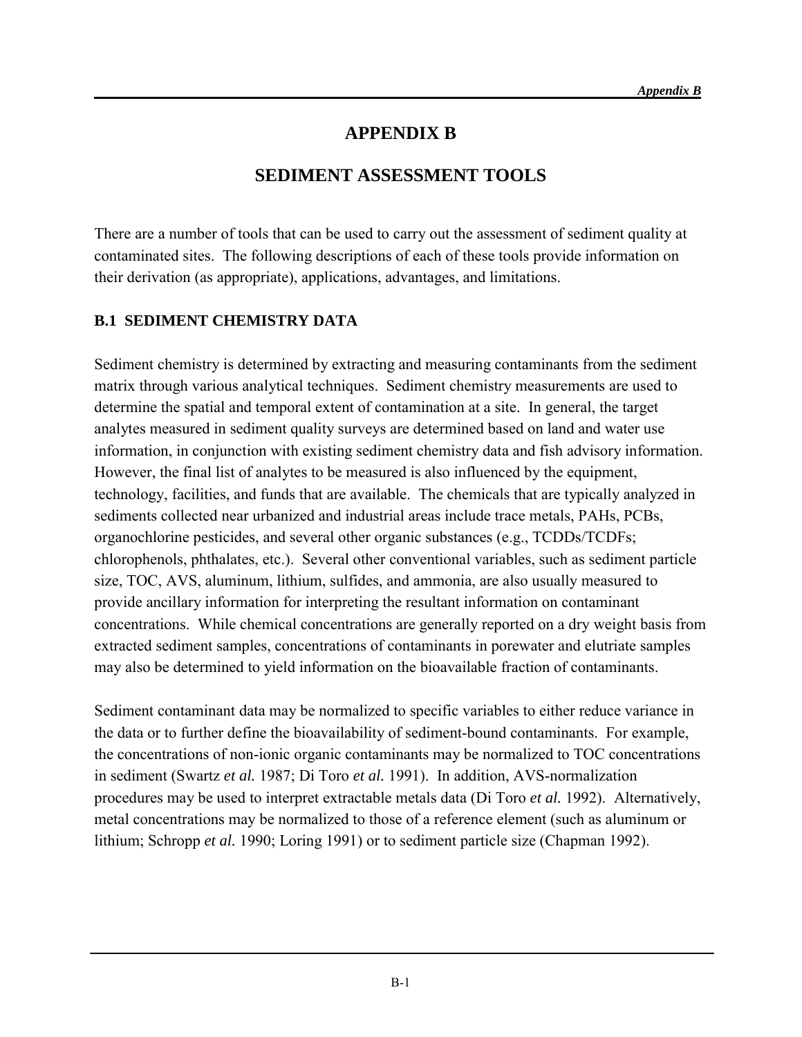# APPENDIX B

## SEDIMENT ASSESSMENT TOOLS

There are a number of tools that can be used to carry out the assessment of sediment quality at contaminated sites. The following descriptions of each of these tools provide information on their derivation (as appropriate), applications, advantages, and limitations.

### B.1 SEDIMENT CHEMISTRY DATA

Sediment chemistry is determined by extracting and measuring contaminants from the sediment matrix through various analytical techniques. Sediment chemistry measurements are used to determine the spatial and temporal extent of contamination at a site. In general, the target analytes measured in sediment quality surveys are determined based on land and water use information, in conjunction with existing sediment chemistry data and fish advisory information. However, the final list of analytes to be measured is also influenced by the equipment, technology, facilities, and funds that are available. The chemicals that are typically analyzed in sediments collected near urbanized and industrial areas include trace metals, PAHs, PCBs, organochlorine pesticides, and several other organic substances (e.g., TCDDs/TCDFs; chlorophenols, phthalates, etc.). Several other conventional variables, such as sediment particle size, TOC, AVS, aluminum, lithium, sulfides, and ammonia, are also usually measured to provide ancillary information for interpreting the resultant information on contaminant concentrations. While chemical concentrations are generally reported on a dry weight basis from extracted sediment samples, concentrations of contaminants in porewater and elutriate samples may also be determined to yield information on the bioavailable fraction of contaminants.

Sediment contaminant data may be normalized to specific variables to either reduce variance in the data or to further define the bioavailability of sediment-bound contaminants. For example, the concentrations of non-ionic organic contaminants may be normalized to TOC concentrations in sediment (Swartz *et al.* 1987; Di Toro *et al.* 1991). In addition, AVS-normalization procedures may be used to interpret extractable metals data (Di Toro *et al.* 1992). Alternatively, metal concentrations may be normalized to those of a reference element (such as aluminum or lithium; Schropp *et al.* 1990; Loring 1991) or to sediment particle size (Chapman 1992).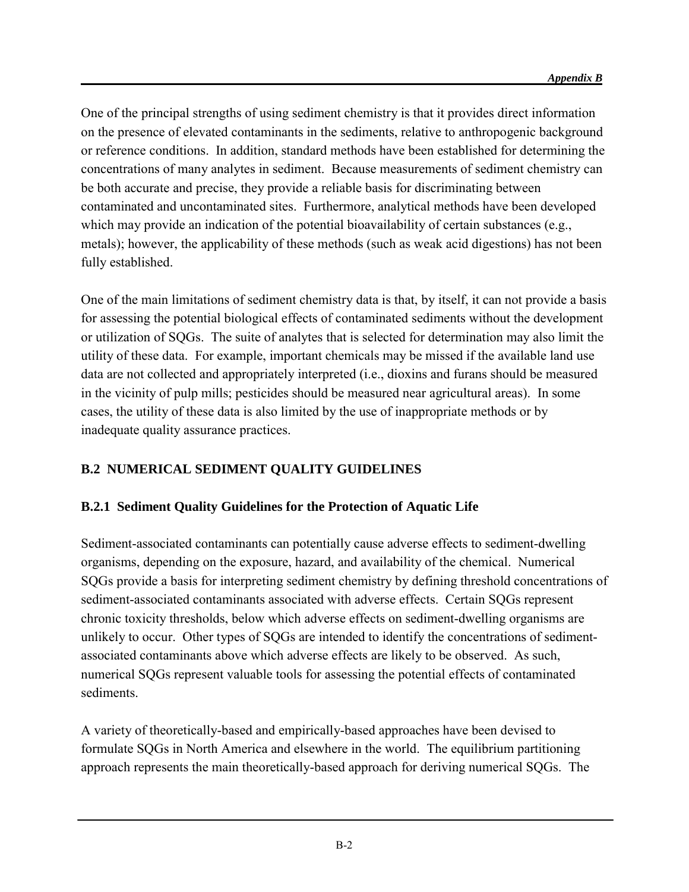One of the principal strengths of using sediment chemistry is that it provides direct information on the presence of elevated contaminants in the sediments, relative to anthropogenic background or reference conditions. In addition, standard methods have been established for determining the concentrations of many analytes in sediment. Because measurements of sediment chemistry can be both accurate and precise, they provide a reliable basis for discriminating between contaminated and uncontaminated sites. Furthermore, analytical methods have been developed which may provide an indication of the potential bioavailability of certain substances (e.g., metals); however, the applicability of these methods (such as weak acid digestions) has not been fully established.

One of the main limitations of sediment chemistry data is that, by itself, it can not provide a basis for assessing the potential biological effects of contaminated sediments without the development or utilization of SQGs. The suite of analytes that is selected for determination may also limit the utility of these data. For example, important chemicals may be missed if the available land use data are not collected and appropriately interpreted (i.e., dioxins and furans should be measured in the vicinity of pulp mills; pesticides should be measured near agricultural areas). In some cases, the utility of these data is also limited by the use of inappropriate methods or by inadequate quality assurance practices.

## B.2 NUMERICAL SEDIMENT QUALITY GUIDELINES

### B.2.1 Sediment Quality Guidelines for the Protection of Aquatic Life

Sediment-associated contaminants can potentially cause adverse effects to sediment-dwelling organisms, depending on the exposure, hazard, and availability of the chemical. Numerical SQGs provide a basis for interpreting sediment chemistry by defining threshold concentrations of sediment-associated contaminants associated with adverse effects. Certain SQGs represent chronic toxicity thresholds, below which adverse effects on sediment-dwelling organisms are unlikely to occur. Other types of SQGs are intended to identify the concentrations of sediment-associated contaminants above which adverse effects are likely to be observed. As such, numerical SQGs represent valuable tools for assessing the potential effects of contaminated sediments.

A variety of theoretically-based and empirically-based approaches have been devised to formulate SQGs in North America and elsewhere in the world. The equilibrium partitioning approach represents the main theoretically-based approach for deriving numerical SQGs. The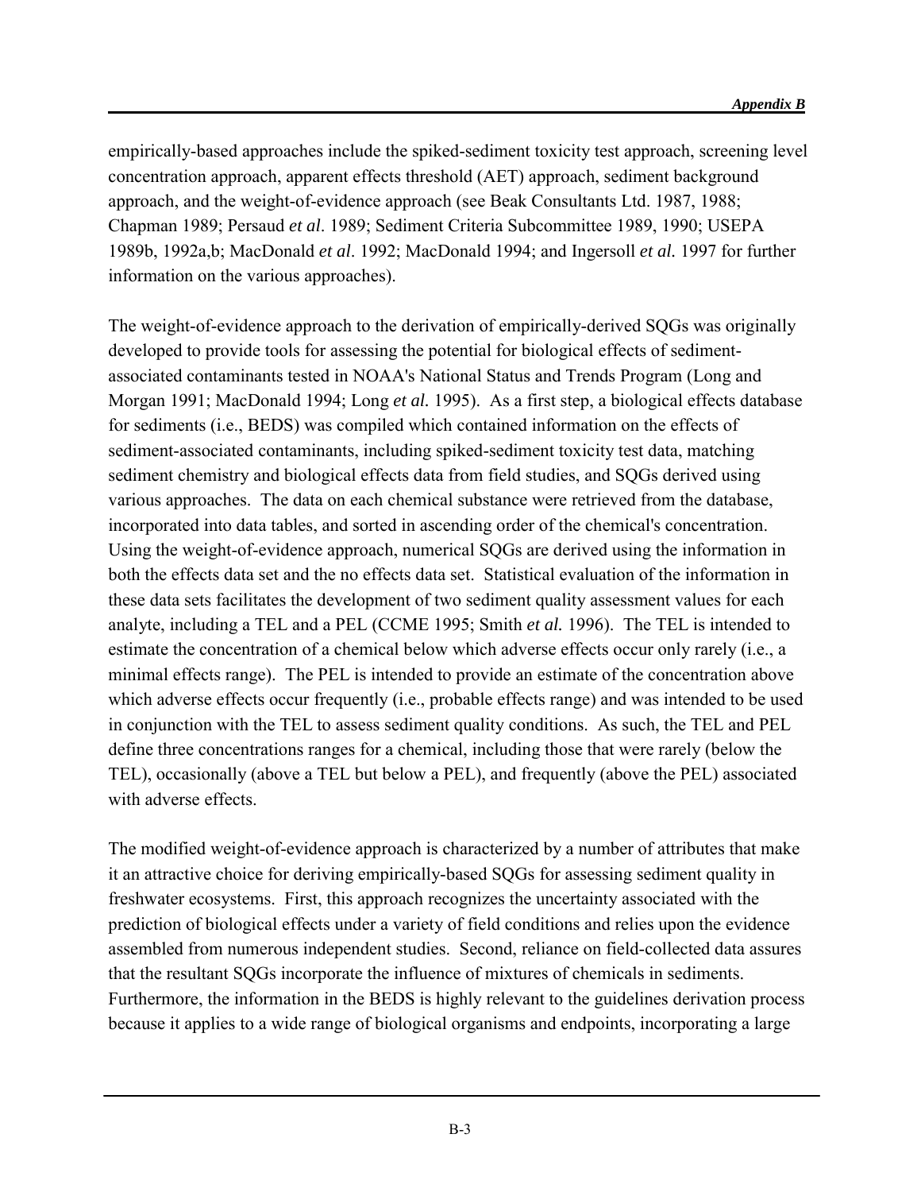empirically-based approaches include the spiked-sediment toxicity test approach, screening level concentration approach, apparent effects threshold (AET) approach, sediment background approach, and the weight-of-evidence approach (see Beak Consultants Ltd. 1987, 1988; Chapman 1989; Persaud *et al*. 1989; Sediment Criteria Subcommittee 1989, 1990; USEPA 1989b, 1992a,b; MacDonald *et al*. 1992; MacDonald 1994; and Ingersoll *et al.* 1997 for further information on the various approaches).

The weight-of-evidence approach to the derivation of empirically-derived SQGs was originally developed to provide tools for assessing the potential for biological effects of sediment-associated contaminants tested in NOAA's National Status and Trends Program (Long and Morgan 1991; MacDonald 1994; Long *et al.* 1995). As a first step, a biological effects database for sediments (i.e., BEDS) was compiled which contained information on the effects of sediment-associated contaminants, including spiked-sediment toxicity test data, matching sediment chemistry and biological effects data from field studies, and SQGs derived using various approaches. The data on each chemical substance were retrieved from the database, incorporated into data tables, and sorted in ascending order of the chemical's concentration. Using the weight-of-evidence approach, numerical SQGs are derived using the information in both the effects data set and the no effects data set. Statistical evaluation of the information in these data sets facilitates the development of two sediment quality assessment values for each analyte, including a TEL and a PEL (CCME 1995; Smith *et al.* 1996). The TEL is intended to estimate the concentration of a chemical below which adverse effects occur only rarely (i.e., a minimal effects range). The PEL is intended to provide an estimate of the concentration above which adverse effects occur frequently (i.e., probable effects range) and was intended to be used in conjunction with the TEL to assess sediment quality conditions. As such, the TEL and PEL define three concentrations ranges for a chemical, including those that were rarely (below the TEL), occasionally (above a TEL but below a PEL), and frequently (above the PEL) associated with adverse effects.

The modified weight-of-evidence approach is characterized by a number of attributes that make it an attractive choice for deriving empirically-based SQGs for assessing sediment quality in freshwater ecosystems. First, this approach recognizes the uncertainty associated with the prediction of biological effects under a variety of field conditions and relies upon the evidence assembled from numerous independent studies. Second, reliance on field-collected data assures that the resultant SQGs incorporate the influence of mixtures of chemicals in sediments. Furthermore, the information in the BEDS is highly relevant to the guidelines derivation process because it applies to a wide range of biological organisms and endpoints, incorporating a large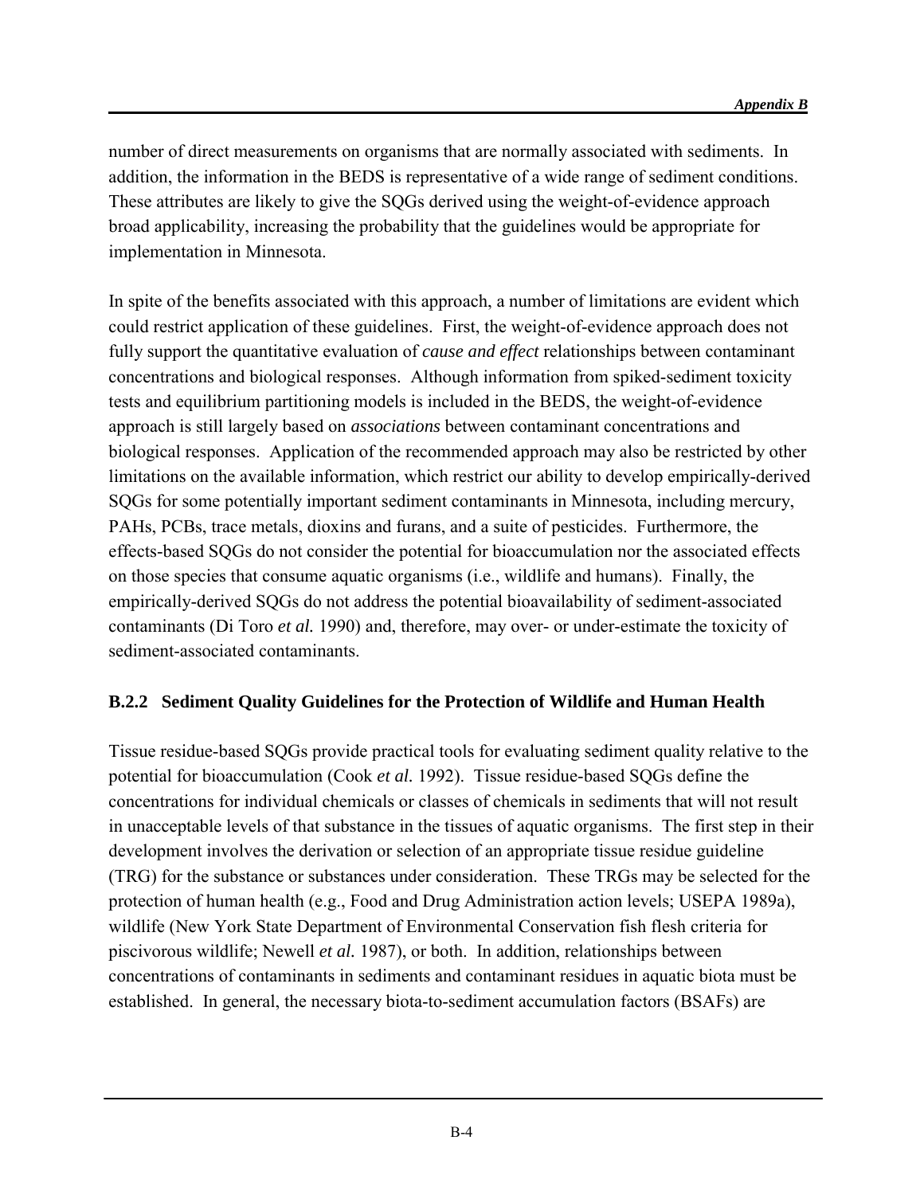number of direct measurements on organisms that are normally associated with sediments. In addition, the information in the BEDS is representative of a wide range of sediment conditions. These attributes are likely to give the SQGs derived using the weight-of-evidence approach broad applicability, increasing the probability that the guidelines would be appropriate for implementation in Minnesota.

In spite of the benefits associated with this approach, a number of limitations are evident which could restrict application of these guidelines. First, the weight-of-evidence approach does not fully support the quantitative evaluation of *cause and effect* relationships between contaminant concentrations and biological responses. Although information from spiked-sediment toxicity tests and equilibrium partitioning models is included in the BEDS, the weight-of-evidence approach is still largely based on *associations* between contaminant concentrations and biological responses. Application of the recommended approach may also be restricted by other limitations on the available information, which restrict our ability to develop empirically-derived SQGs for some potentially important sediment contaminants in Minnesota, including mercury, PAHs, PCBs, trace metals, dioxins and furans, and a suite of pesticides. Furthermore, the effects-based SQGs do not consider the potential for bioaccumulation nor the associated effects on those species that consume aquatic organisms (i.e., wildlife and humans). Finally, the empirically-derived SQGs do not address the potential bioavailability of sediment-associated contaminants (Di Toro *et al.* 1990) and, therefore, may over- or under-estimate the toxicity of sediment-associated contaminants.

### B.2.2 Sediment Quality Guidelines for the Protection of Wildlife and Human Health

Tissue residue-based SQGs provide practical tools for evaluating sediment quality relative to the potential for bioaccumulation (Cook *et al.* 1992). Tissue residue-based SQGs define the concentrations for individual chemicals or classes of chemicals in sediments that will not result in unacceptable levels of that substance in the tissues of aquatic organisms. The first step in their development involves the derivation or selection of an appropriate tissue residue guideline (TRG) for the substance or substances under consideration. These TRGs may be selected for the protection of human health (e.g., Food and Drug Administration action levels; USEPA 1989a), wildlife (New York State Department of Environmental Conservation fish flesh criteria for piscivorous wildlife; Newell *et al.* 1987), or both. In addition, relationships between concentrations of contaminants in sediments and contaminant residues in aquatic biota must be established. In general, the necessary biota-to-sediment accumulation factors (BSAFs) are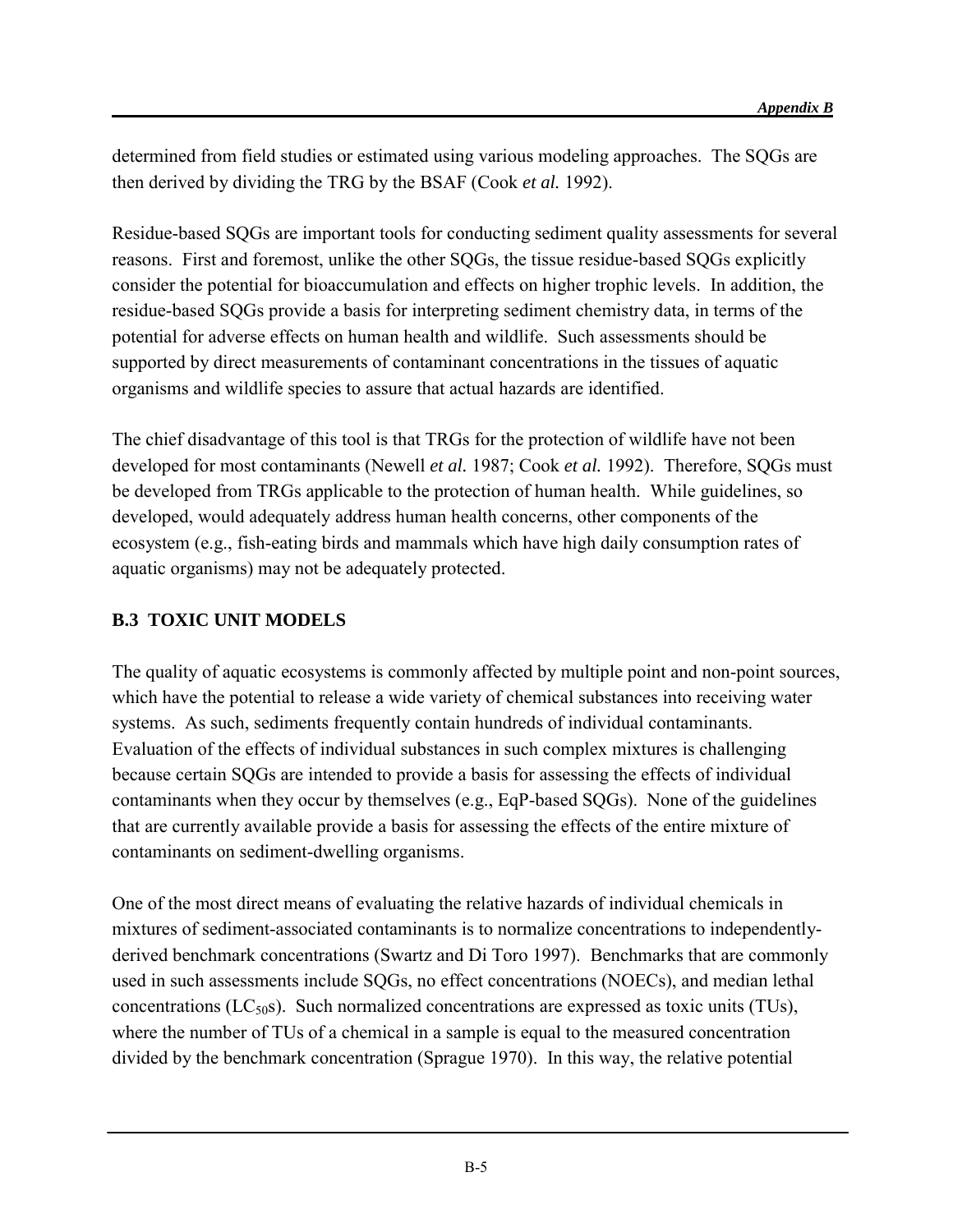determined from field studies or estimated using various modeling approaches. The SQGs are then derived by dividing the TRG by the BSAF (Cook *et al.* 1992).

Residue-based SQGs are important tools for conducting sediment quality assessments for several reasons. First and foremost, unlike the other SQGs, the tissue residue-based SQGs explicitly consider the potential for bioaccumulation and effects on higher trophic levels. In addition, the residue-based SQGs provide a basis for interpreting sediment chemistry data, in terms of the potential for adverse effects on human health and wildlife. Such assessments should be supported by direct measurements of contaminant concentrations in the tissues of aquatic organisms and wildlife species to assure that actual hazards are identified.

The chief disadvantage of this tool is that TRGs for the protection of wildlife have not been developed for most contaminants (Newell *et al.* 1987; Cook *et al.* 1992). Therefore, SQGs must be developed from TRGs applicable to the protection of human health. While guidelines, so developed, would adequately address human health concerns, other components of the ecosystem (e.g., fish-eating birds and mammals which have high daily consumption rates of aquatic organisms) may not be adequately protected.

## B.3 TOXIC UNIT MODELS

The quality of aquatic ecosystems is commonly affected by multiple point and non-point sources, which have the potential to release a wide variety of chemical substances into receiving water systems. As such, sediments frequently contain hundreds of individual contaminants. Evaluation of the effects of individual substances in such complex mixtures is challenging because certain SQGs are intended to provide a basis for assessing the effects of individual contaminants when they occur by themselves (e.g., EqP-based SQGs). None of the guidelines that are currently available provide a basis for assessing the effects of the entire mixture of contaminants on sediment-dwelling organisms.

One of the most direct means of evaluating the relative hazards of individual chemicals in mixtures of sediment-associated contaminants is to normalize concentrations to independently-derived benchmark concentrations (Swartz and Di Toro 1997). Benchmarks that are commonly used in such assessments include SQGs, no effect concentrations (NOECs), and median lethal concentrations ($LC_{50}$s). Such normalized concentrations are expressed as toxic units (TUs), where the number of TUs of a chemical in a sample is equal to the measured concentration divided by the benchmark concentration (Sprague 1970). In this way, the relative potential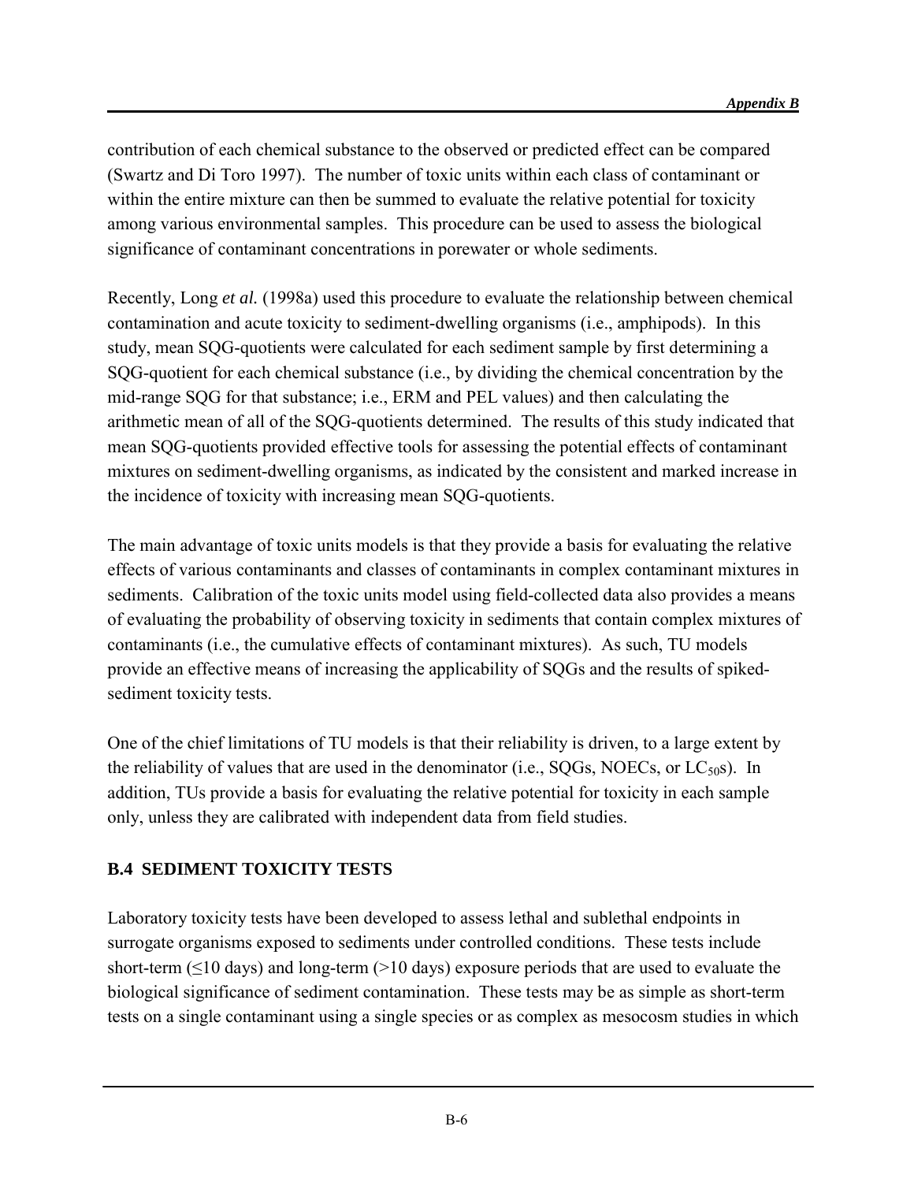contribution of each chemical substance to the observed or predicted effect can be compared (Swartz and Di Toro 1997). The number of toxic units within each class of contaminant or within the entire mixture can then be summed to evaluate the relative potential for toxicity among various environmental samples. This procedure can be used to assess the biological significance of contaminant concentrations in porewater or whole sediments.

Recently, Long *et al.* (1998a) used this procedure to evaluate the relationship between chemical contamination and acute toxicity to sediment-dwelling organisms (i.e., amphipods). In this study, mean SQG-quotients were calculated for each sediment sample by first determining a SQG-quotient for each chemical substance (i.e., by dividing the chemical concentration by the mid-range SQG for that substance; i.e., ERM and PEL values) and then calculating the arithmetic mean of all of the SQG-quotients determined. The results of this study indicated that mean SQG-quotients provided effective tools for assessing the potential effects of contaminant mixtures on sediment-dwelling organisms, as indicated by the consistent and marked increase in the incidence of toxicity with increasing mean SQG-quotients.

The main advantage of toxic units models is that they provide a basis for evaluating the relative effects of various contaminants and classes of contaminants in complex contaminant mixtures in sediments. Calibration of the toxic units model using field-collected data also provides a means of evaluating the probability of observing toxicity in sediments that contain complex mixtures of contaminants (i.e., the cumulative effects of contaminant mixtures). As such, TU models provide an effective means of increasing the applicability of SQGs and the results of spiked-sediment toxicity tests.

One of the chief limitations of TU models is that their reliability is driven, to a large extent by the reliability of values that are used in the denominator (i.e., SQGs, NOECs, or $LC_{50}$s). In addition, TUs provide a basis for evaluating the relative potential for toxicity in each sample only, unless they are calibrated with independent data from field studies.

## B.4 SEDIMENT TOXICITY TESTS

Laboratory toxicity tests have been developed to assess lethal and sublethal endpoints in surrogate organisms exposed to sediments under controlled conditions. These tests include short-term ($\leq$10 days) and long-term (>10 days) exposure periods that are used to evaluate the biological significance of sediment contamination. These tests may be as simple as short-term tests on a single contaminant using a single species or as complex as mesocosm studies in which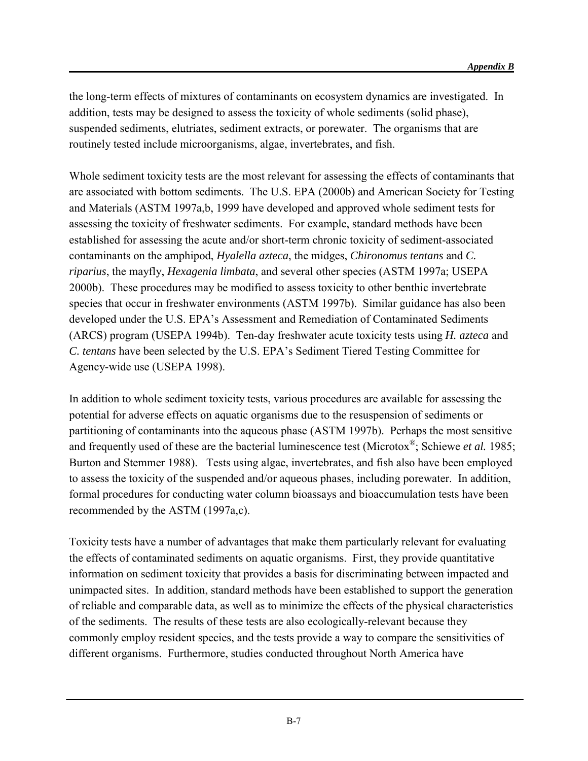the long-term effects of mixtures of contaminants on ecosystem dynamics are investigated. In addition, tests may be designed to assess the toxicity of whole sediments (solid phase), suspended sediments, elutriates, sediment extracts, or porewater. The organisms that are routinely tested include microorganisms, algae, invertebrates, and fish.

Whole sediment toxicity tests are the most relevant for assessing the effects of contaminants that are associated with bottom sediments. The U.S. EPA (2000b) and American Society for Testing and Materials (ASTM 1997a,b, 1999 have developed and approved whole sediment tests for assessing the toxicity of freshwater sediments. For example, standard methods have been established for assessing the acute and/or short-term chronic toxicity of sediment-associated contaminants on the amphipod, *Hyalella azteca*, the midges, *Chironomus tentans* and *C. riparius*, the mayfly, *Hexagenia limbata*, and several other species (ASTM 1997a; USEPA 2000b). These procedures may be modified to assess toxicity to other benthic invertebrate species that occur in freshwater environments (ASTM 1997b). Similar guidance has also been developed under the U.S. EPA's Assessment and Remediation of Contaminated Sediments (ARCS) program (USEPA 1994b). Ten-day freshwater acute toxicity tests using *H. azteca* and *C. tentans* have been selected by the U.S. EPA's Sediment Tiered Testing Committee for Agency-wide use (USEPA 1998).

In addition to whole sediment toxicity tests, various procedures are available for assessing the potential for adverse effects on aquatic organisms due to the resuspension of sediments or partitioning of contaminants into the aqueous phase (ASTM 1997b). Perhaps the most sensitive and frequently used of these are the bacterial luminescence test (Microtox®; Schiewe *et al.* 1985; Burton and Stemmer 1988). Tests using algae, invertebrates, and fish also have been employed to assess the toxicity of the suspended and/or aqueous phases, including porewater. In addition, formal procedures for conducting water column bioassays and bioaccumulation tests have been recommended by the ASTM (1997a,c).

Toxicity tests have a number of advantages that make them particularly relevant for evaluating the effects of contaminated sediments on aquatic organisms. First, they provide quantitative information on sediment toxicity that provides a basis for discriminating between impacted and unimpacted sites. In addition, standard methods have been established to support the generation of reliable and comparable data, as well as to minimize the effects of the physical characteristics of the sediments. The results of these tests are also ecologically-relevant because they commonly employ resident species, and the tests provide a way to compare the sensitivities of different organisms. Furthermore, studies conducted throughout North America have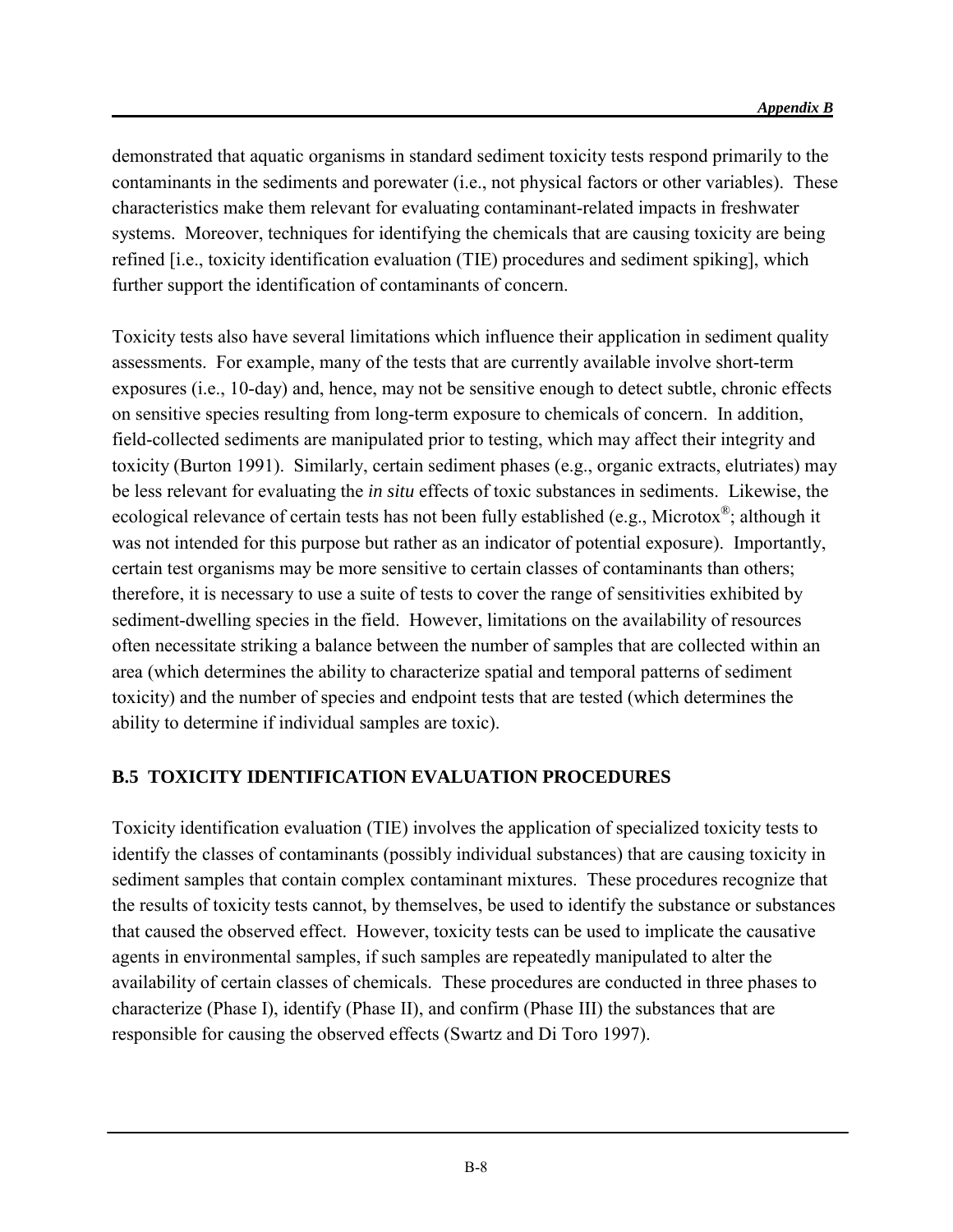demonstrated that aquatic organisms in standard sediment toxicity tests respond primarily to the contaminants in the sediments and porewater (i.e., not physical factors or other variables). These characteristics make them relevant for evaluating contaminant-related impacts in freshwater systems. Moreover, techniques for identifying the chemicals that are causing toxicity are being refined [i.e., toxicity identification evaluation (TIE) procedures and sediment spiking], which further support the identification of contaminants of concern.

Toxicity tests also have several limitations which influence their application in sediment quality assessments. For example, many of the tests that are currently available involve short-term exposures (i.e., 10-day) and, hence, may not be sensitive enough to detect subtle, chronic effects on sensitive species resulting from long-term exposure to chemicals of concern. In addition, field-collected sediments are manipulated prior to testing, which may affect their integrity and toxicity (Burton 1991). Similarly, certain sediment phases (e.g., organic extracts, elutriates) may be less relevant for evaluating the *in situ* effects of toxic substances in sediments. Likewise, the ecological relevance of certain tests has not been fully established (e.g., Microtox®; although it was not intended for this purpose but rather as an indicator of potential exposure). Importantly, certain test organisms may be more sensitive to certain classes of contaminants than others; therefore, it is necessary to use a suite of tests to cover the range of sensitivities exhibited by sediment-dwelling species in the field. However, limitations on the availability of resources often necessitate striking a balance between the number of samples that are collected within an area (which determines the ability to characterize spatial and temporal patterns of sediment toxicity) and the number of species and endpoint tests that are tested (which determines the ability to determine if individual samples are toxic).

## B.5 TOXICITY IDENTIFICATION EVALUATION PROCEDURES

Toxicity identification evaluation (TIE) involves the application of specialized toxicity tests to identify the classes of contaminants (possibly individual substances) that are causing toxicity in sediment samples that contain complex contaminant mixtures. These procedures recognize that the results of toxicity tests cannot, by themselves, be used to identify the substance or substances that caused the observed effect. However, toxicity tests can be used to implicate the causative agents in environmental samples, if such samples are repeatedly manipulated to alter the availability of certain classes of chemicals. These procedures are conducted in three phases to characterize (Phase I), identify (Phase II), and confirm (Phase III) the substances that are responsible for causing the observed effects (Swartz and Di Toro 1997).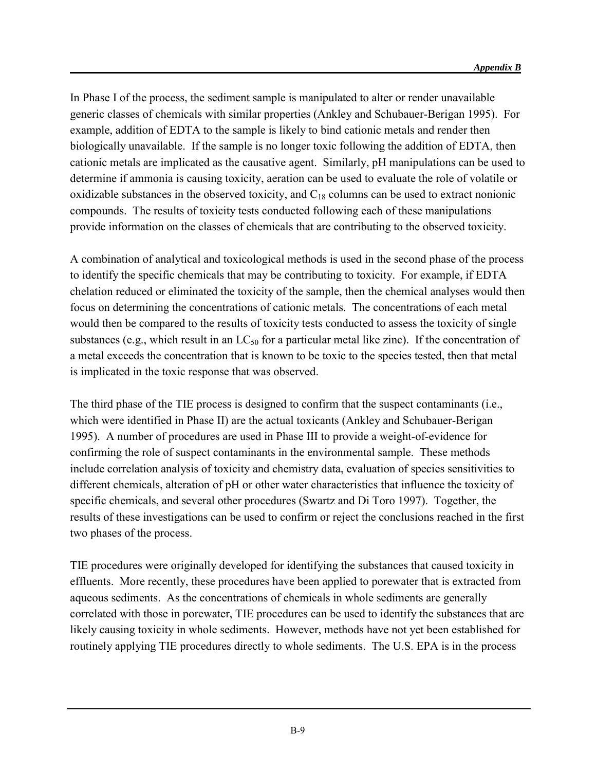In Phase I of the process, the sediment sample is manipulated to alter or render unavailable generic classes of chemicals with similar properties (Ankley and Schubauer-Berigan 1995). For example, addition of EDTA to the sample is likely to bind cationic metals and render then biologically unavailable. If the sample is no longer toxic following the addition of EDTA, then cationic metals are implicated as the causative agent. Similarly, pH manipulations can be used to determine if ammonia is causing toxicity, aeration can be used to evaluate the role of volatile or oxidizable substances in the observed toxicity, and $C_{18}$ columns can be used to extract nonionic compounds. The results of toxicity tests conducted following each of these manipulations provide information on the classes of chemicals that are contributing to the observed toxicity.

A combination of analytical and toxicological methods is used in the second phase of the process to identify the specific chemicals that may be contributing to toxicity. For example, if EDTA chelation reduced or eliminated the toxicity of the sample, then the chemical analyses would then focus on determining the concentrations of cationic metals. The concentrations of each metal would then be compared to the results of toxicity tests conducted to assess the toxicity of single substances (e.g., which result in an $LC_{50}$ for a particular metal like zinc). If the concentration of a metal exceeds the concentration that is known to be toxic to the species tested, then that metal is implicated in the toxic response that was observed.

The third phase of the TIE process is designed to confirm that the suspect contaminants (i.e., which were identified in Phase II) are the actual toxicants (Ankley and Schubauer-Berigan 1995). A number of procedures are used in Phase III to provide a weight-of-evidence for confirming the role of suspect contaminants in the environmental sample. These methods include correlation analysis of toxicity and chemistry data, evaluation of species sensitivities to different chemicals, alteration of pH or other water characteristics that influence the toxicity of specific chemicals, and several other procedures (Swartz and Di Toro 1997). Together, the results of these investigations can be used to confirm or reject the conclusions reached in the first two phases of the process.

TIE procedures were originally developed for identifying the substances that caused toxicity in effluents. More recently, these procedures have been applied to porewater that is extracted from aqueous sediments. As the concentrations of chemicals in whole sediments are generally correlated with those in porewater, TIE procedures can be used to identify the substances that are likely causing toxicity in whole sediments. However, methods have not yet been established for routinely applying TIE procedures directly to whole sediments. The U.S. EPA is in the process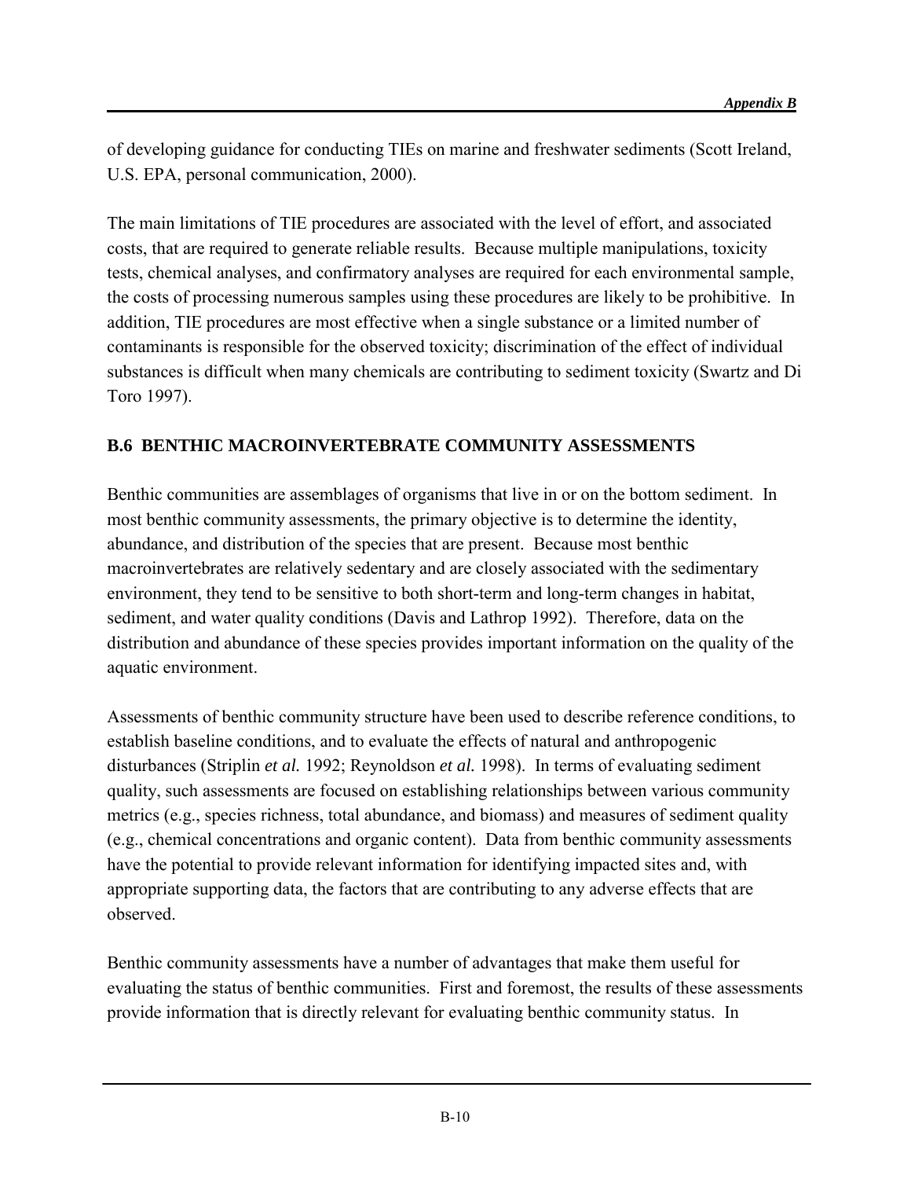of developing guidance for conducting TIEs on marine and freshwater sediments (Scott Ireland, U.S. EPA, personal communication, 2000).

The main limitations of TIE procedures are associated with the level of effort, and associated costs, that are required to generate reliable results. Because multiple manipulations, toxicity tests, chemical analyses, and confirmatory analyses are required for each environmental sample, the costs of processing numerous samples using these procedures are likely to be prohibitive. In addition, TIE procedures are most effective when a single substance or a limited number of contaminants is responsible for the observed toxicity; discrimination of the effect of individual substances is difficult when many chemicals are contributing to sediment toxicity (Swartz and Di Toro 1997).

## B.6 BENTHIC MACROINVERTEBRATE COMMUNITY ASSESSMENTS

Benthic communities are assemblages of organisms that live in or on the bottom sediment. In most benthic community assessments, the primary objective is to determine the identity, abundance, and distribution of the species that are present. Because most benthic macroinvertebrates are relatively sedentary and are closely associated with the sedimentary environment, they tend to be sensitive to both short-term and long-term changes in habitat, sediment, and water quality conditions (Davis and Lathrop 1992). Therefore, data on the distribution and abundance of these species provides important information on the quality of the aquatic environment.

Assessments of benthic community structure have been used to describe reference conditions, to establish baseline conditions, and to evaluate the effects of natural and anthropogenic disturbances (Striplin *et al.* 1992; Reynoldson *et al.* 1998). In terms of evaluating sediment quality, such assessments are focused on establishing relationships between various community metrics (e.g., species richness, total abundance, and biomass) and measures of sediment quality (e.g., chemical concentrations and organic content). Data from benthic community assessments have the potential to provide relevant information for identifying impacted sites and, with appropriate supporting data, the factors that are contributing to any adverse effects that are observed.

Benthic community assessments have a number of advantages that make them useful for evaluating the status of benthic communities. First and foremost, the results of these assessments provide information that is directly relevant for evaluating benthic community status. In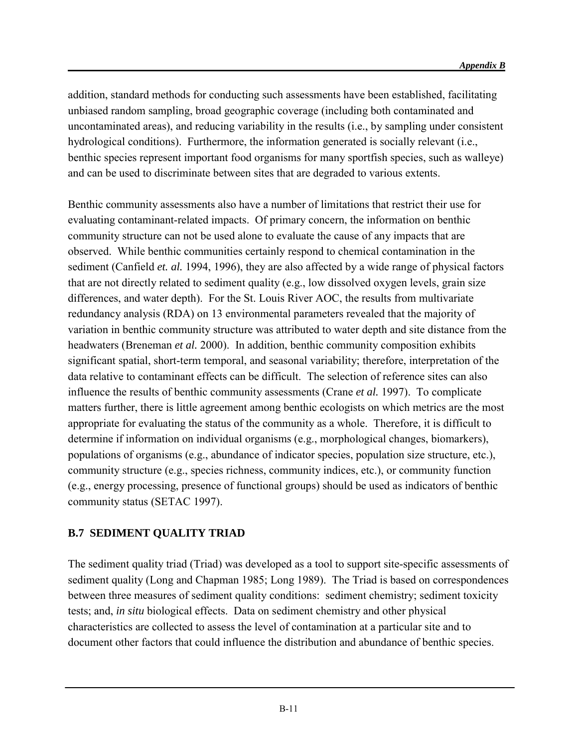addition, standard methods for conducting such assessments have been established, facilitating unbiased random sampling, broad geographic coverage (including both contaminated and uncontaminated areas), and reducing variability in the results (i.e., by sampling under consistent hydrological conditions). Furthermore, the information generated is socially relevant (i.e., benthic species represent important food organisms for many sportfish species, such as walleye) and can be used to discriminate between sites that are degraded to various extents.

Benthic community assessments also have a number of limitations that restrict their use for evaluating contaminant-related impacts. Of primary concern, the information on benthic community structure can not be used alone to evaluate the cause of any impacts that are observed. While benthic communities certainly respond to chemical contamination in the sediment (Canfield *et. al.* 1994, 1996), they are also affected by a wide range of physical factors that are not directly related to sediment quality (e.g., low dissolved oxygen levels, grain size differences, and water depth). For the St. Louis River AOC, the results from multivariate redundancy analysis (RDA) on 13 environmental parameters revealed that the majority of variation in benthic community structure was attributed to water depth and site distance from the headwaters (Breneman *et al.* 2000). In addition, benthic community composition exhibits significant spatial, short-term temporal, and seasonal variability; therefore, interpretation of the data relative to contaminant effects can be difficult. The selection of reference sites can also influence the results of benthic community assessments (Crane *et al.* 1997). To complicate matters further, there is little agreement among benthic ecologists on which metrics are the most appropriate for evaluating the status of the community as a whole. Therefore, it is difficult to determine if information on individual organisms (e.g., morphological changes, biomarkers), populations of organisms (e.g., abundance of indicator species, population size structure, etc.), community structure (e.g., species richness, community indices, etc.), or community function (e.g., energy processing, presence of functional groups) should be used as indicators of benthic community status (SETAC 1997).

## B.7 SEDIMENT QUALITY TRIAD

The sediment quality triad (Triad) was developed as a tool to support site-specific assessments of sediment quality (Long and Chapman 1985; Long 1989). The Triad is based on correspondences between three measures of sediment quality conditions: sediment chemistry; sediment toxicity tests; and, *in situ* biological effects. Data on sediment chemistry and other physical characteristics are collected to assess the level of contamination at a particular site and to document other factors that could influence the distribution and abundance of benthic species.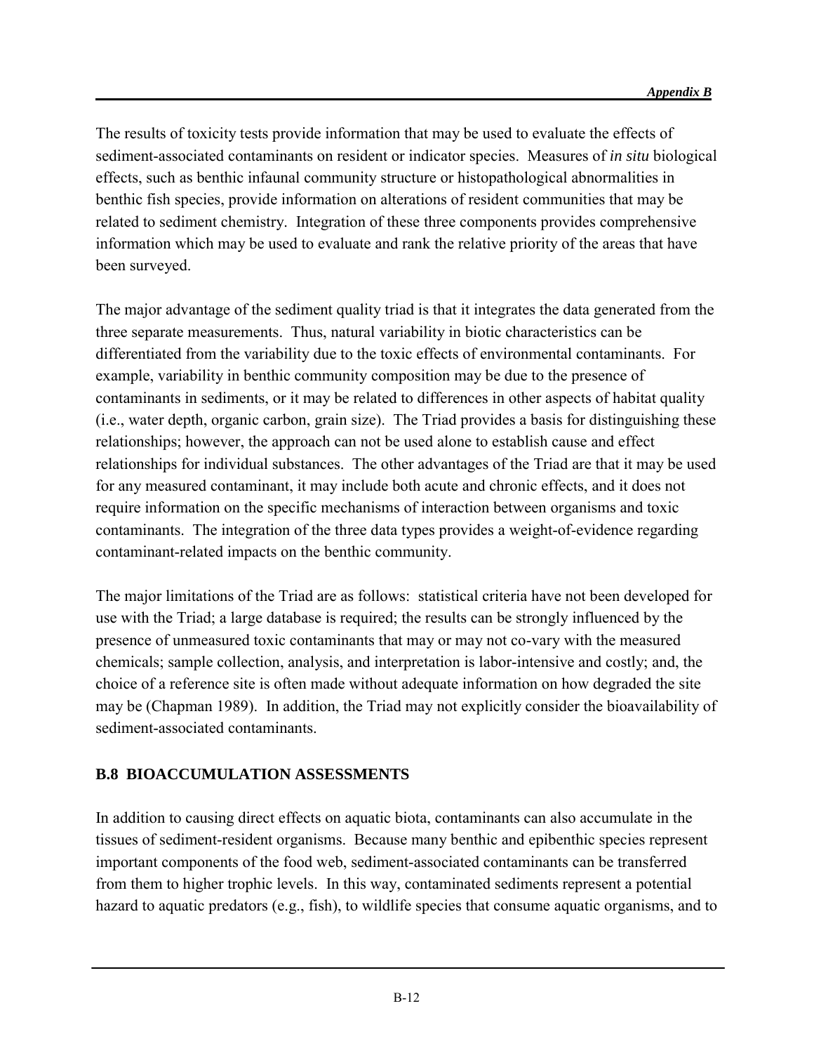The results of toxicity tests provide information that may be used to evaluate the effects of sediment-associated contaminants on resident or indicator species. Measures of *in situ* biological effects, such as benthic infaunal community structure or histopathological abnormalities in benthic fish species, provide information on alterations of resident communities that may be related to sediment chemistry. Integration of these three components provides comprehensive information which may be used to evaluate and rank the relative priority of the areas that have been surveyed.

The major advantage of the sediment quality triad is that it integrates the data generated from the three separate measurements. Thus, natural variability in biotic characteristics can be differentiated from the variability due to the toxic effects of environmental contaminants. For example, variability in benthic community composition may be due to the presence of contaminants in sediments, or it may be related to differences in other aspects of habitat quality (i.e., water depth, organic carbon, grain size). The Triad provides a basis for distinguishing these relationships; however, the approach can not be used alone to establish cause and effect relationships for individual substances. The other advantages of the Triad are that it may be used for any measured contaminant, it may include both acute and chronic effects, and it does not require information on the specific mechanisms of interaction between organisms and toxic contaminants. The integration of the three data types provides a weight-of-evidence regarding contaminant-related impacts on the benthic community.

The major limitations of the Triad are as follows: statistical criteria have not been developed for use with the Triad; a large database is required; the results can be strongly influenced by the presence of unmeasured toxic contaminants that may or may not co-vary with the measured chemicals; sample collection, analysis, and interpretation is labor-intensive and costly; and, the choice of a reference site is often made without adequate information on how degraded the site may be (Chapman 1989). In addition, the Triad may not explicitly consider the bioavailability of sediment-associated contaminants.

## B.8 BIOACCUMULATION ASSESSMENTS

In addition to causing direct effects on aquatic biota, contaminants can also accumulate in the tissues of sediment-resident organisms. Because many benthic and epibenthic species represent important components of the food web, sediment-associated contaminants can be transferred from them to higher trophic levels. In this way, contaminated sediments represent a potential hazard to aquatic predators (e.g., fish), to wildlife species that consume aquatic organisms, and to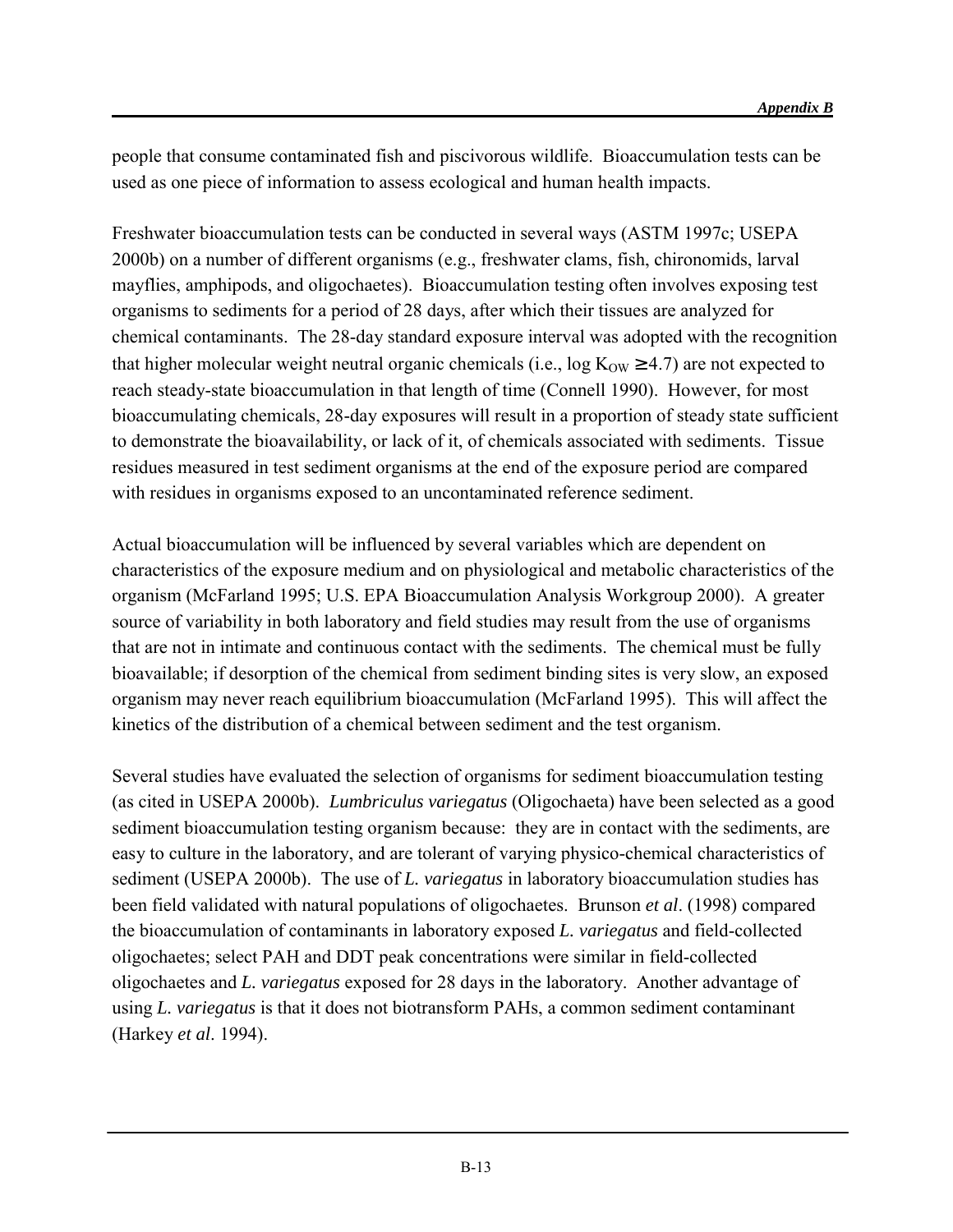people that consume contaminated fish and piscivorous wildlife. Bioaccumulation tests can be used as one piece of information to assess ecological and human health impacts.

Freshwater bioaccumulation tests can be conducted in several ways (ASTM 1997c; USEPA 2000b) on a number of different organisms (e.g., freshwater clams, fish, chironomids, larval mayflies, amphipods, and oligochaetes). Bioaccumulation testing often involves exposing test organisms to sediments for a period of 28 days, after which their tissues are analyzed for chemical contaminants. The 28-day standard exposure interval was adopted with the recognition that higher molecular weight neutral organic chemicals (i.e., log $K_{OW} \geq 4.7$) are not expected to reach steady-state bioaccumulation in that length of time (Connell 1990). However, for most bioaccumulating chemicals, 28-day exposures will result in a proportion of steady state sufficient to demonstrate the bioavailability, or lack of it, of chemicals associated with sediments. Tissue residues measured in test sediment organisms at the end of the exposure period are compared with residues in organisms exposed to an uncontaminated reference sediment.

Actual bioaccumulation will be influenced by several variables which are dependent on characteristics of the exposure medium and on physiological and metabolic characteristics of the organism (McFarland 1995; U.S. EPA Bioaccumulation Analysis Workgroup 2000). A greater source of variability in both laboratory and field studies may result from the use of organisms that are not in intimate and continuous contact with the sediments. The chemical must be fully bioavailable; if desorption of the chemical from sediment binding sites is very slow, an exposed organism may never reach equilibrium bioaccumulation (McFarland 1995). This will affect the kinetics of the distribution of a chemical between sediment and the test organism.

Several studies have evaluated the selection of organisms for sediment bioaccumulation testing (as cited in USEPA 2000b). *Lumbriculus variegatus* (Oligochaeta) have been selected as a good sediment bioaccumulation testing organism because: they are in contact with the sediments, are easy to culture in the laboratory, and are tolerant of varying physico-chemical characteristics of sediment (USEPA 2000b). The use of *L. variegatus* in laboratory bioaccumulation studies has been field validated with natural populations of oligochaetes. Brunson *et al*. (1998) compared the bioaccumulation of contaminants in laboratory exposed *L. variegatus* and field-collected oligochaetes; select PAH and DDT peak concentrations were similar in field-collected oligochaetes and *L. variegatus* exposed for 28 days in the laboratory. Another advantage of using *L. variegatus* is that it does not biotransform PAHs, a common sediment contaminant (Harkey *et al*. 1994).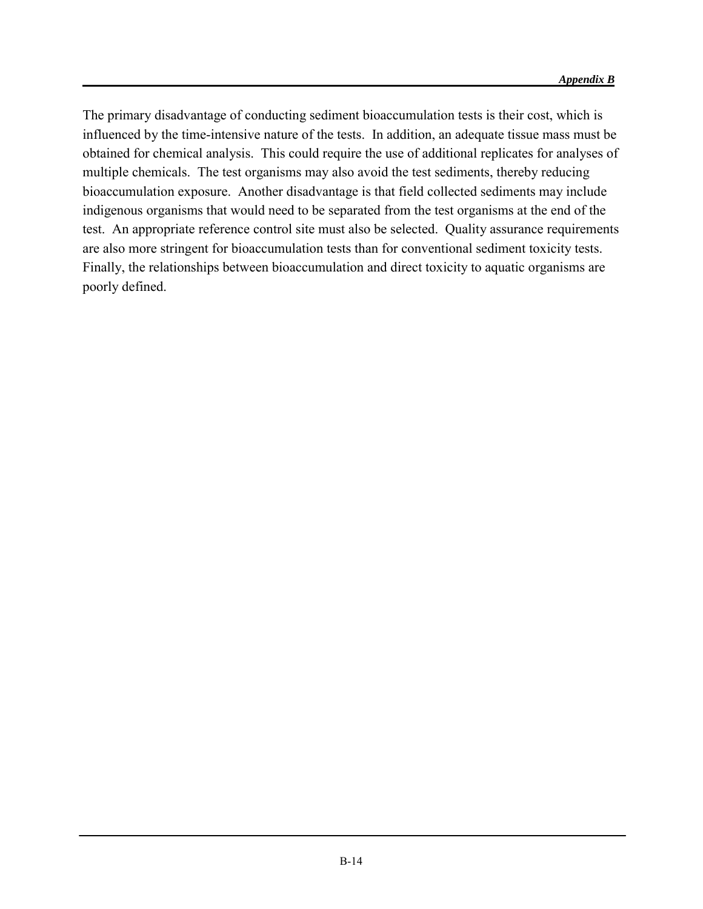The primary disadvantage of conducting sediment bioaccumulation tests is their cost, which is influenced by the time-intensive nature of the tests. In addition, an adequate tissue mass must be obtained for chemical analysis. This could require the use of additional replicates for analyses of multiple chemicals. The test organisms may also avoid the test sediments, thereby reducing bioaccumulation exposure. Another disadvantage is that field collected sediments may include indigenous organisms that would need to be separated from the test organisms at the end of the test. An appropriate reference control site must also be selected. Quality assurance requirements are also more stringent for bioaccumulation tests than for conventional sediment toxicity tests. Finally, the relationships between bioaccumulation and direct toxicity to aquatic organisms are poorly defined.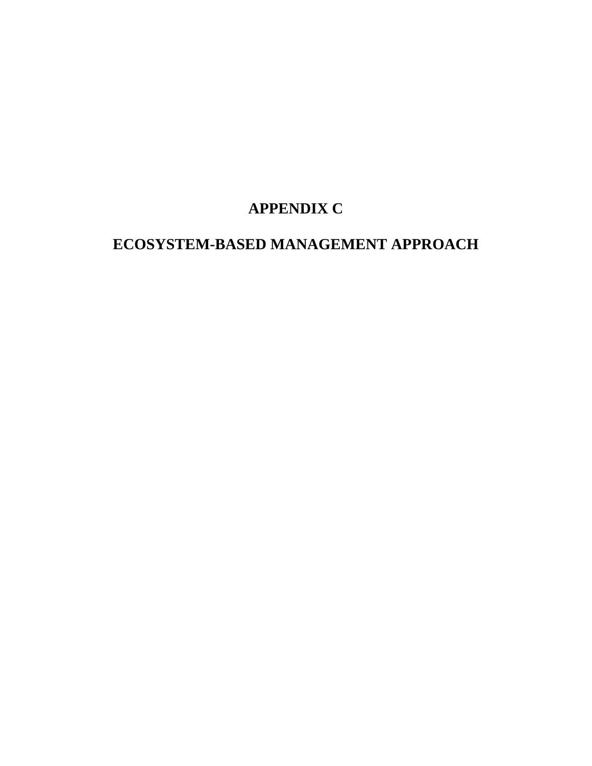# APPENDIX C

# ECOSYSTEM-BASED MANAGEMENT APPROACH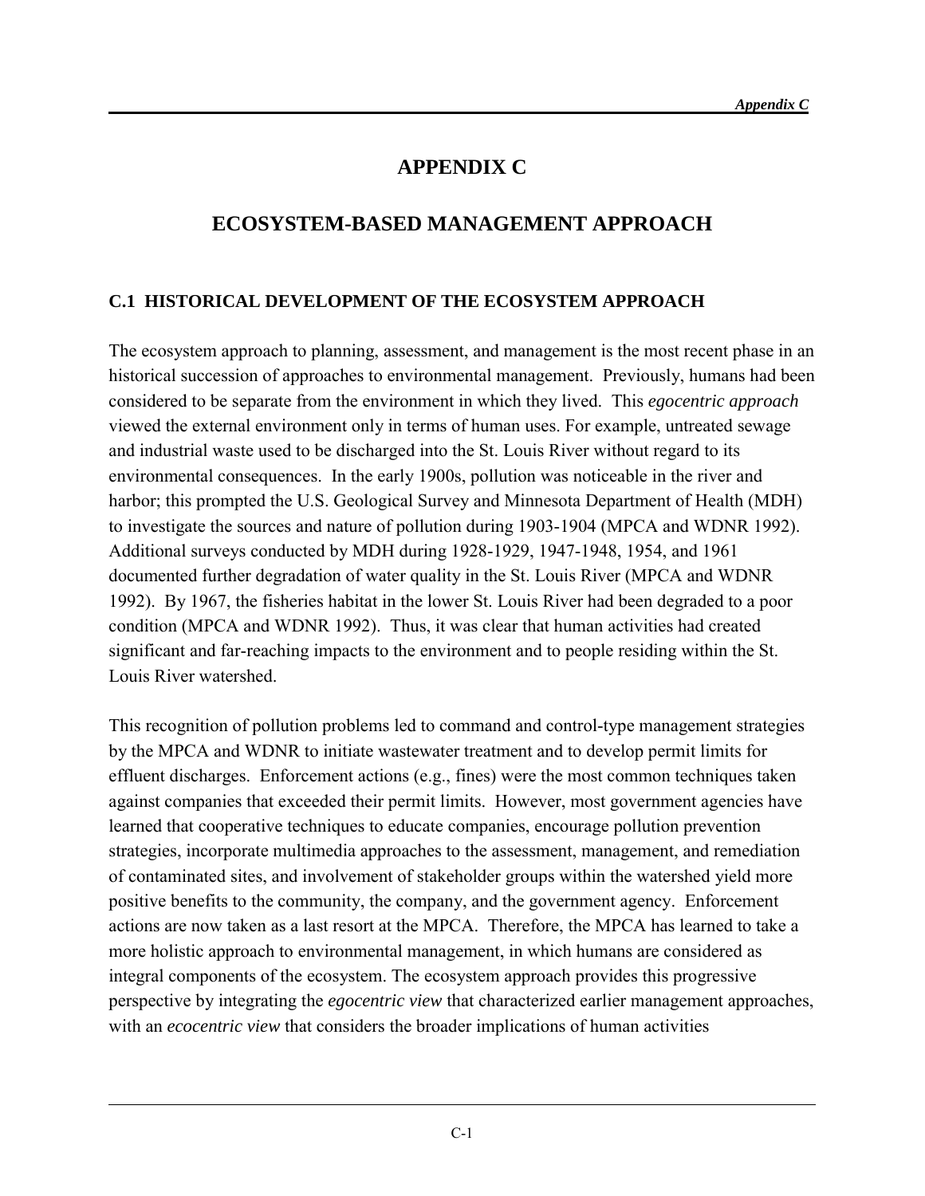# APPENDIX C

# ECOSYSTEM-BASED MANAGEMENT APPROACH

## C.1 HISTORICAL DEVELOPMENT OF THE ECOSYSTEM APPROACH

The ecosystem approach to planning, assessment, and management is the most recent phase in an historical succession of approaches to environmental management. Previously, humans had been considered to be separate from the environment in which they lived. This *egocentric approach* viewed the external environment only in terms of human uses. For example, untreated sewage and industrial waste used to be discharged into the St. Louis River without regard to its environmental consequences. In the early 1900s, pollution was noticeable in the river and harbor; this prompted the U.S. Geological Survey and Minnesota Department of Health (MDH) to investigate the sources and nature of pollution during 1903-1904 (MPCA and WDNR 1992). Additional surveys conducted by MDH during 1928-1929, 1947-1948, 1954, and 1961 documented further degradation of water quality in the St. Louis River (MPCA and WDNR 1992). By 1967, the fisheries habitat in the lower St. Louis River had been degraded to a poor condition (MPCA and WDNR 1992). Thus, it was clear that human activities had created significant and far-reaching impacts to the environment and to people residing within the St. Louis River watershed.

This recognition of pollution problems led to command and control-type management strategies by the MPCA and WDNR to initiate wastewater treatment and to develop permit limits for effluent discharges. Enforcement actions (e.g., fines) were the most common techniques taken against companies that exceeded their permit limits. However, most government agencies have learned that cooperative techniques to educate companies, encourage pollution prevention strategies, incorporate multimedia approaches to the assessment, management, and remediation of contaminated sites, and involvement of stakeholder groups within the watershed yield more positive benefits to the community, the company, and the government agency. Enforcement actions are now taken as a last resort at the MPCA. Therefore, the MPCA has learned to take a more holistic approach to environmental management, in which humans are considered as integral components of the ecosystem. The ecosystem approach provides this progressive perspective by integrating the *egocentric view* that characterized earlier management approaches, with an *ecocentric view* that considers the broader implications of human activities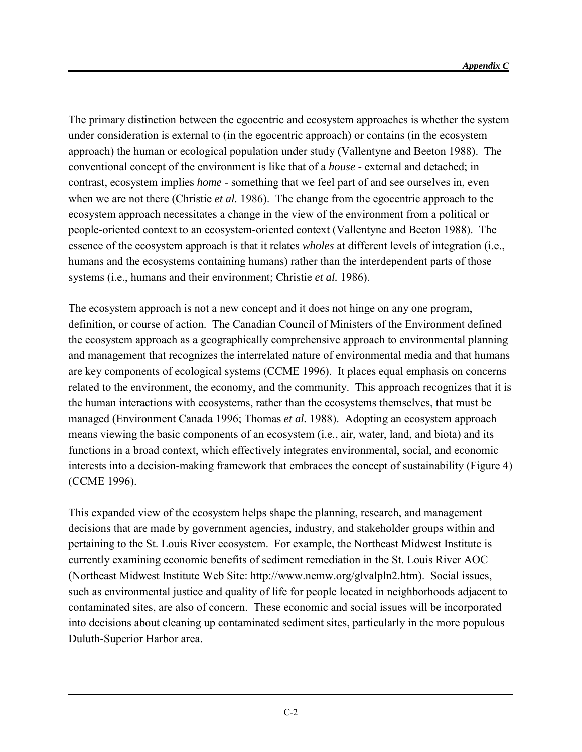The primary distinction between the egocentric and ecosystem approaches is whether the system under consideration is external to (in the egocentric approach) or contains (in the ecosystem approach) the human or ecological population under study (Vallentyne and Beeton 1988). The conventional concept of the environment is like that of a *house* - external and detached; in contrast, ecosystem implies *home* - something that we feel part of and see ourselves in, even when we are not there (Christie *et al.* 1986). The change from the egocentric approach to the ecosystem approach necessitates a change in the view of the environment from a political or people-oriented context to an ecosystem-oriented context (Vallentyne and Beeton 1988). The essence of the ecosystem approach is that it relates *wholes* at different levels of integration (i.e., humans and the ecosystems containing humans) rather than the interdependent parts of those systems (i.e., humans and their environment; Christie *et al.* 1986).

The ecosystem approach is not a new concept and it does not hinge on any one program, definition, or course of action. The Canadian Council of Ministers of the Environment defined the ecosystem approach as a geographically comprehensive approach to environmental planning and management that recognizes the interrelated nature of environmental media and that humans are key components of ecological systems (CCME 1996). It places equal emphasis on concerns related to the environment, the economy, and the community. This approach recognizes that it is the human interactions with ecosystems, rather than the ecosystems themselves, that must be managed (Environment Canada 1996; Thomas *et al.* 1988). Adopting an ecosystem approach means viewing the basic components of an ecosystem (i.e., air, water, land, and biota) and its functions in a broad context, which effectively integrates environmental, social, and economic interests into a decision-making framework that embraces the concept of sustainability (Figure 4) (CCME 1996).

This expanded view of the ecosystem helps shape the planning, research, and management decisions that are made by government agencies, industry, and stakeholder groups within and pertaining to the St. Louis River ecosystem. For example, the Northeast Midwest Institute is currently examining economic benefits of sediment remediation in the St. Louis River AOC (Northeast Midwest Institute Web Site: http://www.nemw.org/glvalpln2.htm). Social issues, such as environmental justice and quality of life for people located in neighborhoods adjacent to contaminated sites, are also of concern. These economic and social issues will be incorporated into decisions about cleaning up contaminated sediment sites, particularly in the more populous Duluth-Superior Harbor area.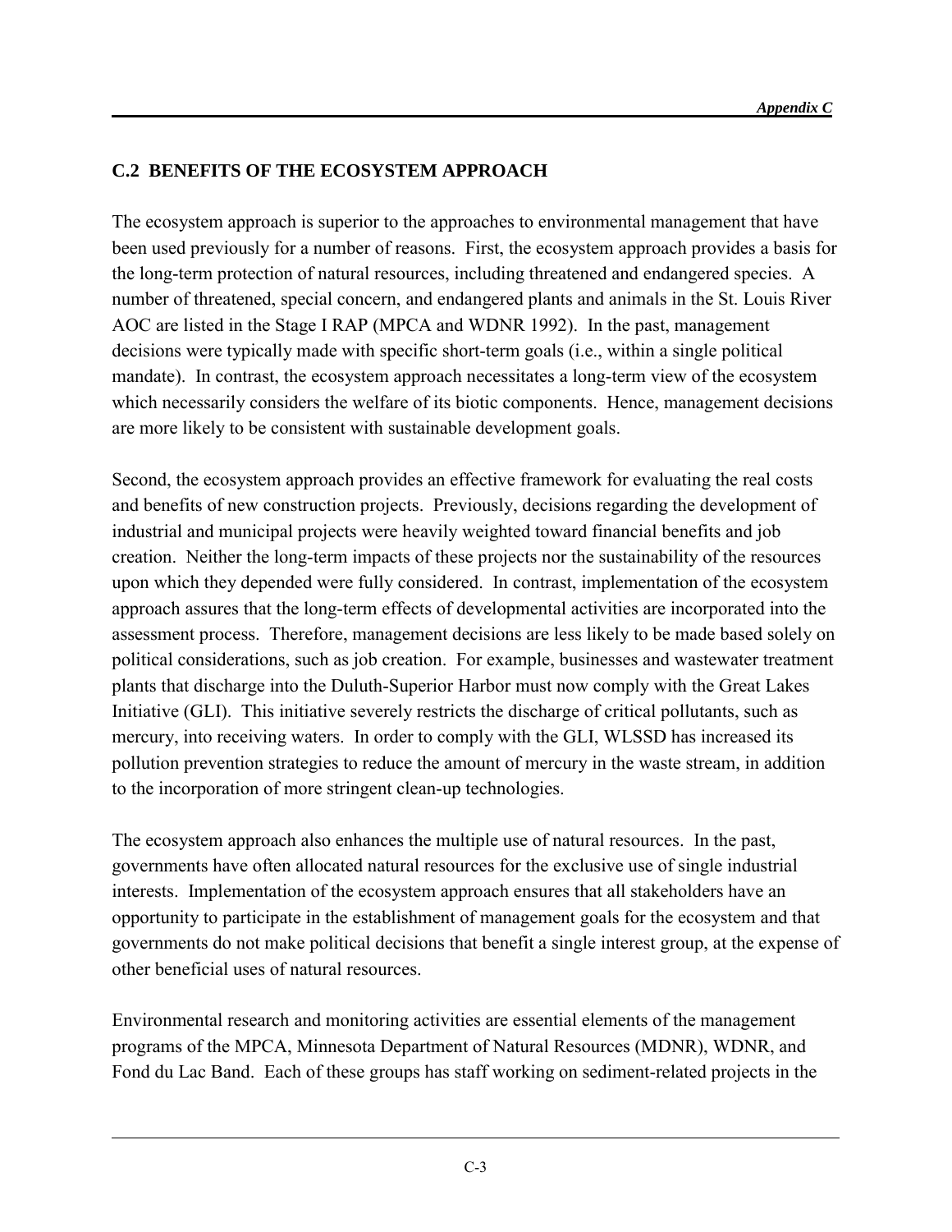## C.2 BENEFITS OF THE ECOSYSTEM APPROACH

The ecosystem approach is superior to the approaches to environmental management that have been used previously for a number of reasons. First, the ecosystem approach provides a basis for the long-term protection of natural resources, including threatened and endangered species. A number of threatened, special concern, and endangered plants and animals in the St. Louis River AOC are listed in the Stage I RAP (MPCA and WDNR 1992). In the past, management decisions were typically made with specific short-term goals (i.e., within a single political mandate). In contrast, the ecosystem approach necessitates a long-term view of the ecosystem which necessarily considers the welfare of its biotic components. Hence, management decisions are more likely to be consistent with sustainable development goals.

Second, the ecosystem approach provides an effective framework for evaluating the real costs and benefits of new construction projects. Previously, decisions regarding the development of industrial and municipal projects were heavily weighted toward financial benefits and job creation. Neither the long-term impacts of these projects nor the sustainability of the resources upon which they depended were fully considered. In contrast, implementation of the ecosystem approach assures that the long-term effects of developmental activities are incorporated into the assessment process. Therefore, management decisions are less likely to be made based solely on political considerations, such as job creation. For example, businesses and wastewater treatment plants that discharge into the Duluth-Superior Harbor must now comply with the Great Lakes Initiative (GLI). This initiative severely restricts the discharge of critical pollutants, such as mercury, into receiving waters. In order to comply with the GLI, WLSSD has increased its pollution prevention strategies to reduce the amount of mercury in the waste stream, in addition to the incorporation of more stringent clean-up technologies.

The ecosystem approach also enhances the multiple use of natural resources. In the past, governments have often allocated natural resources for the exclusive use of single industrial interests. Implementation of the ecosystem approach ensures that all stakeholders have an opportunity to participate in the establishment of management goals for the ecosystem and that governments do not make political decisions that benefit a single interest group, at the expense of other beneficial uses of natural resources.

Environmental research and monitoring activities are essential elements of the management programs of the MPCA, Minnesota Department of Natural Resources (MDNR), WDNR, and Fond du Lac Band. Each of these groups has staff working on sediment-related projects in the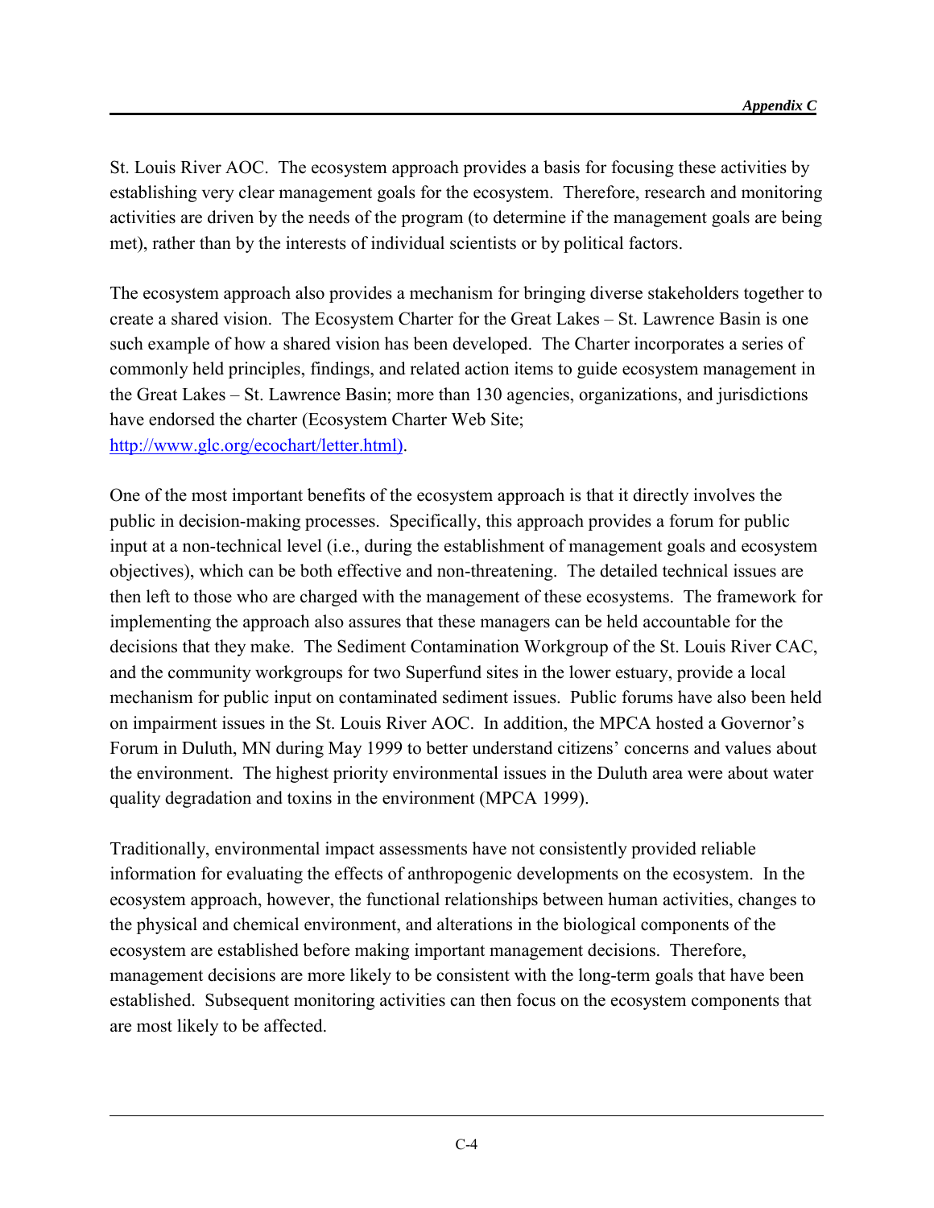St. Louis River AOC. The ecosystem approach provides a basis for focusing these activities by establishing very clear management goals for the ecosystem. Therefore, research and monitoring activities are driven by the needs of the program (to determine if the management goals are being met), rather than by the interests of individual scientists or by political factors.

The ecosystem approach also provides a mechanism for bringing diverse stakeholders together to create a shared vision. The Ecosystem Charter for the Great Lakes – St. Lawrence Basin is one such example of how a shared vision has been developed. The Charter incorporates a series of commonly held principles, findings, and related action items to guide ecosystem management in the Great Lakes – St. Lawrence Basin; more than 130 agencies, organizations, and jurisdictions have endorsed the charter (Ecosystem Charter Web Site; http://www.glc.org/ecochart/letter.html).

One of the most important benefits of the ecosystem approach is that it directly involves the public in decision-making processes. Specifically, this approach provides a forum for public input at a non-technical level (i.e., during the establishment of management goals and ecosystem objectives), which can be both effective and non-threatening. The detailed technical issues are then left to those who are charged with the management of these ecosystems. The framework for implementing the approach also assures that these managers can be held accountable for the decisions that they make. The Sediment Contamination Workgroup of the St. Louis River CAC, and the community workgroups for two Superfund sites in the lower estuary, provide a local mechanism for public input on contaminated sediment issues. Public forums have also been held on impairment issues in the St. Louis River AOC. In addition, the MPCA hosted a Governor's Forum in Duluth, MN during May 1999 to better understand citizens' concerns and values about the environment. The highest priority environmental issues in the Duluth area were about water quality degradation and toxins in the environment (MPCA 1999).

Traditionally, environmental impact assessments have not consistently provided reliable information for evaluating the effects of anthropogenic developments on the ecosystem. In the ecosystem approach, however, the functional relationships between human activities, changes to the physical and chemical environment, and alterations in the biological components of the ecosystem are established before making important management decisions. Therefore, management decisions are more likely to be consistent with the long-term goals that have been established. Subsequent monitoring activities can then focus on the ecosystem components that are most likely to be affected.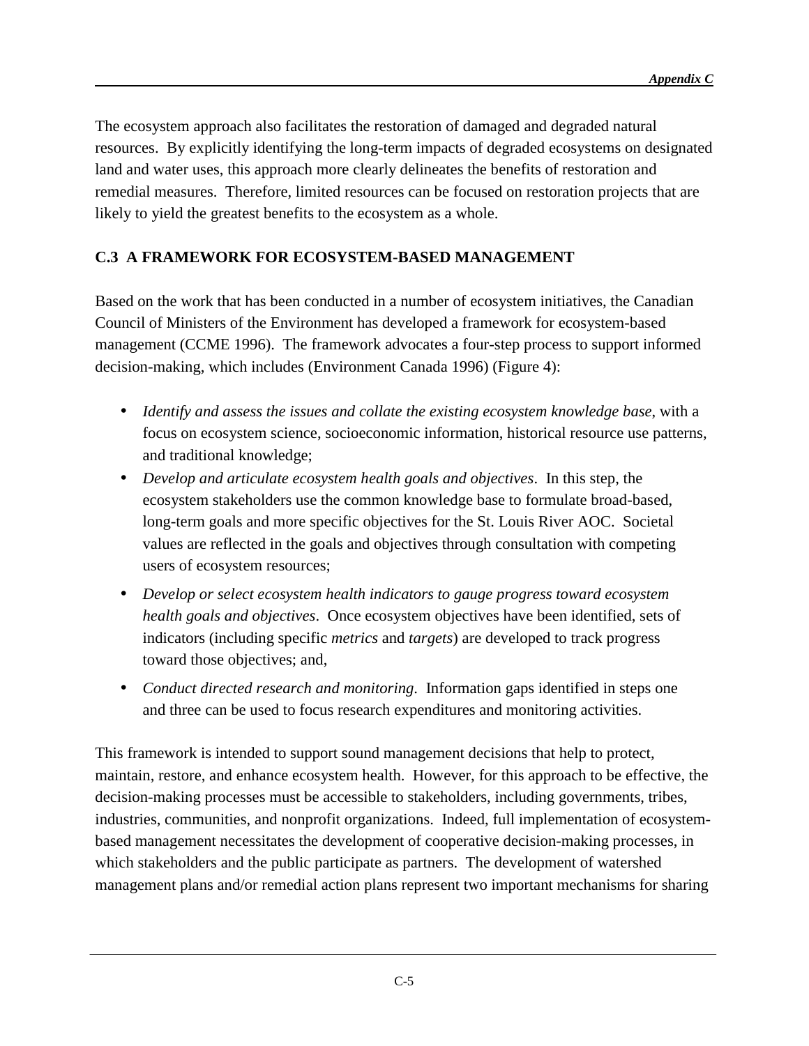The ecosystem approach also facilitates the restoration of damaged and degraded natural resources. By explicitly identifying the long-term impacts of degraded ecosystems on designated land and water uses, this approach more clearly delineates the benefits of restoration and remedial measures. Therefore, limited resources can be focused on restoration projects that are likely to yield the greatest benefits to the ecosystem as a whole.

## C.3 A FRAMEWORK FOR ECOSYSTEM-BASED MANAGEMENT

Based on the work that has been conducted in a number of ecosystem initiatives, the Canadian Council of Ministers of the Environment has developed a framework for ecosystem-based management (CCME 1996). The framework advocates a four-step process to support informed decision-making, which includes (Environment Canada 1996) (Figure 4):

- *Identify and assess the issues and collate the existing ecosystem knowledge base*, with a focus on ecosystem science, socioeconomic information, historical resource use patterns, and traditional knowledge;
- *Develop and articulate ecosystem health goals and objectives*. In this step, the ecosystem stakeholders use the common knowledge base to formulate broad-based, long-term goals and more specific objectives for the St. Louis River AOC. Societal values are reflected in the goals and objectives through consultation with competing users of ecosystem resources;
- *Develop or select ecosystem health indicators to gauge progress toward ecosystem health goals and objectives*. Once ecosystem objectives have been identified, sets of indicators (including specific *metrics* and *targets*) are developed to track progress toward those objectives; and,
- *Conduct directed research and monitoring*. Information gaps identified in steps one and three can be used to focus research expenditures and monitoring activities.

This framework is intended to support sound management decisions that help to protect, maintain, restore, and enhance ecosystem health. However, for this approach to be effective, the decision-making processes must be accessible to stakeholders, including governments, tribes, industries, communities, and nonprofit organizations. Indeed, full implementation of ecosystem-based management necessitates the development of cooperative decision-making processes, in which stakeholders and the public participate as partners. The development of watershed management plans and/or remedial action plans represent two important mechanisms for sharing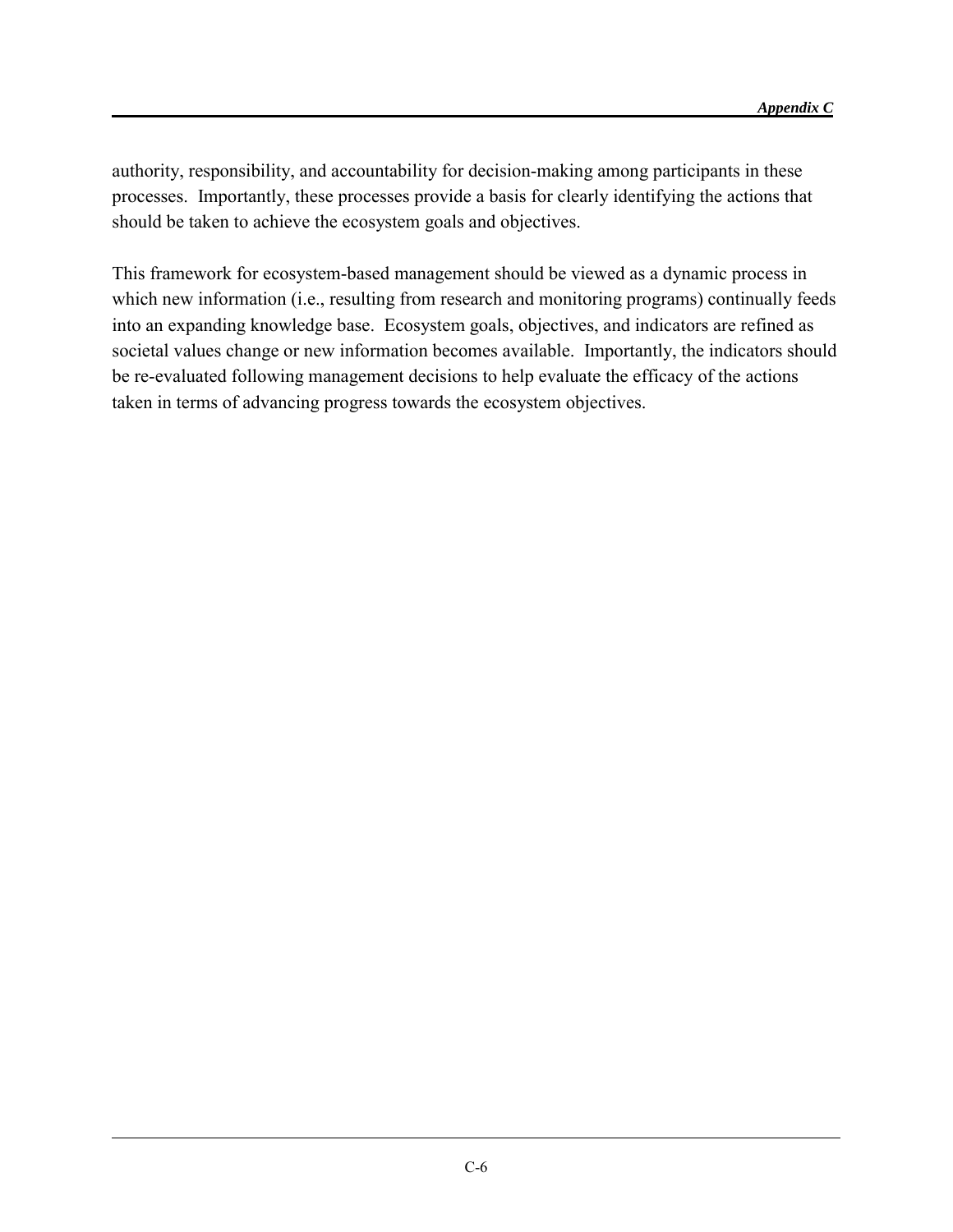authority, responsibility, and accountability for decision-making among participants in these processes. Importantly, these processes provide a basis for clearly identifying the actions that should be taken to achieve the ecosystem goals and objectives.

This framework for ecosystem-based management should be viewed as a dynamic process in which new information (i.e., resulting from research and monitoring programs) continually feeds into an expanding knowledge base. Ecosystem goals, objectives, and indicators are refined as societal values change or new information becomes available. Importantly, the indicators should be re-evaluated following management decisions to help evaluate the efficacy of the actions taken in terms of advancing progress towards the ecosystem objectives.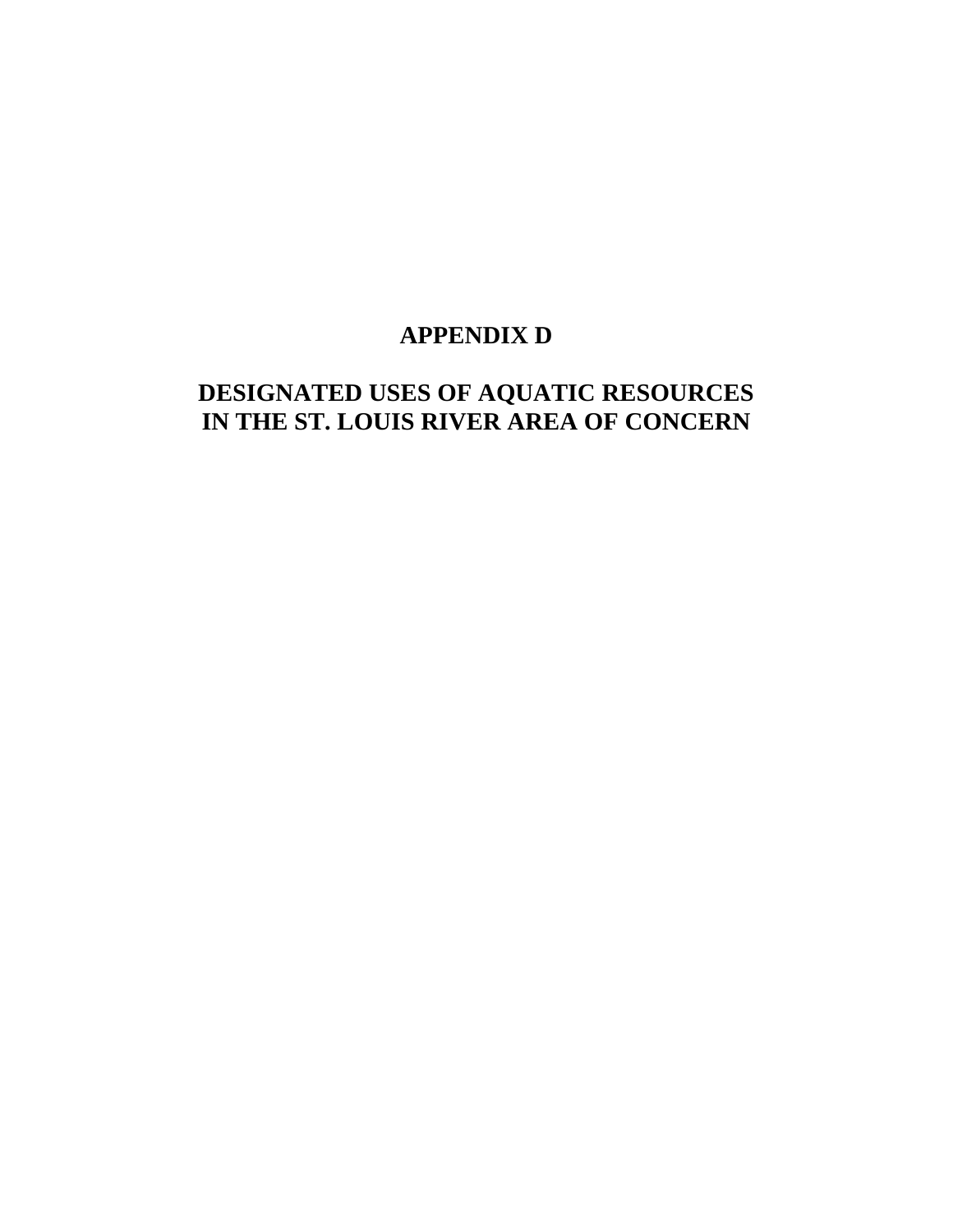# APPENDIX D

# DESIGNATED USES OF AQUATIC RESOURCES IN THE ST. LOUIS RIVER AREA OF CONCERN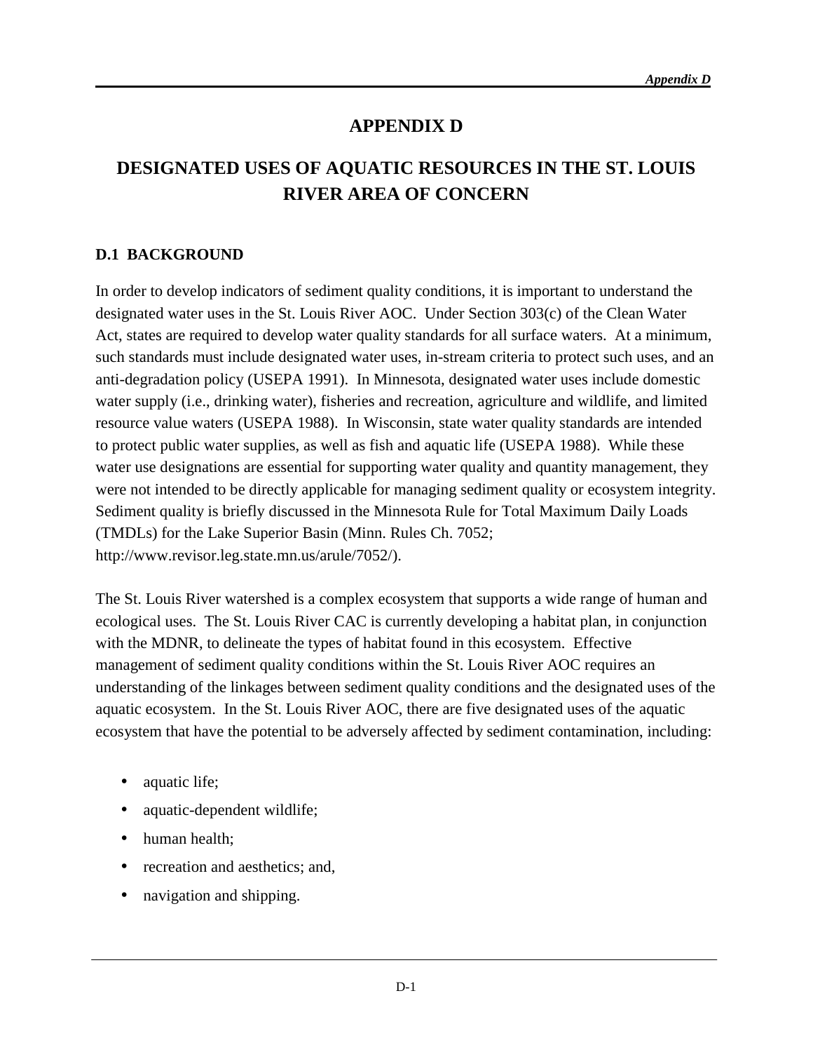# APPENDIX D

# DESIGNATED USES OF AQUATIC RESOURCES IN THE ST. LOUIS RIVER AREA OF CONCERN

## D.1 BACKGROUND

In order to develop indicators of sediment quality conditions, it is important to understand the designated water uses in the St. Louis River AOC. Under Section 303(c) of the Clean Water Act, states are required to develop water quality standards for all surface waters. At a minimum, such standards must include designated water uses, in-stream criteria to protect such uses, and an anti-degradation policy (USEPA 1991). In Minnesota, designated water uses include domestic water supply (i.e., drinking water), fisheries and recreation, agriculture and wildlife, and limited resource value waters (USEPA 1988). In Wisconsin, state water quality standards are intended to protect public water supplies, as well as fish and aquatic life (USEPA 1988). While these water use designations are essential for supporting water quality and quantity management, they were not intended to be directly applicable for managing sediment quality or ecosystem integrity. Sediment quality is briefly discussed in the Minnesota Rule for Total Maximum Daily Loads (TMDLs) for the Lake Superior Basin (Minn. Rules Ch. 7052; http://www.revisor.leg.state.mn.us/arule/7052/).

The St. Louis River watershed is a complex ecosystem that supports a wide range of human and ecological uses. The St. Louis River CAC is currently developing a habitat plan, in conjunction with the MDNR, to delineate the types of habitat found in this ecosystem. Effective management of sediment quality conditions within the St. Louis River AOC requires an understanding of the linkages between sediment quality conditions and the designated uses of the aquatic ecosystem. In the St. Louis River AOC, there are five designated uses of the aquatic ecosystem that have the potential to be adversely affected by sediment contamination, including:

- aquatic life;
- aquatic-dependent wildlife;
- human health;
- recreation and aesthetics; and,
- navigation and shipping.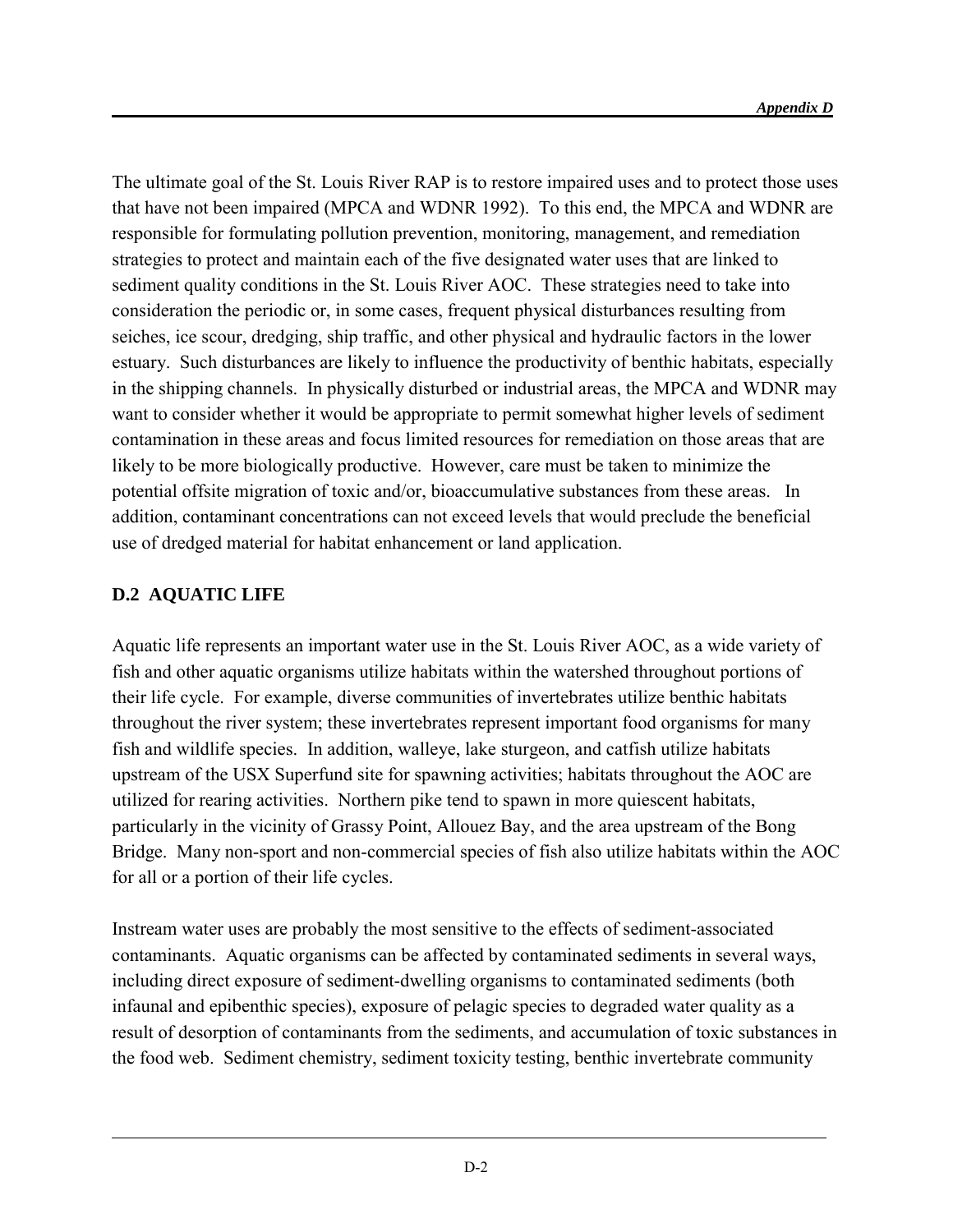The ultimate goal of the St. Louis River RAP is to restore impaired uses and to protect those uses that have not been impaired (MPCA and WDNR 1992). To this end, the MPCA and WDNR are responsible for formulating pollution prevention, monitoring, management, and remediation strategies to protect and maintain each of the five designated water uses that are linked to sediment quality conditions in the St. Louis River AOC. These strategies need to take into consideration the periodic or, in some cases, frequent physical disturbances resulting from seiches, ice scour, dredging, ship traffic, and other physical and hydraulic factors in the lower estuary. Such disturbances are likely to influence the productivity of benthic habitats, especially in the shipping channels. In physically disturbed or industrial areas, the MPCA and WDNR may want to consider whether it would be appropriate to permit somewhat higher levels of sediment contamination in these areas and focus limited resources for remediation on those areas that are likely to be more biologically productive. However, care must be taken to minimize the potential offsite migration of toxic and/or, bioaccumulative substances from these areas. In addition, contaminant concentrations can not exceed levels that would preclude the beneficial use of dredged material for habitat enhancement or land application.

## D.2 AQUATIC LIFE

Aquatic life represents an important water use in the St. Louis River AOC, as a wide variety of fish and other aquatic organisms utilize habitats within the watershed throughout portions of their life cycle. For example, diverse communities of invertebrates utilize benthic habitats throughout the river system; these invertebrates represent important food organisms for many fish and wildlife species. In addition, walleye, lake sturgeon, and catfish utilize habitats upstream of the USX Superfund site for spawning activities; habitats throughout the AOC are utilized for rearing activities. Northern pike tend to spawn in more quiescent habitats, particularly in the vicinity of Grassy Point, Allouez Bay, and the area upstream of the Bong Bridge. Many non-sport and non-commercial species of fish also utilize habitats within the AOC for all or a portion of their life cycles.

Instream water uses are probably the most sensitive to the effects of sediment-associated contaminants. Aquatic organisms can be affected by contaminated sediments in several ways, including direct exposure of sediment-dwelling organisms to contaminated sediments (both infaunal and epibenthic species), exposure of pelagic species to degraded water quality as a result of desorption of contaminants from the sediments, and accumulation of toxic substances in the food web. Sediment chemistry, sediment toxicity testing, benthic invertebrate community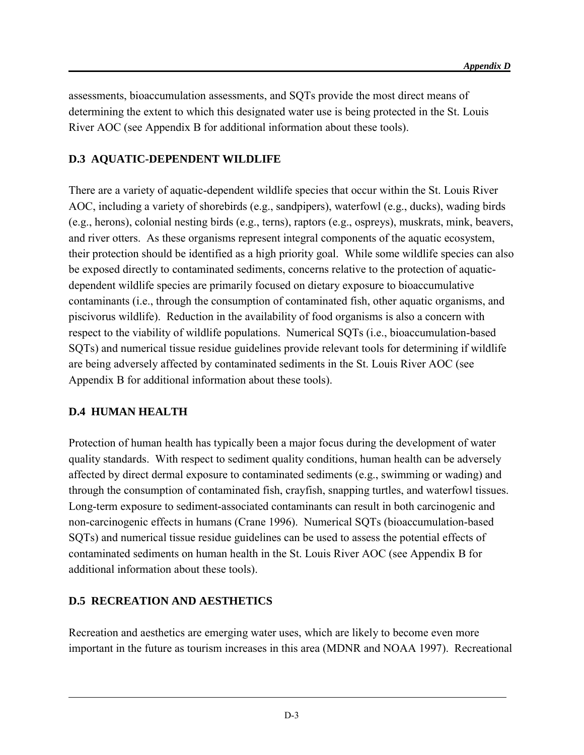assessments, bioaccumulation assessments, and SQTs provide the most direct means of determining the extent to which this designated water use is being protected in the St. Louis River AOC (see Appendix B for additional information about these tools).

## D.3 AQUATIC-DEPENDENT WILDLIFE

There are a variety of aquatic-dependent wildlife species that occur within the St. Louis River AOC, including a variety of shorebirds (e.g., sandpipers), waterfowl (e.g., ducks), wading birds (e.g., herons), colonial nesting birds (e.g., terns), raptors (e.g., ospreys), muskrats, mink, beavers, and river otters. As these organisms represent integral components of the aquatic ecosystem, their protection should be identified as a high priority goal. While some wildlife species can also be exposed directly to contaminated sediments, concerns relative to the protection of aquatic-dependent wildlife species are primarily focused on dietary exposure to bioaccumulative contaminants (i.e., through the consumption of contaminated fish, other aquatic organisms, and piscivorus wildlife). Reduction in the availability of food organisms is also a concern with respect to the viability of wildlife populations. Numerical SQTs (i.e., bioaccumulation-based SQTs) and numerical tissue residue guidelines provide relevant tools for determining if wildlife are being adversely affected by contaminated sediments in the St. Louis River AOC (see Appendix B for additional information about these tools).

## D.4 HUMAN HEALTH

Protection of human health has typically been a major focus during the development of water quality standards. With respect to sediment quality conditions, human health can be adversely affected by direct dermal exposure to contaminated sediments (e.g., swimming or wading) and through the consumption of contaminated fish, crayfish, snapping turtles, and waterfowl tissues. Long-term exposure to sediment-associated contaminants can result in both carcinogenic and non-carcinogenic effects in humans (Crane 1996). Numerical SQTs (bioaccumulation-based SQTs) and numerical tissue residue guidelines can be used to assess the potential effects of contaminated sediments on human health in the St. Louis River AOC (see Appendix B for additional information about these tools).

## D.5 RECREATION AND AESTHETICS

Recreation and aesthetics are emerging water uses, which are likely to become even more important in the future as tourism increases in this area (MDNR and NOAA 1997). Recreational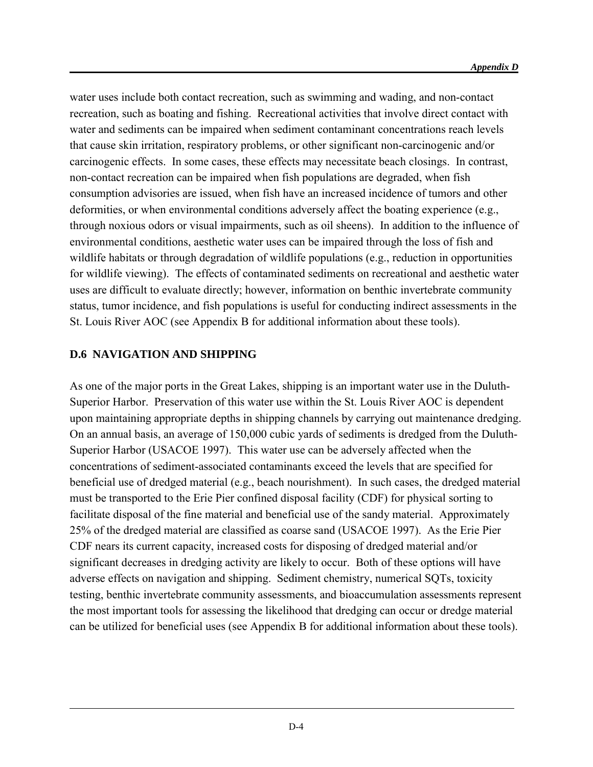water uses include both contact recreation, such as swimming and wading, and non-contact recreation, such as boating and fishing. Recreational activities that involve direct contact with water and sediments can be impaired when sediment contaminant concentrations reach levels that cause skin irritation, respiratory problems, or other significant non-carcinogenic and/or carcinogenic effects. In some cases, these effects may necessitate beach closings. In contrast, non-contact recreation can be impaired when fish populations are degraded, when fish consumption advisories are issued, when fish have an increased incidence of tumors and other deformities, or when environmental conditions adversely affect the boating experience (e.g., through noxious odors or visual impairments, such as oil sheens). In addition to the influence of environmental conditions, aesthetic water uses can be impaired through the loss of fish and wildlife habitats or through degradation of wildlife populations (e.g., reduction in opportunities for wildlife viewing). The effects of contaminated sediments on recreational and aesthetic water uses are difficult to evaluate directly; however, information on benthic invertebrate community status, tumor incidence, and fish populations is useful for conducting indirect assessments in the St. Louis River AOC (see Appendix B for additional information about these tools).

## D.6 NAVIGATION AND SHIPPING

As one of the major ports in the Great Lakes, shipping is an important water use in the Duluth-Superior Harbor. Preservation of this water use within the St. Louis River AOC is dependent upon maintaining appropriate depths in shipping channels by carrying out maintenance dredging. On an annual basis, an average of 150,000 cubic yards of sediments is dredged from the Duluth-Superior Harbor (USACOE 1997). This water use can be adversely affected when the concentrations of sediment-associated contaminants exceed the levels that are specified for beneficial use of dredged material (e.g., beach nourishment). In such cases, the dredged material must be transported to the Erie Pier confined disposal facility (CDF) for physical sorting to facilitate disposal of the fine material and beneficial use of the sandy material. Approximately 25% of the dredged material are classified as coarse sand (USACOE 1997). As the Erie Pier CDF nears its current capacity, increased costs for disposing of dredged material and/or significant decreases in dredging activity are likely to occur. Both of these options will have adverse effects on navigation and shipping. Sediment chemistry, numerical SQTs, toxicity testing, benthic invertebrate community assessments, and bioaccumulation assessments represent the most important tools for assessing the likelihood that dredging can occur or dredge material can be utilized for beneficial uses (see Appendix B for additional information about these tools).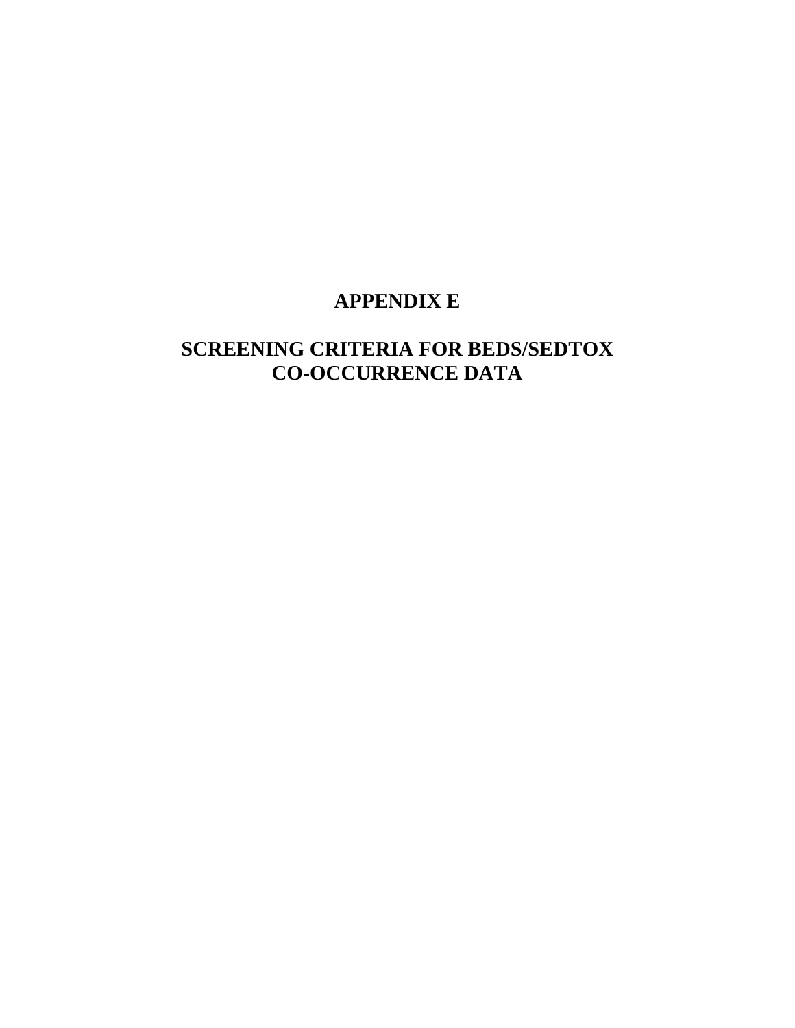# APPENDIX E

## SCREENING CRITERIA FOR BEDS/SEDTOX CO-OCCURRENCE DATA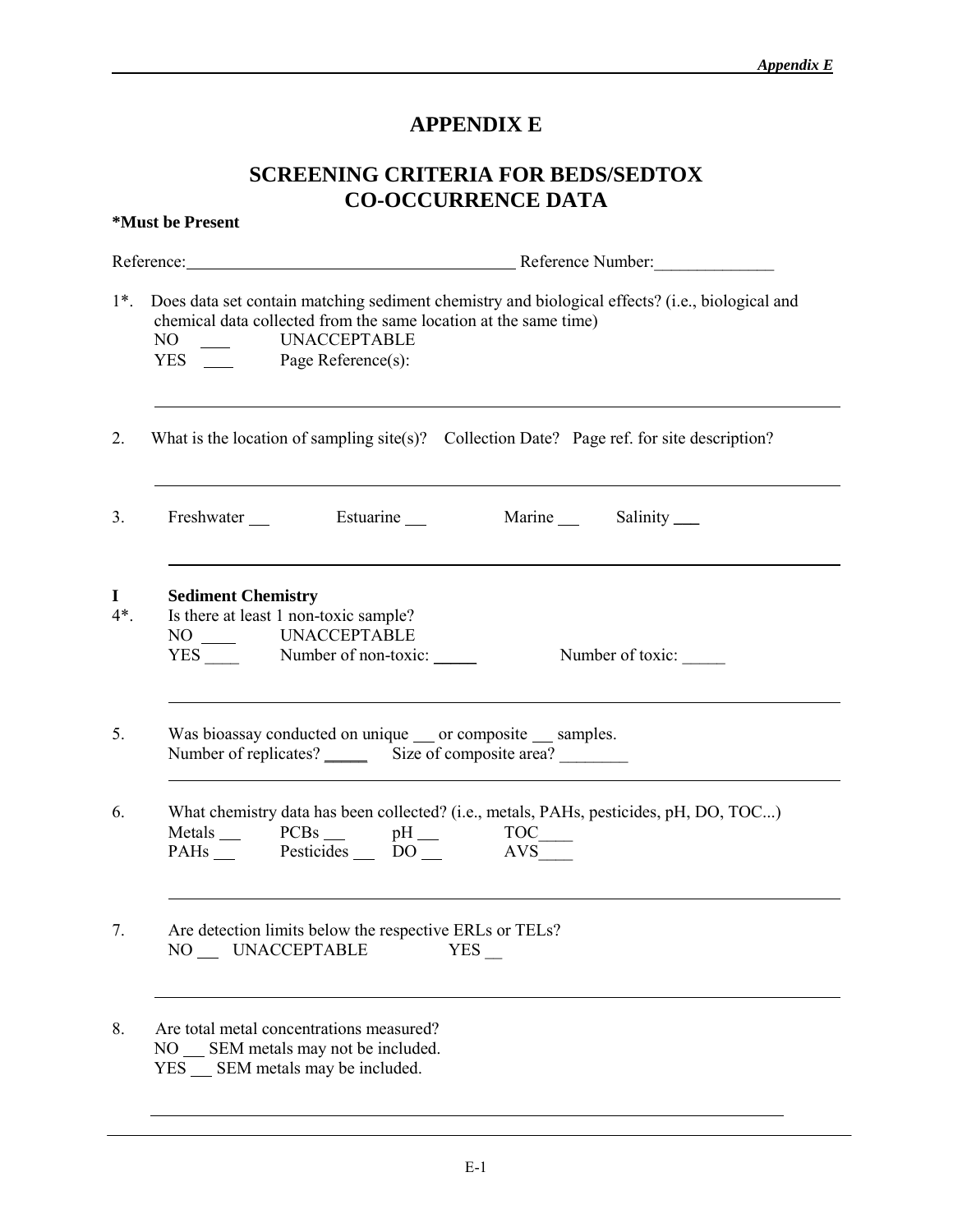# APPENDIX E

## SCREENING CRITERIA FOR BEDS/SEDTOX CO-OCCURRENCE DATA

**\*Must be Present**

Reference:________________________________________ Reference Number:______________

1\*. Does data set contain matching sediment chemistry and biological effects? (i.e., biological and chemical data collected from the same location at the same time)
NO ___ UNACCEPTABLE
YES ___ Page Reference(s):

---

2. What is the location of sampling site(s)? Collection Date? Page ref. for site description?

---

3. Freshwater ___ Estuarine ___ Marine ___ Salinity ___

---

**I Sediment Chemistry**

4\*. Is there at least 1 non-toxic sample?
NO ____ UNACCEPTABLE
YES ____ Number of non-toxic: _____ Number of toxic: _____

---

5. Was bioassay conducted on unique ___ or composite ___ samples.
Number of replicates? _____ Size of composite area? ________

---

6. What chemistry data has been collected? (i.e., metals, PAHs, pesticides, pH, DO, TOC...)
Metals ___ PCBs ___ pH ___ TOC____
PAHs ___ Pesticides ___ DO ___ AVS____

---

7. Are detection limits below the respective ERLs or TELs?
NO ___ UNACCEPTABLE YES __

---

8. Are total metal concentrations measured?
NO ___ SEM metals may not be included.
YES ___ SEM metals may be included.

---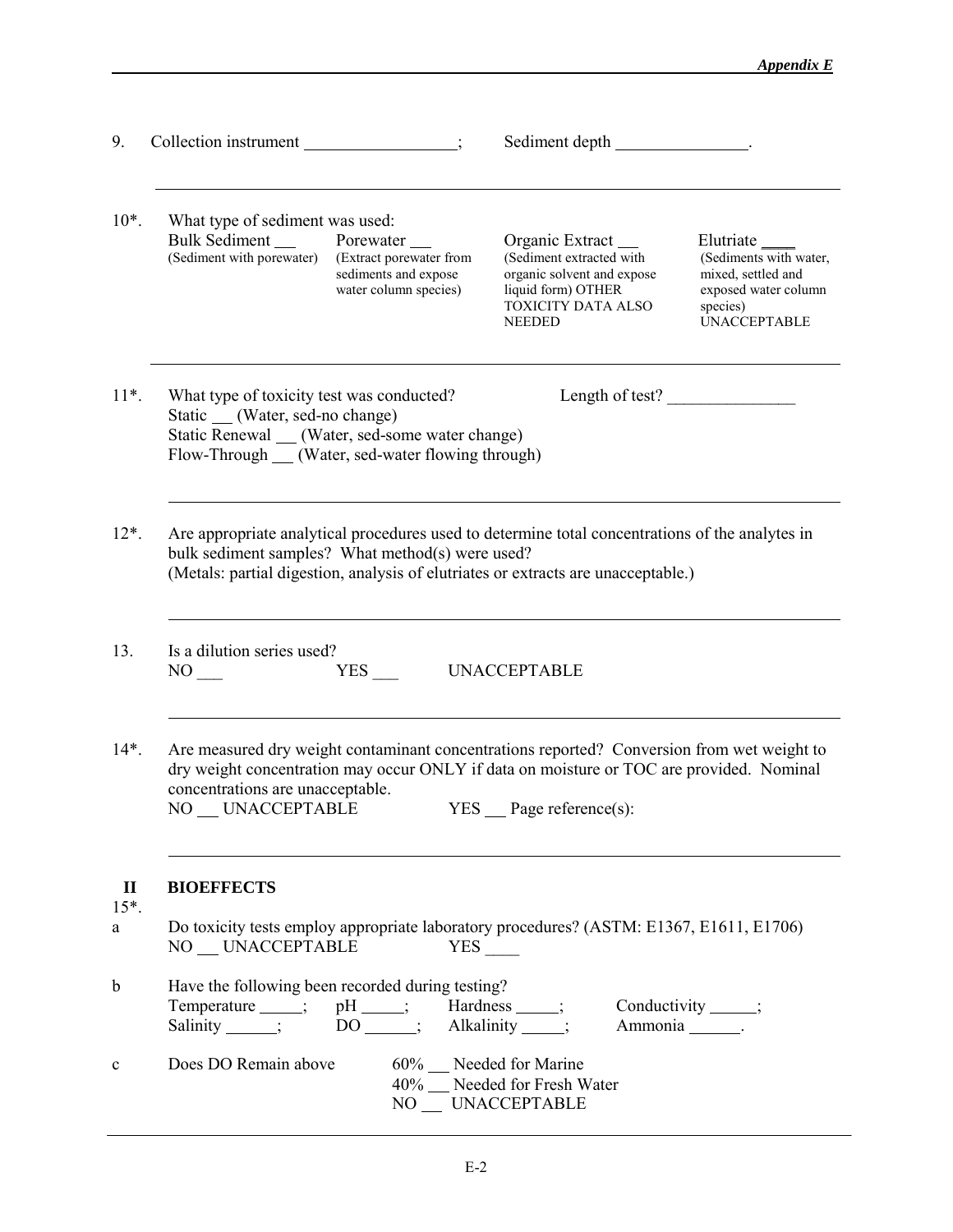9. Collection instrument __________________; Sediment depth _______________.

---

10*. What type of sediment was used:

| Bulk Sediment __ | Porewater __ | Organic Extract __ | Elutriate ____ |
|---|---|---|---|
| (Sediment with porewater) | (Extract porewater from sediments and expose water column species) | (Sediment extracted with organic solvent and expose liquid form) OTHER TOXICITY DATA ALSO NEEDED | (Sediments with water, mixed, settled and exposed water column species) UNACCEPTABLE |

---

11*. What type of toxicity test was conducted? Length of test? _______________

Static __ (Water, sed-no change)
Static Renewal __ (Water, sed-some water change)
Flow-Through __ (Water, sed-water flowing through)

---

12*. Are appropriate analytical procedures used to determine total concentrations of the analytes in bulk sediment samples? What method(s) were used?
(Metals: partial digestion, analysis of elutriates or extracts are unacceptable.)

---

13. Is a dilution series used?
NO ___ YES ___ UNACCEPTABLE

---

14*. Are measured dry weight contaminant concentrations reported? Conversion from wet weight to dry weight concentration may occur ONLY if data on moisture or TOC are provided. Nominal concentrations are unacceptable.
NO __ UNACCEPTABLE YES __ Page reference(s):

---

## II BIOEFFECTS

15*.

a Do toxicity tests employ appropriate laboratory procedures? (ASTM: E1367, E1611, E1706)
NO __ UNACCEPTABLE YES ____

b Have the following been recorded during testing?
Temperature _____; pH _____; Hardness _____; Conductivity _____;
Salinity ______; DO ______; Alkalinity _____; Ammonia ______.

c Does DO Remain above
60% __ Needed for Marine
40% __ Needed for Fresh Water
NO __ UNACCEPTABLE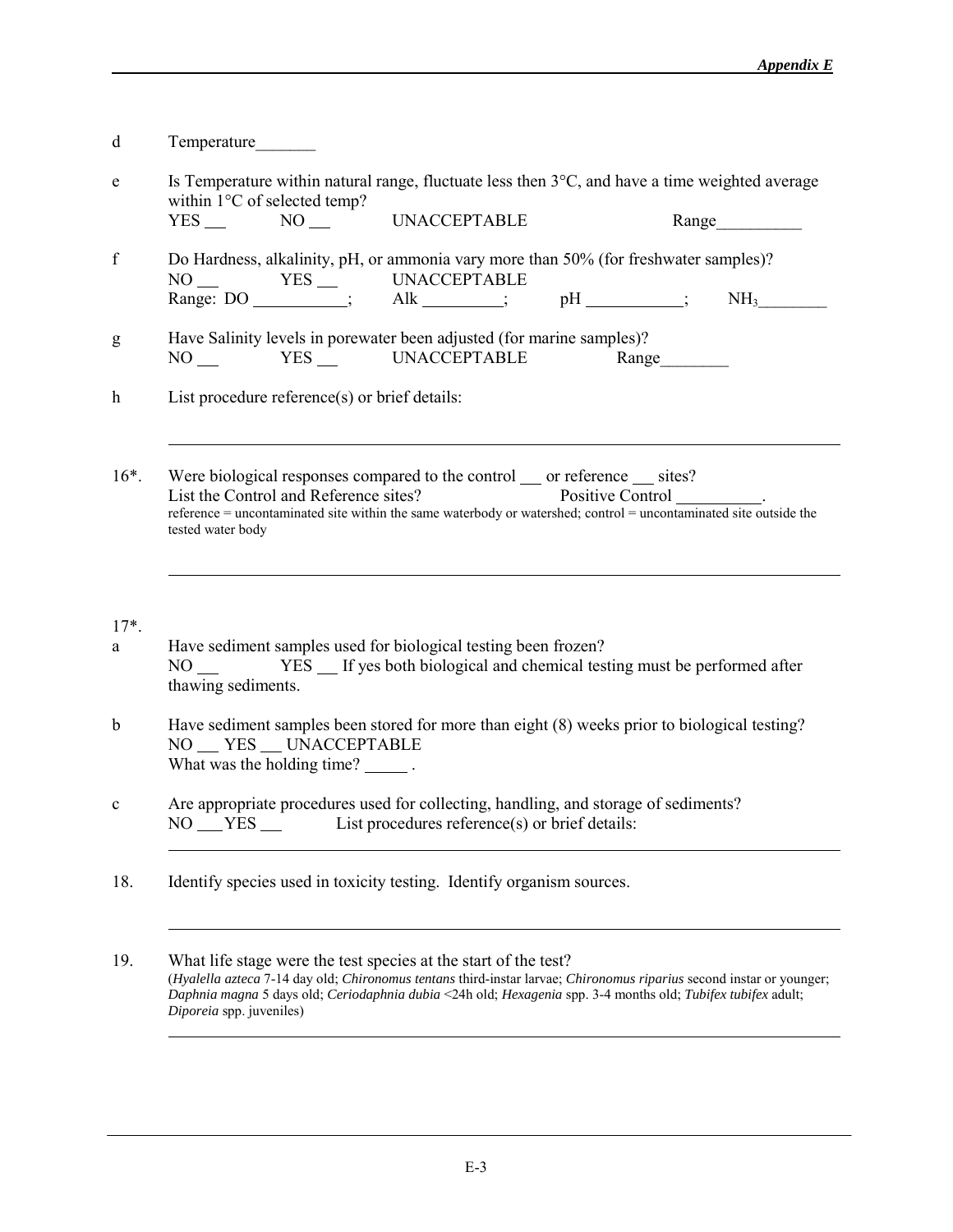d Temperature_______

e Is Temperature within natural range, fluctuate less then 3°C, and have a time weighted average within 1°C of selected temp?
YES __ NO __ UNACCEPTABLE Range__________

f Do Hardness, alkalinity, pH, or ammonia vary more than 50% (for freshwater samples)?
NO __ YES __ UNACCEPTABLE
Range: DO ___________; Alk _________; pH ___________; $NH_3$________

g Have Salinity levels in porewater been adjusted (for marine samples)?
NO __ YES __ UNACCEPTABLE Range________

h List procedure reference(s) or brief details:

---

16*. Were biological responses compared to the control __ or reference __ sites?
List the Control and Reference sites? Positive Control __________.
reference = uncontaminated site within the same waterbody or watershed; control = uncontaminated site outside the tested water body

---

17*.

a Have sediment samples used for biological testing been frozen?
NO __ YES __ If yes both biological and chemical testing must be performed after thawing sediments.

b Have sediment samples been stored for more than eight (8) weeks prior to biological testing?
NO __ YES __ UNACCEPTABLE
What was the holding time? _____ .

c Are appropriate procedures used for collecting, handling, and storage of sediments?
NO ___YES __ List procedures reference(s) or brief details:

---

18. Identify species used in toxicity testing. Identify organism sources.

---

19. What life stage were the test species at the start of the test?
(*Hyalella azteca* 7-14 day old; *Chironomus tentans* third-instar larvae; *Chironomus riparius* second instar or younger; *Daphnia magna* 5 days old; *Ceriodaphnia dubia* <24h old; *Hexagenia* spp. 3-4 months old; *Tubifex tubifex* adult; *Diporeia* spp. juveniles)

---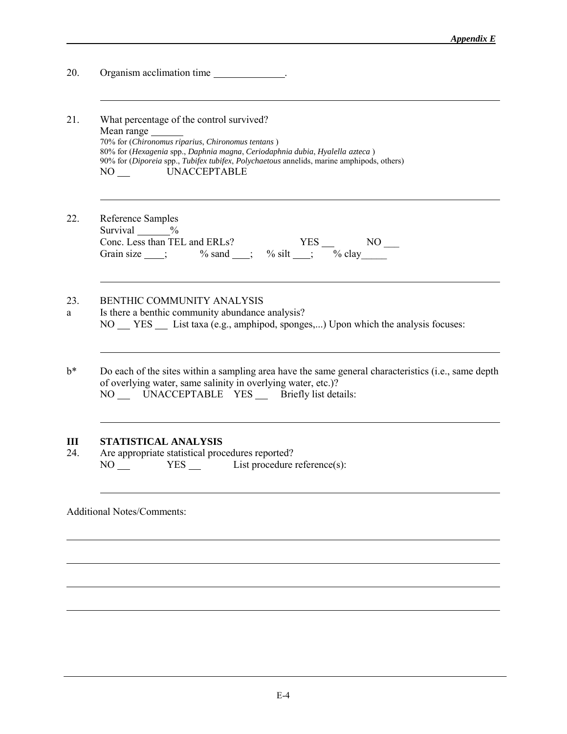20. Organism acclimation time ______________.

---

21. What percentage of the control survived?
    Mean range ______
    70% for (*Chironomus riparius*, *Chironomus tentans* )
    80% for (*Hexagenia* spp., *Daphnia magna*, *Ceriodaphnia dubia*, *Hyalella azteca* )
    90% for (*Diporeia* spp., *Tubifex tubifex*, *Polychaetous* annelids, marine amphipods, others)
    NO __ UNACCEPTABLE

---

22. Reference Samples
    Survival ______%
    Conc. Less than TEL and ERLs? YES __ NO ___
    Grain size ____; % sand ___; % silt ___; % clay_____

---

23. BENTHIC COMMUNITY ANALYSIS

a Is there a benthic community abundance analysis?
  NO __ YES __ List taxa (e.g., amphipod, sponges,...) Upon which the analysis focuses:

---

b* Do each of the sites within a sampling area have the same general characteristics (i.e., same depth of overlying water, same salinity in overlying water, etc.)?
   NO __ UNACCEPTABLE YES __ Briefly list details:

---

## III STATISTICAL ANALYSIS

24. Are appropriate statistical procedures reported?
    NO __ YES __ List procedure reference(s):

---

Additional Notes/Comments: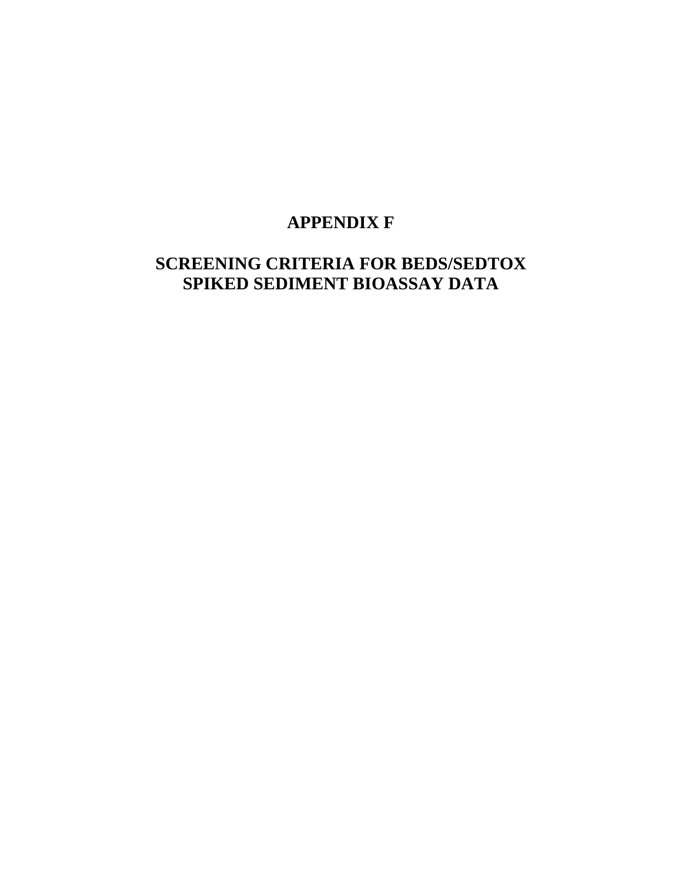# APPENDIX F

# SCREENING CRITERIA FOR BEDS/SEDTOX SPIKED SEDIMENT BIOASSAY DATA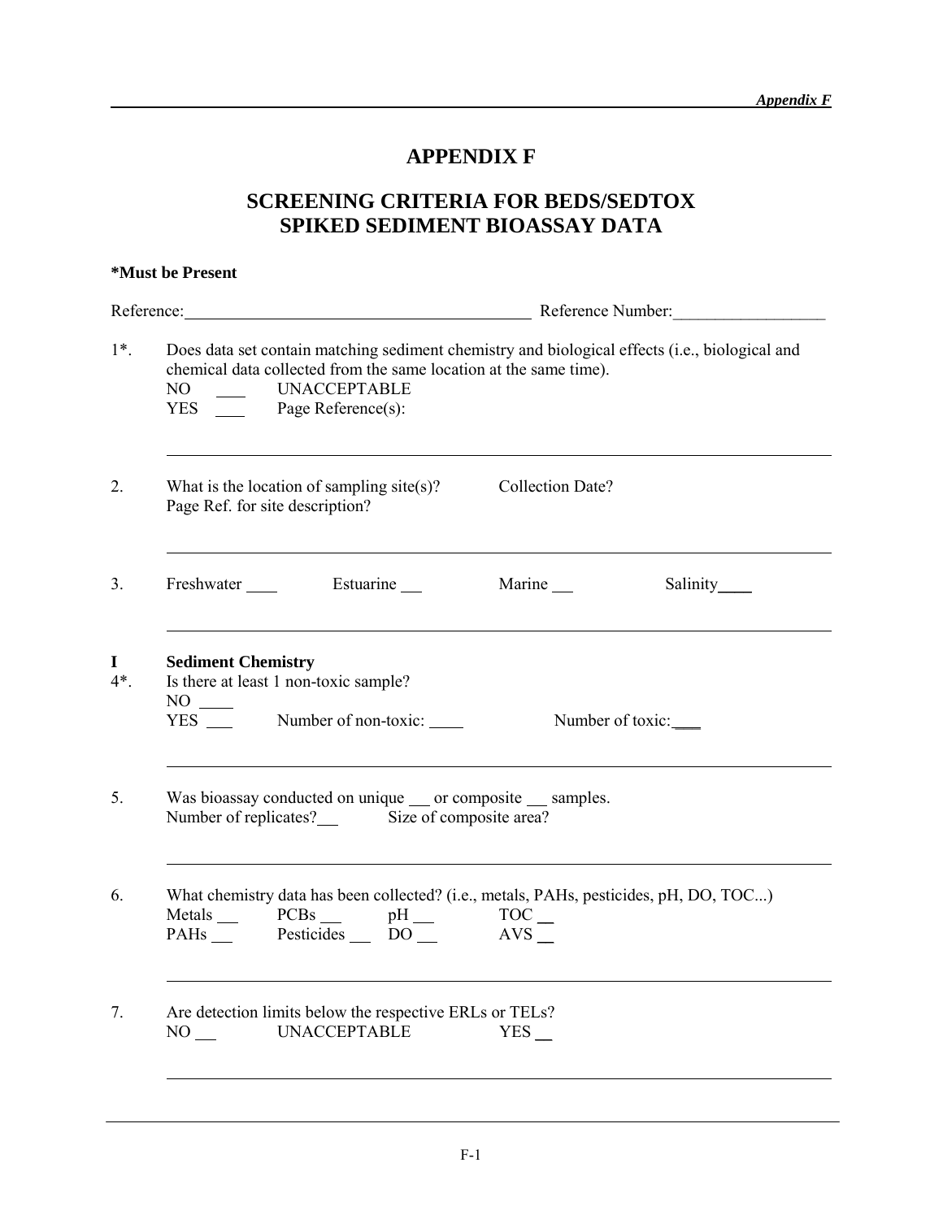# APPENDIX F

## SCREENING CRITERIA FOR BEDS/SEDTOX SPIKED SEDIMENT BIOASSAY DATA

**\*Must be Present**

Reference:\_\_\_\_\_\_\_\_\_\_\_\_\_\_\_\_\_\_\_\_\_\_\_\_\_\_\_\_\_\_\_\_\_\_\_\_\_\_\_\_ Reference Number:\_\_\_\_\_\_\_\_\_\_\_\_\_\_\_\_\_\_

1*. Does data set contain matching sediment chemistry and biological effects (i.e., biological and chemical data collected from the same location at the same time).
NO \_\_\_ UNACCEPTABLE
YES \_\_\_ Page Reference(s):

---

2. What is the location of sampling site(s)? Collection Date?
Page Ref. for site description?

---

3. Freshwater \_\_\_\_ Estuarine \_\_\_ Marine \_\_\_ Salinity\_\_\_\_

---

**I Sediment Chemistry**

4*. Is there at least 1 non-toxic sample?
NO \_\_\_\_
YES \_\_\_ Number of non-toxic: \_\_\_\_ Number of toxic:\_\_\_

---

5. Was bioassay conducted on unique \_\_ or composite \_\_ samples.
Number of replicates?\_\_ Size of composite area?

---

6. What chemistry data has been collected? (i.e., metals, PAHs, pesticides, pH, DO, TOC...)
Metals \_\_ PCBs \_\_ pH \_\_ TOC \_\_
PAHs \_\_ Pesticides \_\_ DO \_\_ AVS \_\_

---

7. Are detection limits below the respective ERLs or TELs?
NO \_\_ UNACCEPTABLE YES \_\_

---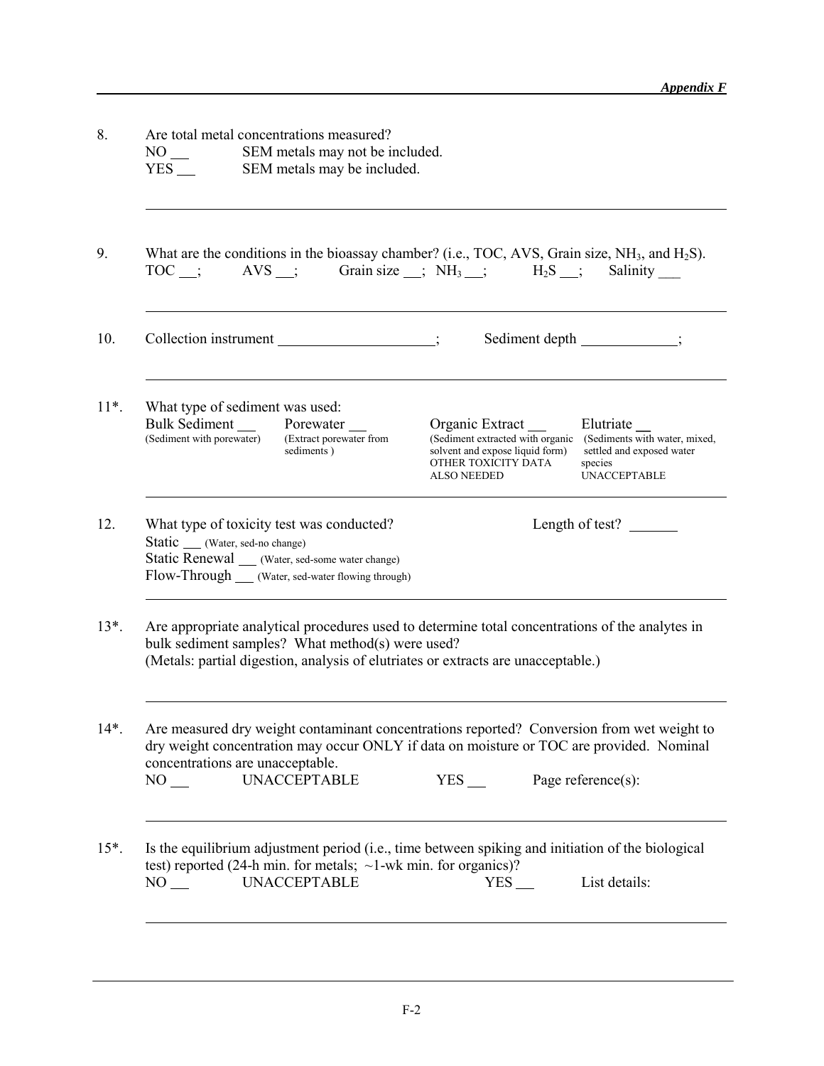8. Are total metal concentrations measured?
   NO \_\_ SEM metals may not be included.
   YES \_\_ SEM metals may be included.

---

9. What are the conditions in the bioassay chamber? (i.e., TOC, AVS, Grain size, $NH_3$, and $H_2S$).
   TOC \_\_; AVS \_\_; Grain size \_\_; $NH_3$ \_\_; $H_2S$ \_\_; Salinity \_\_\_

---

10. Collection instrument \_\_\_\_\_\_\_\_\_\_\_\_\_\_\_\_\_\_\_\_; Sediment depth \_\_\_\_\_\_\_\_\_\_\_\_;

---

11*. What type of sediment was used:

| Bulk Sediment \_\_ | Porewater \_\_ | Organic Extract \_\_ | Elutriate \_\_ |
|---|---|---|---|
| (Sediment with porewater) | (Extract porewater from sediments ) | (Sediment extracted with organic solvent and expose liquid form) OTHER TOXICITY DATA ALSO NEEDED | (Sediments with water, mixed, settled and exposed water species UNACCEPTABLE |

---

12. What type of toxicity test was conducted? Length of test? \_\_\_\_\_\_
    Static \_\_\_ (Water, sed-no change)
    Static Renewal \_\_\_ (Water, sed-some water change)
    Flow-Through \_\_\_ (Water, sed-water flowing through)

---

13*. Are appropriate analytical procedures used to determine total concentrations of the analytes in bulk sediment samples? What method(s) were used?
     (Metals: partial digestion, analysis of elutriates or extracts are unacceptable.)

---

14*. Are measured dry weight contaminant concentrations reported? Conversion from wet weight to dry weight concentration may occur ONLY if data on moisture or TOC are provided. Nominal concentrations are unacceptable.
     NO \_\_ UNACCEPTABLE YES \_\_ Page reference(s):

---

15*. Is the equilibrium adjustment period (i.e., time between spiking and initiation of the biological test) reported (24-h min. for metals; ~1-wk min. for organics)?
     NO \_\_ UNACCEPTABLE YES \_\_ List details: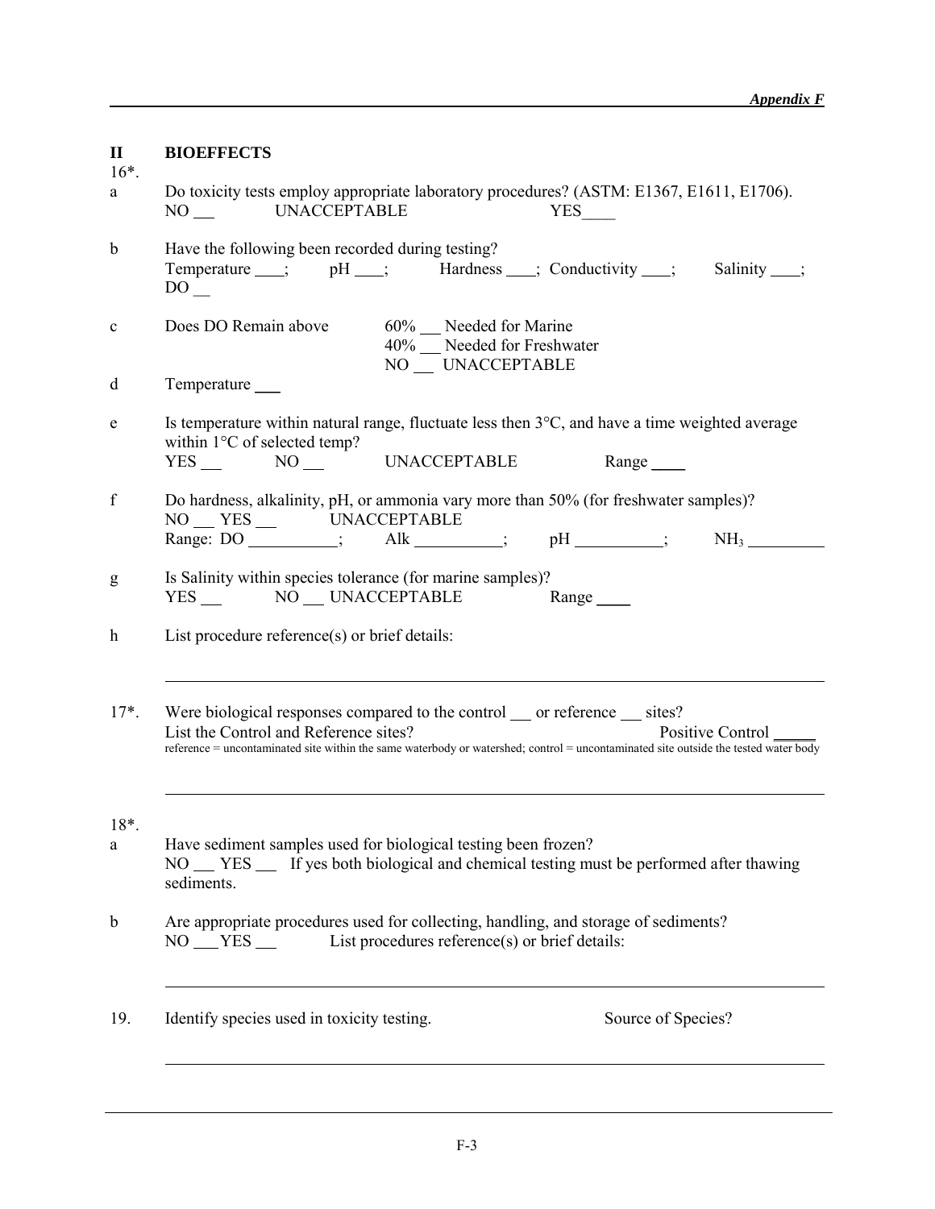## II BIOEFFECTS

16*.

a Do toxicity tests employ appropriate laboratory procedures? (ASTM: E1367, E1611, E1706).
NO ___ UNACCEPTABLE YES____

b Have the following been recorded during testing?
Temperature ___; pH ___; Hardness ___; Conductivity ___; Salinity ___; DO __

c Does DO Remain above 60% __ Needed for Marine
40% __ Needed for Freshwater
NO __ UNACCEPTABLE

d Temperature ___

e Is temperature within natural range, fluctuate less then 3°C, and have a time weighted average within 1°C of selected temp?
YES __ NO __ UNACCEPTABLE Range ____

f Do hardness, alkalinity, pH, or ammonia vary more than 50% (for freshwater samples)?
NO __ YES __ UNACCEPTABLE
Range: DO __________; Alk __________; pH __________; $NH_3$ _________

g Is Salinity within species tolerance (for marine samples)?
YES __ NO __ UNACCEPTABLE Range ____

h List procedure reference(s) or brief details:

___________________________________________________________________________

17*. Were biological responses compared to the control __ or reference __ sites?
List the Control and Reference sites? Positive Control _____
reference = uncontaminated site within the same waterbody or watershed; control = uncontaminated site outside the tested water body

___________________________________________________________________________

18*.

a Have sediment samples used for biological testing been frozen?
NO __ YES __ If yes both biological and chemical testing must be performed after thawing sediments.

b Are appropriate procedures used for collecting, handling, and storage of sediments?
NO ___YES __ List procedures reference(s) or brief details:

___________________________________________________________________________

19. Identify species used in toxicity testing. Source of Species?

___________________________________________________________________________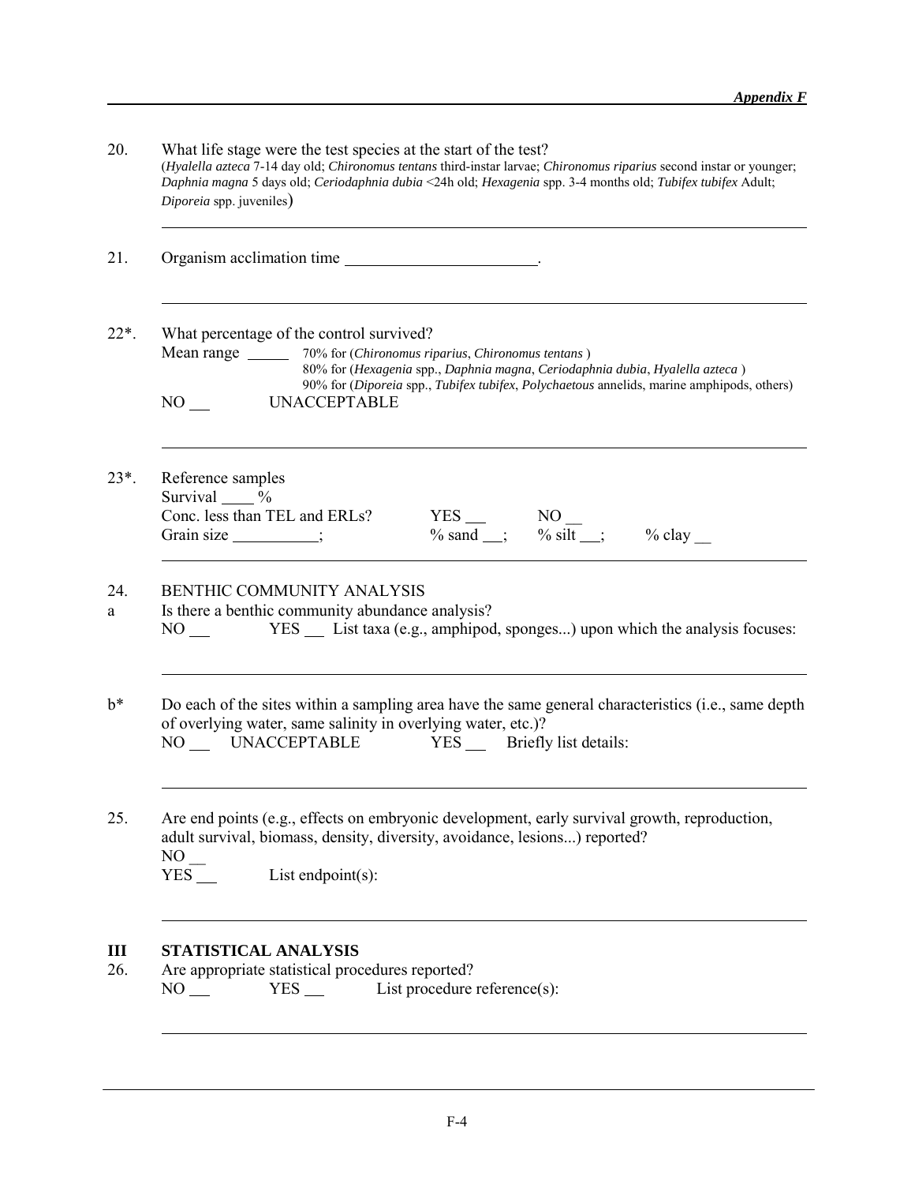20. What life stage were the test species at the start of the test?
(*Hyalella azteca* 7-14 day old; *Chironomus tentans* third-instar larvae; *Chironomus riparius* second instar or younger; *Daphnia magna* 5 days old; *Ceriodaphnia dubia* <24h old; *Hexagenia* spp. 3-4 months old; *Tubifex tubifex* Adult; *Diporeia* spp. juveniles)

---

21. Organism acclimation time ______________________.

---

22*. What percentage of the control survived?
Mean range _____ 70% for (*Chironomus riparius*, *Chironomus tentans* )
80% for (*Hexagenia* spp., *Daphnia magna*, *Ceriodaphnia dubia*, *Hyalella azteca* )
90% for (*Diporeia* spp., *Tubifex tubifex*, *Polychaetous* annelids, marine amphipods, others)
NO __ UNACCEPTABLE

---

23*. Reference samples
Survival ____ %
Conc. less than TEL and ERLs? YES __ NO __
Grain size __________; % sand __; % silt __; % clay __

---

24. BENTHIC COMMUNITY ANALYSIS

a Is there a benthic community abundance analysis?
NO __ YES __ List taxa (e.g., amphipod, sponges...) upon which the analysis focuses:

---

b* Do each of the sites within a sampling area have the same general characteristics (i.e., same depth of overlying water, same salinity in overlying water, etc.)?
NO __ UNACCEPTABLE YES __ Briefly list details:

---

25. Are end points (e.g., effects on embryonic development, early survival growth, reproduction, adult survival, biomass, density, diversity, avoidance, lesions...) reported?
NO __
YES __ List endpoint(s):

---

## III STATISTICAL ANALYSIS

26. Are appropriate statistical procedures reported?
NO __ YES __ List procedure reference(s):

---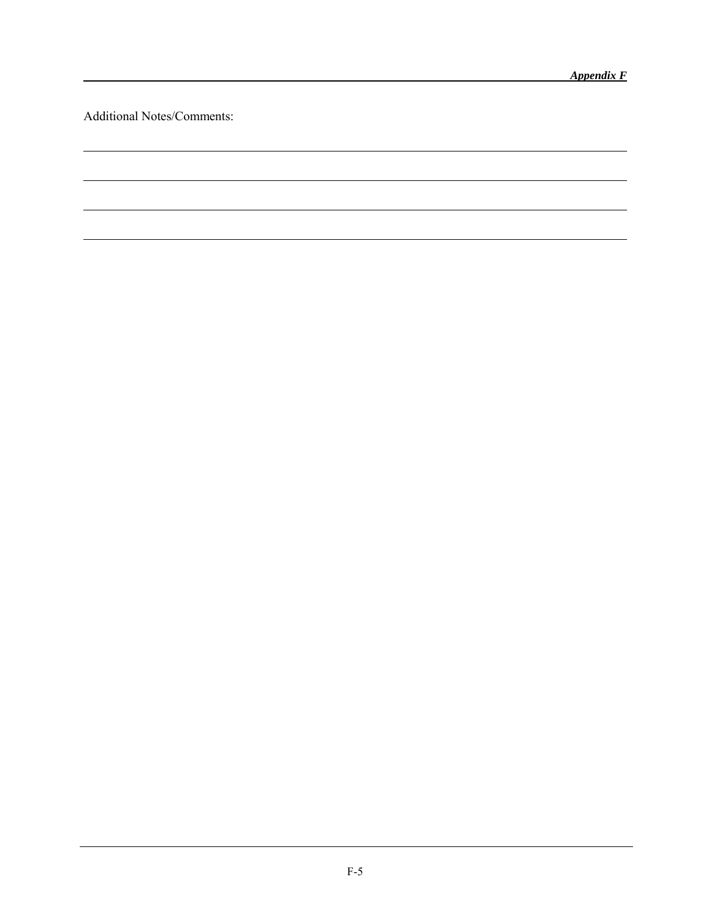Additional Notes/Comments:

___

___

___

___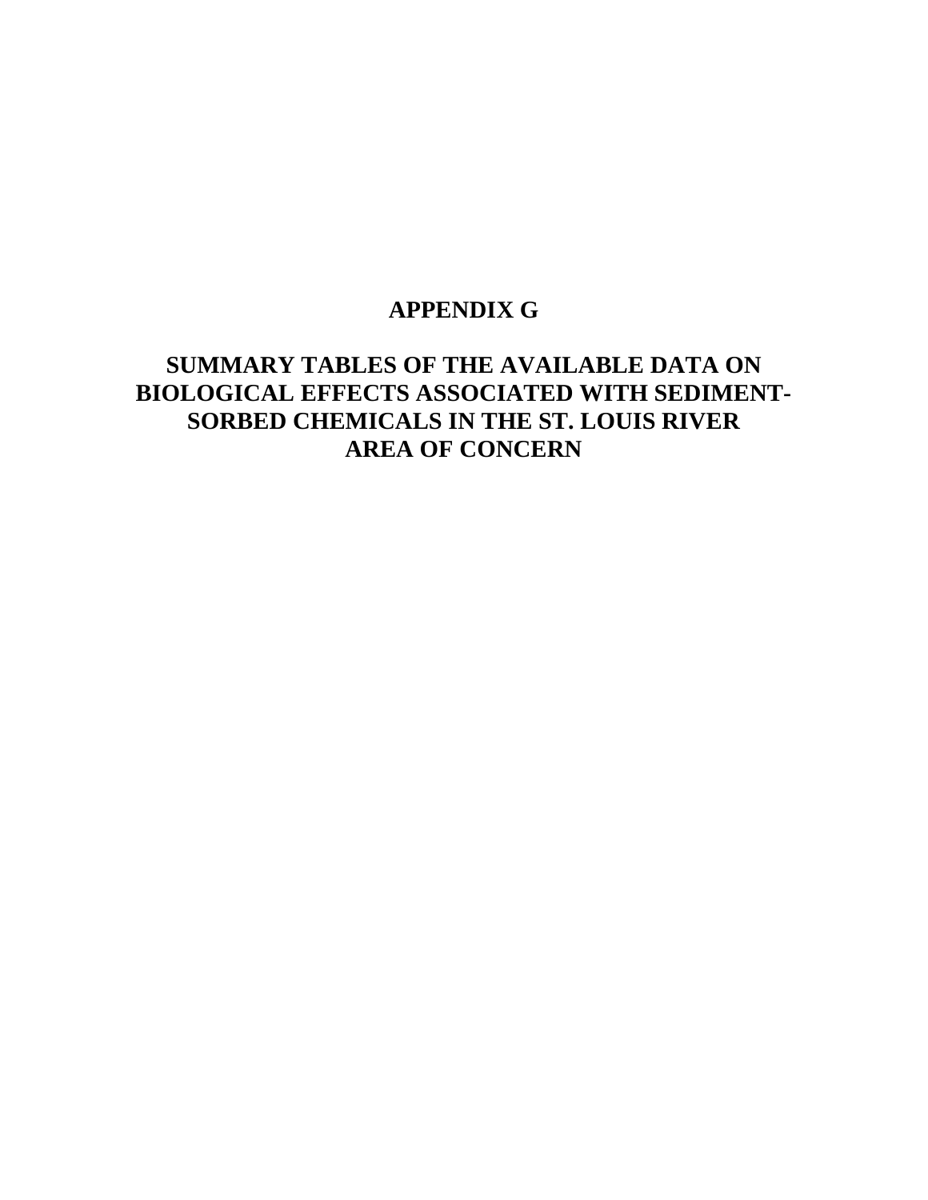# APPENDIX G

## SUMMARY TABLES OF THE AVAILABLE DATA ON BIOLOGICAL EFFECTS ASSOCIATED WITH SEDIMENT-SORBED CHEMICALS IN THE ST. LOUIS RIVER AREA OF CONCERN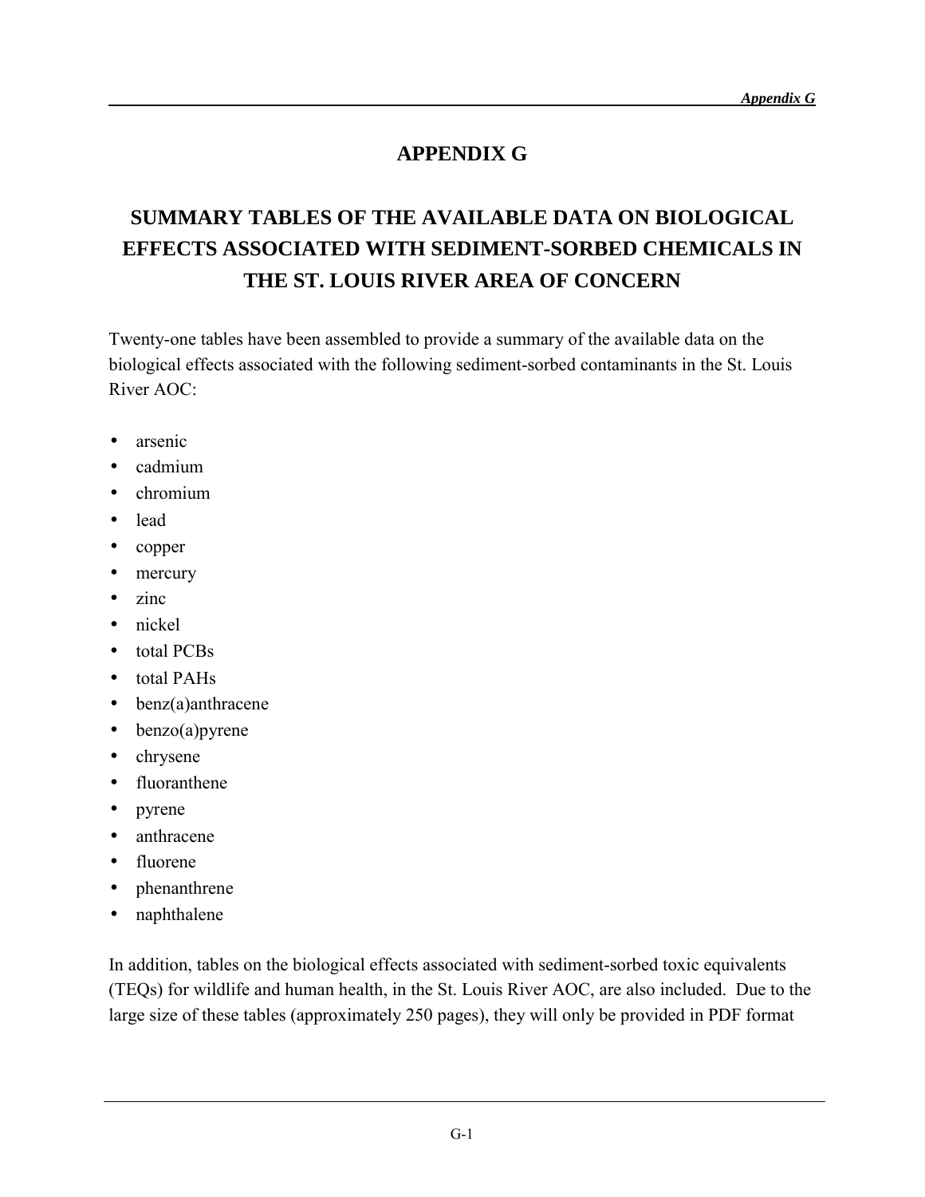# APPENDIX G

## SUMMARY TABLES OF THE AVAILABLE DATA ON BIOLOGICAL EFFECTS ASSOCIATED WITH SEDIMENT-SORBED CHEMICALS IN THE ST. LOUIS RIVER AREA OF CONCERN

Twenty-one tables have been assembled to provide a summary of the available data on the biological effects associated with the following sediment-sorbed contaminants in the St. Louis River AOC:

- arsenic
- cadmium
- chromium
- lead
- copper
- mercury
- zinc
- nickel
- total PCBs
- total PAHs
- benz(a)anthracene
- benzo(a)pyrene
- chrysene
- fluoranthene
- pyrene
- anthracene
- fluorene
- phenanthrene
- naphthalene

In addition, tables on the biological effects associated with sediment-sorbed toxic equivalents (TEQs) for wildlife and human health, in the St. Louis River AOC, are also included. Due to the large size of these tables (approximately 250 pages), they will only be provided in PDF format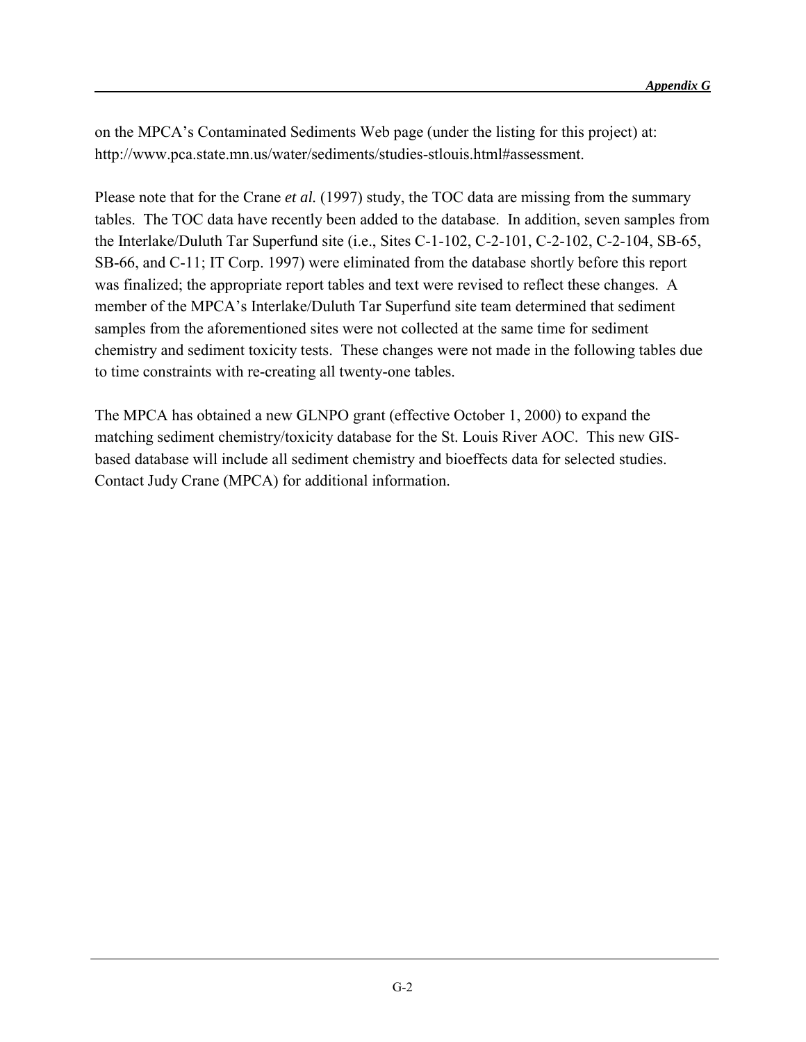on the MPCA's Contaminated Sediments Web page (under the listing for this project) at: http://www.pca.state.mn.us/water/sediments/studies-stlouis.html#assessment.

Please note that for the Crane *et al.* (1997) study, the TOC data are missing from the summary tables. The TOC data have recently been added to the database. In addition, seven samples from the Interlake/Duluth Tar Superfund site (i.e., Sites C-1-102, C-2-101, C-2-102, C-2-104, SB-65, SB-66, and C-11; IT Corp. 1997) were eliminated from the database shortly before this report was finalized; the appropriate report tables and text were revised to reflect these changes. A member of the MPCA's Interlake/Duluth Tar Superfund site team determined that sediment samples from the aforementioned sites were not collected at the same time for sediment chemistry and sediment toxicity tests. These changes were not made in the following tables due to time constraints with re-creating all twenty-one tables.

The MPCA has obtained a new GLNPO grant (effective October 1, 2000) to expand the matching sediment chemistry/toxicity database for the St. Louis River AOC. This new GIS-based database will include all sediment chemistry and bioeffects data for selected studies. Contact Judy Crane (MPCA) for additional information.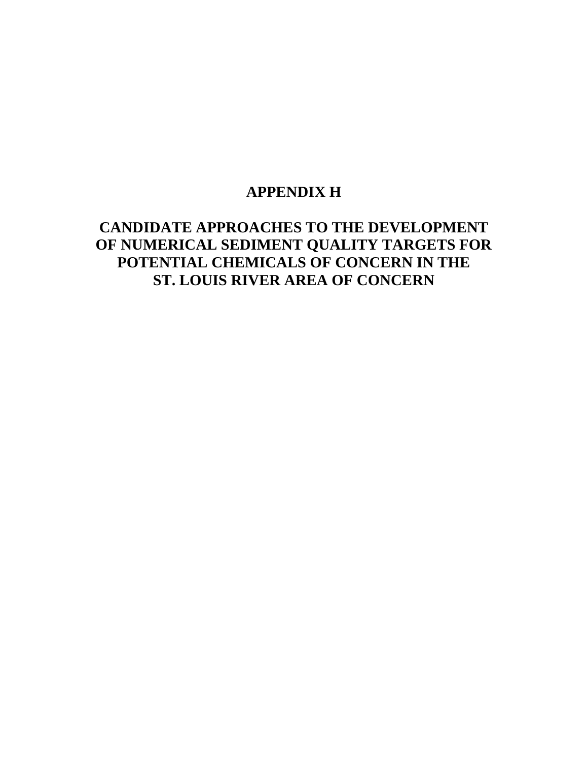# APPENDIX H

# CANDIDATE APPROACHES TO THE DEVELOPMENT OF NUMERICAL SEDIMENT QUALITY TARGETS FOR POTENTIAL CHEMICALS OF CONCERN IN THE ST. LOUIS RIVER AREA OF CONCERN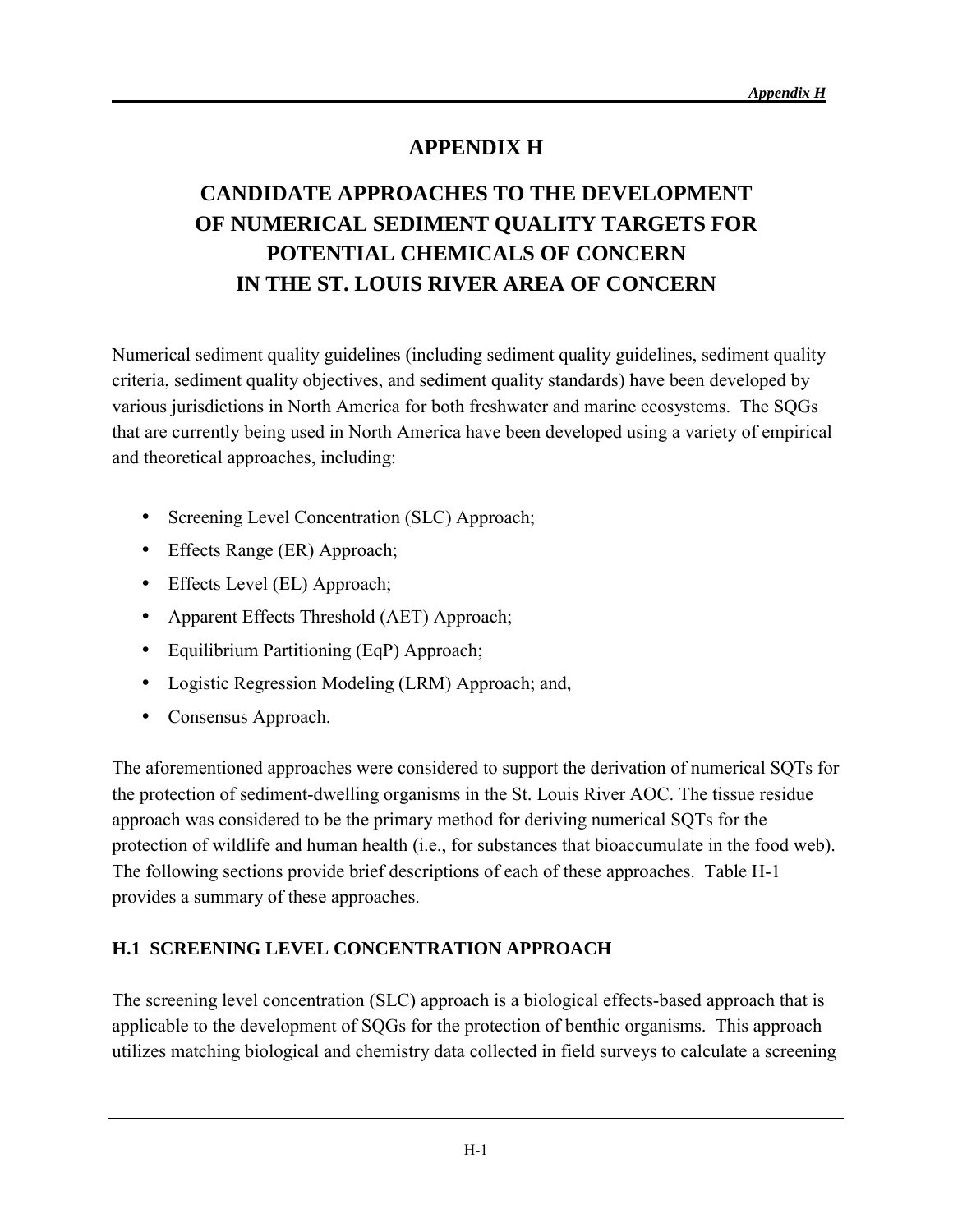# APPENDIX H

# CANDIDATE APPROACHES TO THE DEVELOPMENT OF NUMERICAL SEDIMENT QUALITY TARGETS FOR POTENTIAL CHEMICALS OF CONCERN IN THE ST. LOUIS RIVER AREA OF CONCERN

Numerical sediment quality guidelines (including sediment quality guidelines, sediment quality criteria, sediment quality objectives, and sediment quality standards) have been developed by various jurisdictions in North America for both freshwater and marine ecosystems. The SQGs that are currently being used in North America have been developed using a variety of empirical and theoretical approaches, including:

- Screening Level Concentration (SLC) Approach;
- Effects Range (ER) Approach;
- Effects Level (EL) Approach;
- Apparent Effects Threshold (AET) Approach;
- Equilibrium Partitioning (EqP) Approach;
- Logistic Regression Modeling (LRM) Approach; and,
- Consensus Approach.

The aforementioned approaches were considered to support the derivation of numerical SQTs for the protection of sediment-dwelling organisms in the St. Louis River AOC. The tissue residue approach was considered to be the primary method for deriving numerical SQTs for the protection of wildlife and human health (i.e., for substances that bioaccumulate in the food web). The following sections provide brief descriptions of each of these approaches. Table H-1 provides a summary of these approaches.

## H.1 SCREENING LEVEL CONCENTRATION APPROACH

The screening level concentration (SLC) approach is a biological effects-based approach that is applicable to the development of SQGs for the protection of benthic organisms. This approach utilizes matching biological and chemistry data collected in field surveys to calculate a screening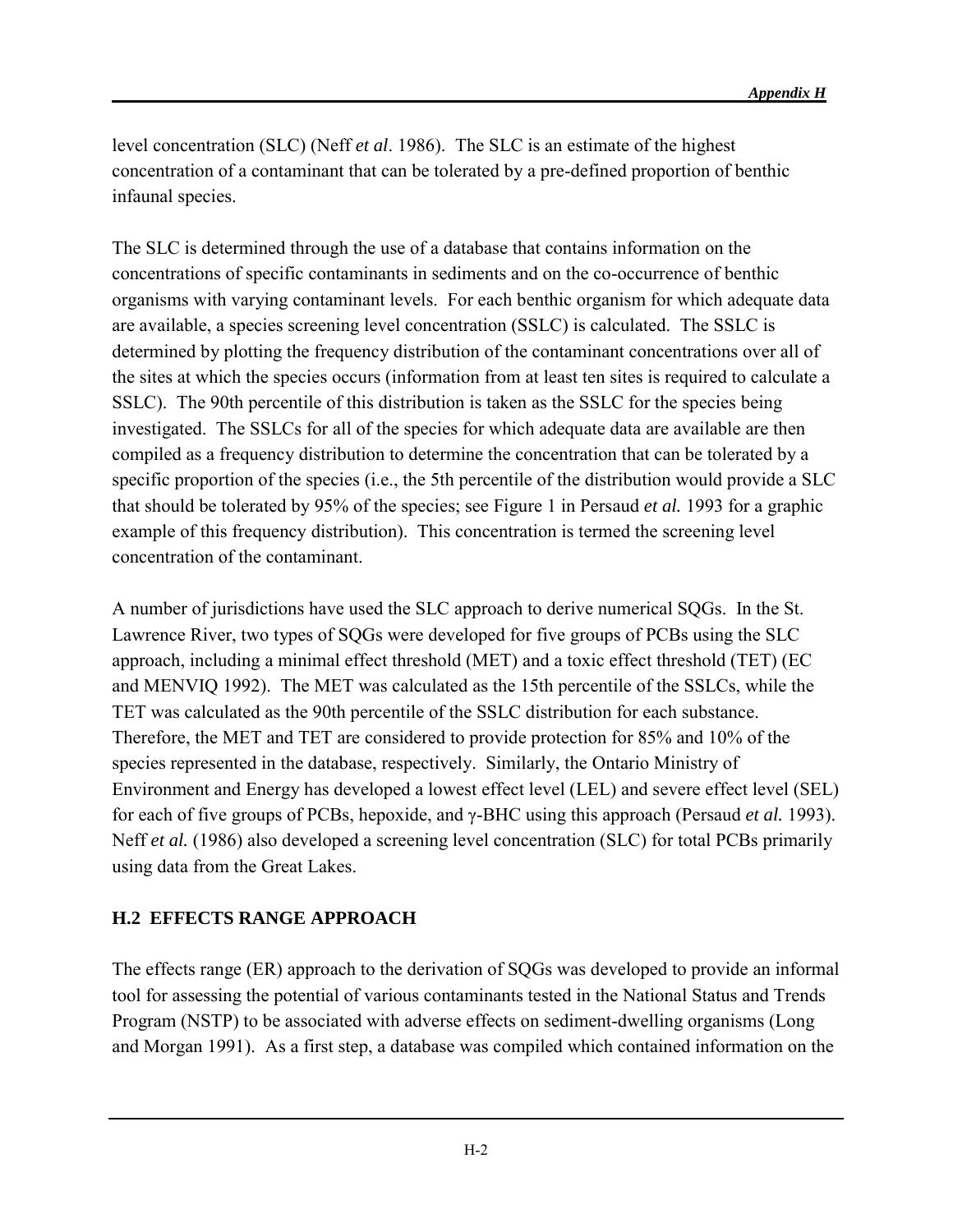level concentration (SLC) (Neff *et al*. 1986). The SLC is an estimate of the highest concentration of a contaminant that can be tolerated by a pre-defined proportion of benthic infaunal species.

The SLC is determined through the use of a database that contains information on the concentrations of specific contaminants in sediments and on the co-occurrence of benthic organisms with varying contaminant levels. For each benthic organism for which adequate data are available, a species screening level concentration (SSLC) is calculated. The SSLC is determined by plotting the frequency distribution of the contaminant concentrations over all of the sites at which the species occurs (information from at least ten sites is required to calculate a SSLC). The 90th percentile of this distribution is taken as the SSLC for the species being investigated. The SSLCs for all of the species for which adequate data are available are then compiled as a frequency distribution to determine the concentration that can be tolerated by a specific proportion of the species (i.e., the 5th percentile of the distribution would provide a SLC that should be tolerated by 95% of the species; see Figure 1 in Persaud *et al.* 1993 for a graphic example of this frequency distribution). This concentration is termed the screening level concentration of the contaminant.

A number of jurisdictions have used the SLC approach to derive numerical SQGs. In the St. Lawrence River, two types of SQGs were developed for five groups of PCBs using the SLC approach, including a minimal effect threshold (MET) and a toxic effect threshold (TET) (EC and MENVIQ 1992). The MET was calculated as the 15th percentile of the SSLCs, while the TET was calculated as the 90th percentile of the SSLC distribution for each substance. Therefore, the MET and TET are considered to provide protection for 85% and 10% of the species represented in the database, respectively. Similarly, the Ontario Ministry of Environment and Energy has developed a lowest effect level (LEL) and severe effect level (SEL) for each of five groups of PCBs, hepoxide, and γ-BHC using this approach (Persaud *et al.* 1993). Neff *et al.* (1986) also developed a screening level concentration (SLC) for total PCBs primarily using data from the Great Lakes.

## H.2 EFFECTS RANGE APPROACH

The effects range (ER) approach to the derivation of SQGs was developed to provide an informal tool for assessing the potential of various contaminants tested in the National Status and Trends Program (NSTP) to be associated with adverse effects on sediment-dwelling organisms (Long and Morgan 1991). As a first step, a database was compiled which contained information on the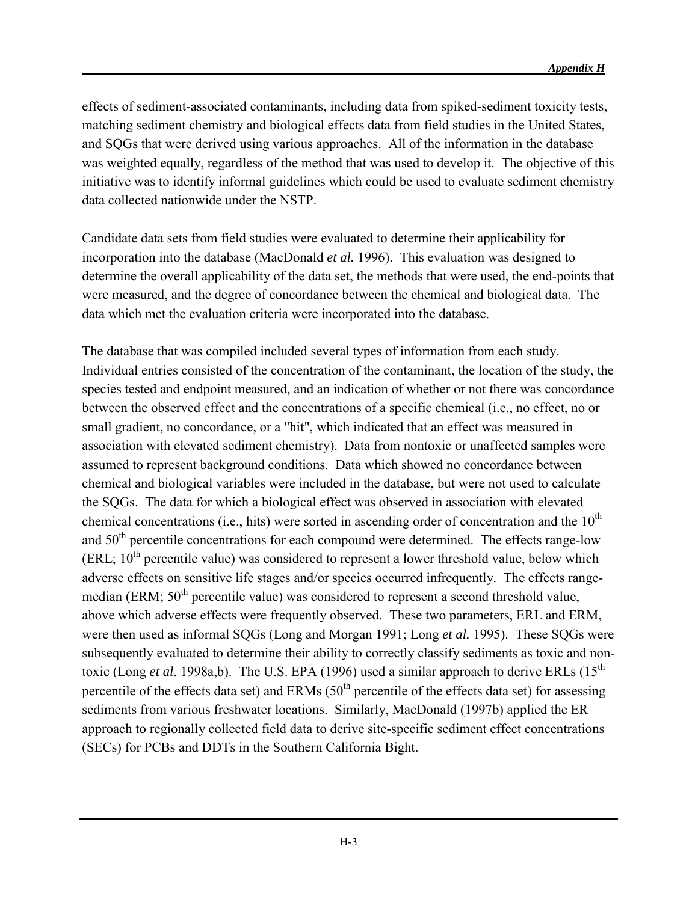effects of sediment-associated contaminants, including data from spiked-sediment toxicity tests, matching sediment chemistry and biological effects data from field studies in the United States, and SQGs that were derived using various approaches. All of the information in the database was weighted equally, regardless of the method that was used to develop it. The objective of this initiative was to identify informal guidelines which could be used to evaluate sediment chemistry data collected nationwide under the NSTP.

Candidate data sets from field studies were evaluated to determine their applicability for incorporation into the database (MacDonald *et al.* 1996). This evaluation was designed to determine the overall applicability of the data set, the methods that were used, the end-points that were measured, and the degree of concordance between the chemical and biological data. The data which met the evaluation criteria were incorporated into the database.

The database that was compiled included several types of information from each study. Individual entries consisted of the concentration of the contaminant, the location of the study, the species tested and endpoint measured, and an indication of whether or not there was concordance between the observed effect and the concentrations of a specific chemical (i.e., no effect, no or small gradient, no concordance, or a "hit", which indicated that an effect was measured in association with elevated sediment chemistry). Data from nontoxic or unaffected samples were assumed to represent background conditions. Data which showed no concordance between chemical and biological variables were included in the database, but were not used to calculate the SQGs. The data for which a biological effect was observed in association with elevated chemical concentrations (i.e., hits) were sorted in ascending order of concentration and the $10^{th}$ and $50^{th}$ percentile concentrations for each compound were determined. The effects range-low (ERL; $10^{th}$ percentile value) was considered to represent a lower threshold value, below which adverse effects on sensitive life stages and/or species occurred infrequently. The effects range-median (ERM; $50^{th}$ percentile value) was considered to represent a second threshold value, above which adverse effects were frequently observed. These two parameters, ERL and ERM, were then used as informal SQGs (Long and Morgan 1991; Long *et al.* 1995). These SQGs were subsequently evaluated to determine their ability to correctly classify sediments as toxic and non-toxic (Long *et al*. 1998a,b). The U.S. EPA (1996) used a similar approach to derive ERLs ($15^{th}$ percentile of the effects data set) and ERMs ($50^{th}$ percentile of the effects data set) for assessing sediments from various freshwater locations. Similarly, MacDonald (1997b) applied the ER approach to regionally collected field data to derive site-specific sediment effect concentrations (SECs) for PCBs and DDTs in the Southern California Bight.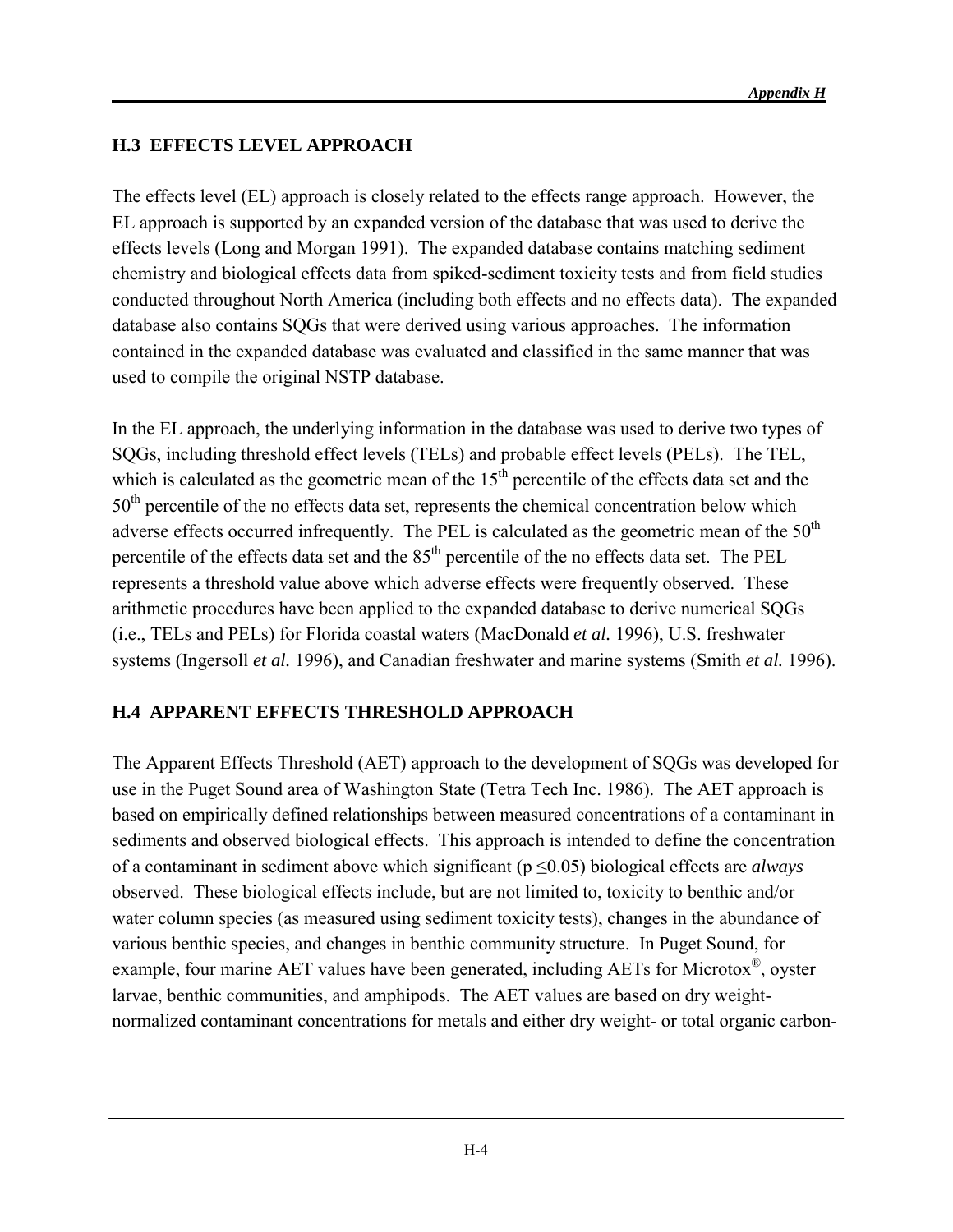## H.3 EFFECTS LEVEL APPROACH

The effects level (EL) approach is closely related to the effects range approach. However, the EL approach is supported by an expanded version of the database that was used to derive the effects levels (Long and Morgan 1991). The expanded database contains matching sediment chemistry and biological effects data from spiked-sediment toxicity tests and from field studies conducted throughout North America (including both effects and no effects data). The expanded database also contains SQGs that were derived using various approaches. The information contained in the expanded database was evaluated and classified in the same manner that was used to compile the original NSTP database.

In the EL approach, the underlying information in the database was used to derive two types of SQGs, including threshold effect levels (TELs) and probable effect levels (PELs). The TEL, which is calculated as the geometric mean of the 15$^{th}$ percentile of the effects data set and the 50$^{th}$ percentile of the no effects data set, represents the chemical concentration below which adverse effects occurred infrequently. The PEL is calculated as the geometric mean of the 50$^{th}$ percentile of the effects data set and the 85$^{th}$ percentile of the no effects data set. The PEL represents a threshold value above which adverse effects were frequently observed. These arithmetic procedures have been applied to the expanded database to derive numerical SQGs (i.e., TELs and PELs) for Florida coastal waters (MacDonald *et al.* 1996), U.S. freshwater systems (Ingersoll *et al.* 1996), and Canadian freshwater and marine systems (Smith *et al.* 1996).

## H.4 APPARENT EFFECTS THRESHOLD APPROACH

The Apparent Effects Threshold (AET) approach to the development of SQGs was developed for use in the Puget Sound area of Washington State (Tetra Tech Inc. 1986). The AET approach is based on empirically defined relationships between measured concentrations of a contaminant in sediments and observed biological effects. This approach is intended to define the concentration of a contaminant in sediment above which significant ($p \leq 0.05$) biological effects are *always* observed. These biological effects include, but are not limited to, toxicity to benthic and/or water column species (as measured using sediment toxicity tests), changes in the abundance of various benthic species, and changes in benthic community structure. In Puget Sound, for example, four marine AET values have been generated, including AETs for Microtox®, oyster larvae, benthic communities, and amphipods. The AET values are based on dry weight-normalized contaminant concentrations for metals and either dry weight- or total organic carbon-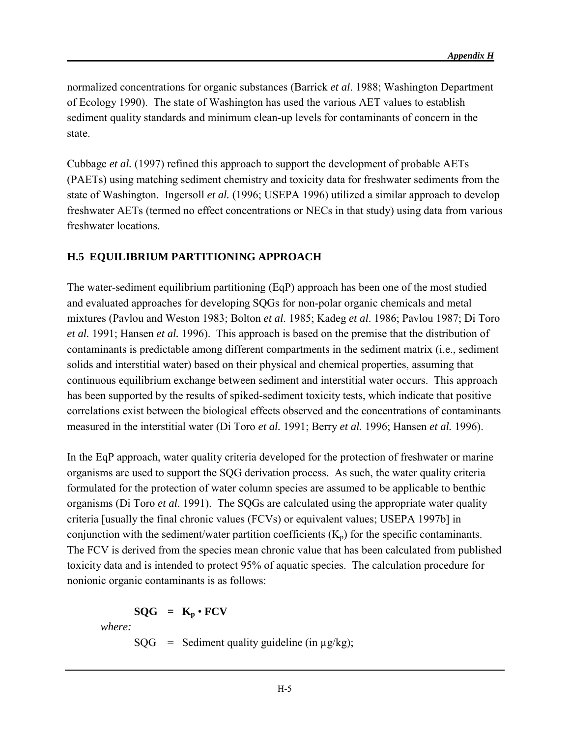normalized concentrations for organic substances (Barrick *et al*. 1988; Washington Department of Ecology 1990). The state of Washington has used the various AET values to establish sediment quality standards and minimum clean-up levels for contaminants of concern in the state.

Cubbage *et al.* (1997) refined this approach to support the development of probable AETs (PAETs) using matching sediment chemistry and toxicity data for freshwater sediments from the state of Washington. Ingersoll *et al.* (1996; USEPA 1996) utilized a similar approach to develop freshwater AETs (termed no effect concentrations or NECs in that study) using data from various freshwater locations.

## H.5 EQUILIBRIUM PARTITIONING APPROACH

The water-sediment equilibrium partitioning (EqP) approach has been one of the most studied and evaluated approaches for developing SQGs for non-polar organic chemicals and metal mixtures (Pavlou and Weston 1983; Bolton *et al*. 1985; Kadeg *et al*. 1986; Pavlou 1987; Di Toro *et al.* 1991; Hansen *et al.* 1996). This approach is based on the premise that the distribution of contaminants is predictable among different compartments in the sediment matrix (i.e., sediment solids and interstitial water) based on their physical and chemical properties, assuming that continuous equilibrium exchange between sediment and interstitial water occurs. This approach has been supported by the results of spiked-sediment toxicity tests, which indicate that positive correlations exist between the biological effects observed and the concentrations of contaminants measured in the interstitial water (Di Toro *et al.* 1991; Berry *et al.* 1996; Hansen *et al.* 1996).

In the EqP approach, water quality criteria developed for the protection of freshwater or marine organisms are used to support the SQG derivation process. As such, the water quality criteria formulated for the protection of water column species are assumed to be applicable to benthic organisms (Di Toro *et al*. 1991). The SQGs are calculated using the appropriate water quality criteria [usually the final chronic values (FCVs) or equivalent values; USEPA 1997b] in conjunction with the sediment/water partition coefficients ($K_p$) for the specific contaminants. The FCV is derived from the species mean chronic value that has been calculated from published toxicity data and is intended to protect 95% of aquatic species. The calculation procedure for nonionic organic contaminants is as follows:

$$\mathbf{SQG = K_p \cdot FCV}$$

*where:*

SQG = Sediment quality guideline (in µg/kg);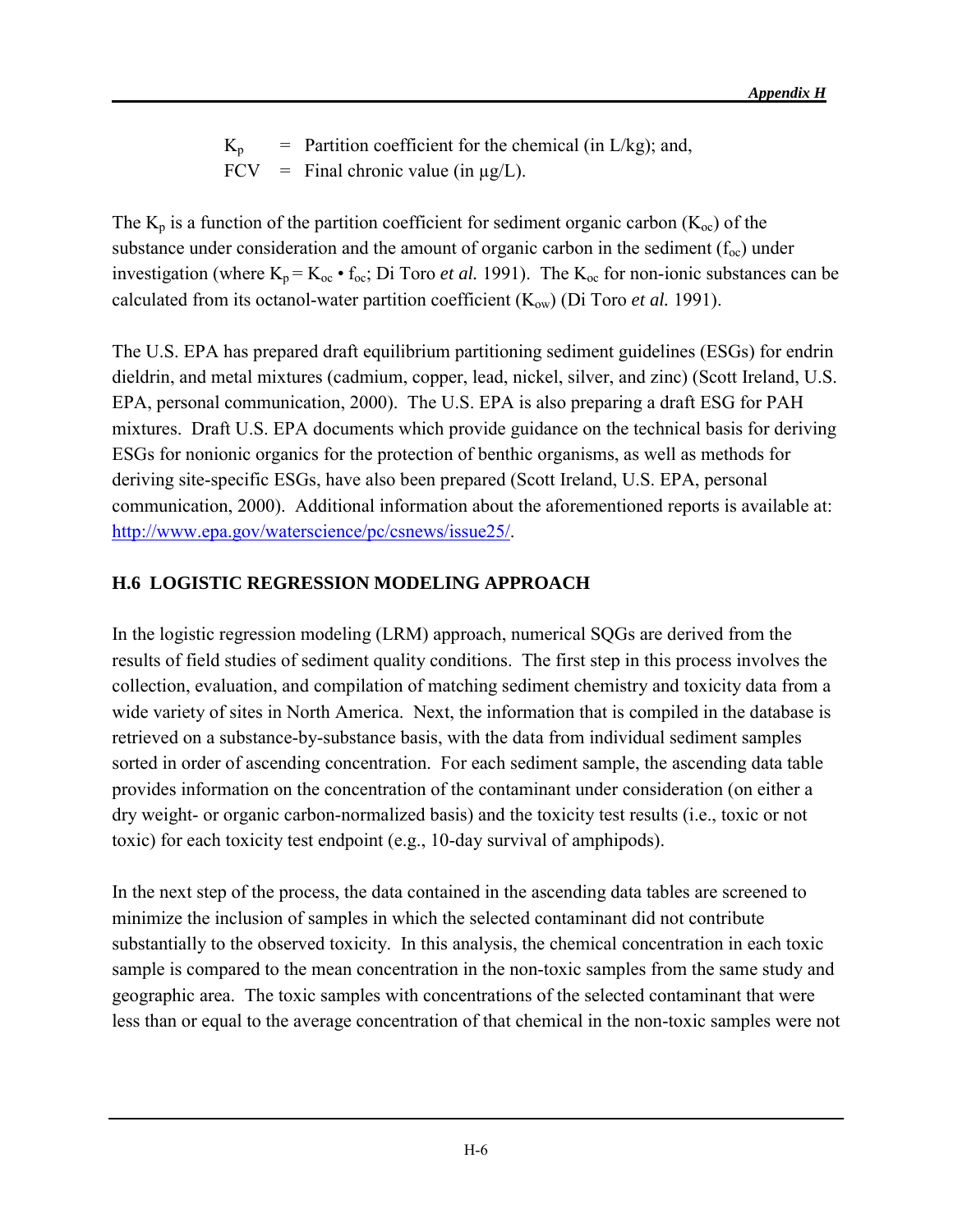$K_p$ = Partition coefficient for the chemical (in L/kg); and,
FCV = Final chronic value (in µg/L).

The $K_p$ is a function of the partition coefficient for sediment organic carbon ($K_{oc}$) of the substance under consideration and the amount of organic carbon in the sediment ($f_{oc}$) under investigation (where $K_p = K_{oc} \bullet f_{oc}$; Di Toro *et al.* 1991). The $K_{oc}$ for non-ionic substances can be calculated from its octanol-water partition coefficient ($K_{ow}$) (Di Toro *et al.* 1991).

The U.S. EPA has prepared draft equilibrium partitioning sediment guidelines (ESGs) for endrin dieldrin, and metal mixtures (cadmium, copper, lead, nickel, silver, and zinc) (Scott Ireland, U.S. EPA, personal communication, 2000). The U.S. EPA is also preparing a draft ESG for PAH mixtures. Draft U.S. EPA documents which provide guidance on the technical basis for deriving ESGs for nonionic organics for the protection of benthic organisms, as well as methods for deriving site-specific ESGs, have also been prepared (Scott Ireland, U.S. EPA, personal communication, 2000). Additional information about the aforementioned reports is available at: http://www.epa.gov/waterscience/pc/csnews/issue25/.

## H.6 LOGISTIC REGRESSION MODELING APPROACH

In the logistic regression modeling (LRM) approach, numerical SQGs are derived from the results of field studies of sediment quality conditions. The first step in this process involves the collection, evaluation, and compilation of matching sediment chemistry and toxicity data from a wide variety of sites in North America. Next, the information that is compiled in the database is retrieved on a substance-by-substance basis, with the data from individual sediment samples sorted in order of ascending concentration. For each sediment sample, the ascending data table provides information on the concentration of the contaminant under consideration (on either a dry weight- or organic carbon-normalized basis) and the toxicity test results (i.e., toxic or not toxic) for each toxicity test endpoint (e.g., 10-day survival of amphipods).

In the next step of the process, the data contained in the ascending data tables are screened to minimize the inclusion of samples in which the selected contaminant did not contribute substantially to the observed toxicity. In this analysis, the chemical concentration in each toxic sample is compared to the mean concentration in the non-toxic samples from the same study and geographic area. The toxic samples with concentrations of the selected contaminant that were less than or equal to the average concentration of that chemical in the non-toxic samples were not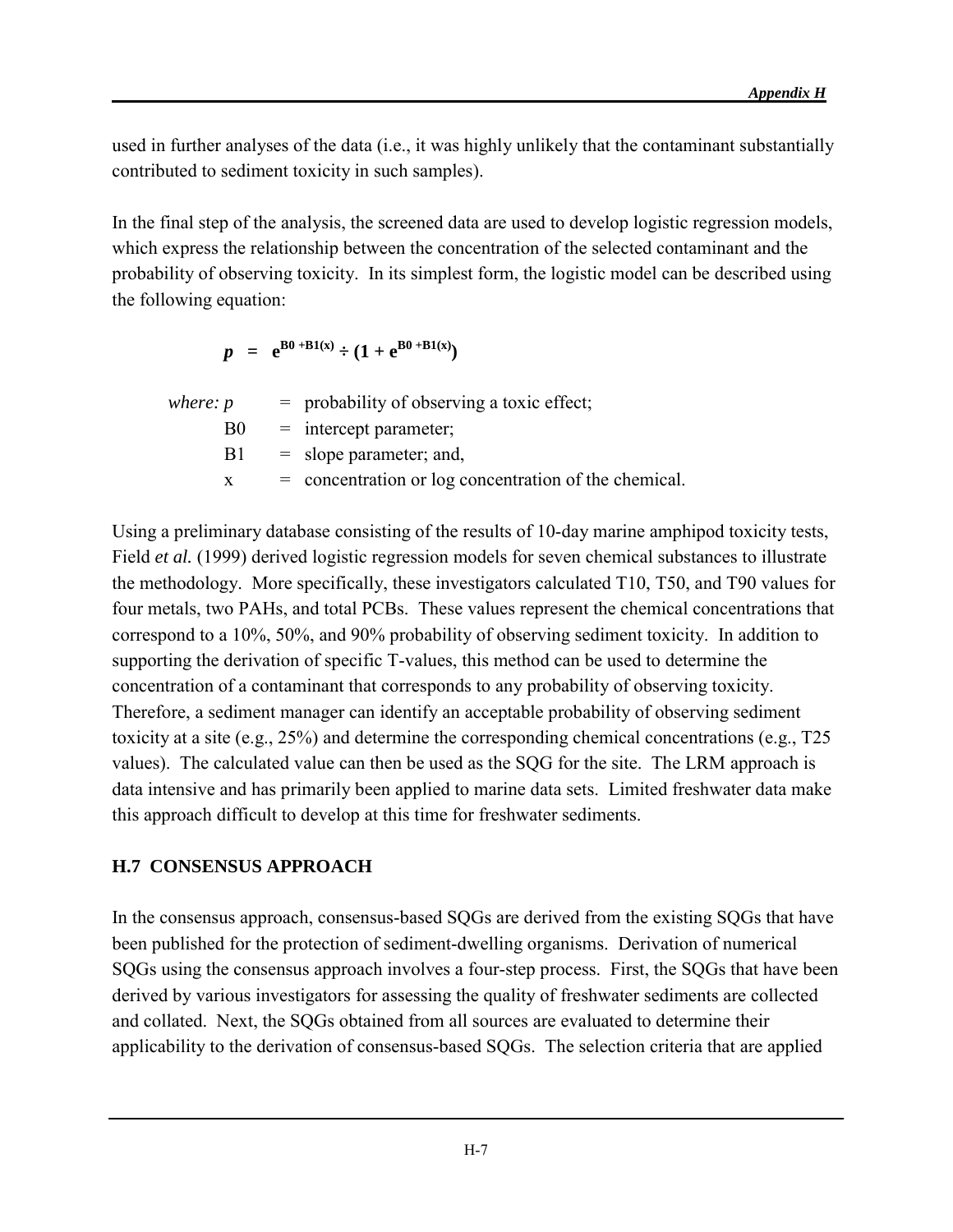used in further analyses of the data (i.e., it was highly unlikely that the contaminant substantially contributed to sediment toxicity in such samples).

In the final step of the analysis, the screened data are used to develop logistic regression models, which express the relationship between the concentration of the selected contaminant and the probability of observing toxicity. In its simplest form, the logistic model can be described using the following equation:

$$p = e^{B0 + B1(x)} \div (1 + e^{B0 + B1(x)})$$

*where:* $p$ = probability of observing a toxic effect;
B0 = intercept parameter;
B1 = slope parameter; and,
x = concentration or log concentration of the chemical.

Using a preliminary database consisting of the results of 10-day marine amphipod toxicity tests, Field *et al.* (1999) derived logistic regression models for seven chemical substances to illustrate the methodology. More specifically, these investigators calculated T10, T50, and T90 values for four metals, two PAHs, and total PCBs. These values represent the chemical concentrations that correspond to a 10%, 50%, and 90% probability of observing sediment toxicity. In addition to supporting the derivation of specific T-values, this method can be used to determine the concentration of a contaminant that corresponds to any probability of observing toxicity. Therefore, a sediment manager can identify an acceptable probability of observing sediment toxicity at a site (e.g., 25%) and determine the corresponding chemical concentrations (e.g., T25 values). The calculated value can then be used as the SQG for the site. The LRM approach is data intensive and has primarily been applied to marine data sets. Limited freshwater data make this approach difficult to develop at this time for freshwater sediments.

## H.7 CONSENSUS APPROACH

In the consensus approach, consensus-based SQGs are derived from the existing SQGs that have been published for the protection of sediment-dwelling organisms. Derivation of numerical SQGs using the consensus approach involves a four-step process. First, the SQGs that have been derived by various investigators for assessing the quality of freshwater sediments are collected and collated. Next, the SQGs obtained from all sources are evaluated to determine their applicability to the derivation of consensus-based SQGs. The selection criteria that are applied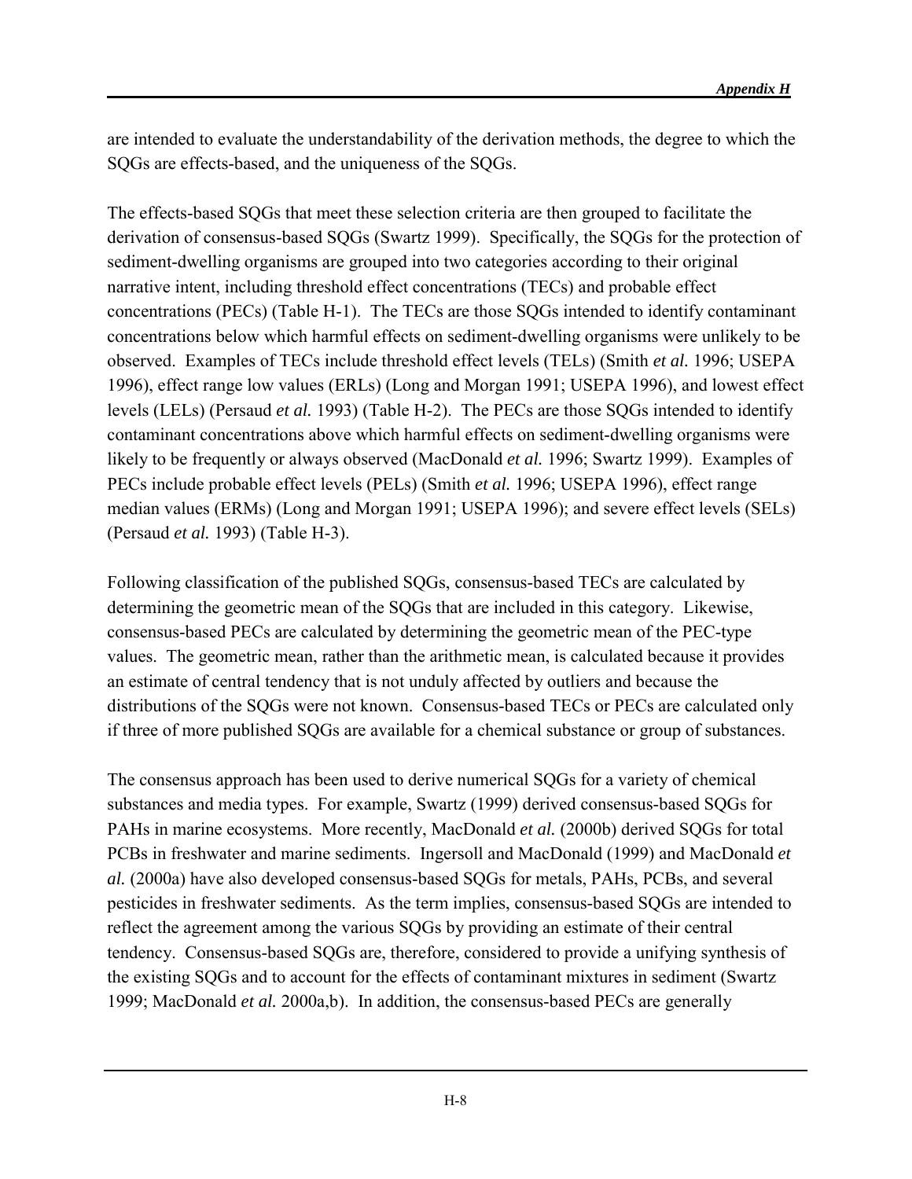are intended to evaluate the understandability of the derivation methods, the degree to which the SQGs are effects-based, and the uniqueness of the SQGs.

The effects-based SQGs that meet these selection criteria are then grouped to facilitate the derivation of consensus-based SQGs (Swartz 1999). Specifically, the SQGs for the protection of sediment-dwelling organisms are grouped into two categories according to their original narrative intent, including threshold effect concentrations (TECs) and probable effect concentrations (PECs) (Table H-1). The TECs are those SQGs intended to identify contaminant concentrations below which harmful effects on sediment-dwelling organisms were unlikely to be observed. Examples of TECs include threshold effect levels (TELs) (Smith *et al.* 1996; USEPA 1996), effect range low values (ERLs) (Long and Morgan 1991; USEPA 1996), and lowest effect levels (LELs) (Persaud *et al.* 1993) (Table H-2). The PECs are those SQGs intended to identify contaminant concentrations above which harmful effects on sediment-dwelling organisms were likely to be frequently or always observed (MacDonald *et al.* 1996; Swartz 1999). Examples of PECs include probable effect levels (PELs) (Smith *et al.* 1996; USEPA 1996), effect range median values (ERMs) (Long and Morgan 1991; USEPA 1996); and severe effect levels (SELs) (Persaud *et al.* 1993) (Table H-3).

Following classification of the published SQGs, consensus-based TECs are calculated by determining the geometric mean of the SQGs that are included in this category. Likewise, consensus-based PECs are calculated by determining the geometric mean of the PEC-type values. The geometric mean, rather than the arithmetic mean, is calculated because it provides an estimate of central tendency that is not unduly affected by outliers and because the distributions of the SQGs were not known. Consensus-based TECs or PECs are calculated only if three of more published SQGs are available for a chemical substance or group of substances.

The consensus approach has been used to derive numerical SQGs for a variety of chemical substances and media types. For example, Swartz (1999) derived consensus-based SQGs for PAHs in marine ecosystems. More recently, MacDonald *et al.* (2000b) derived SQGs for total PCBs in freshwater and marine sediments. Ingersoll and MacDonald (1999) and MacDonald *et al.* (2000a) have also developed consensus-based SQGs for metals, PAHs, PCBs, and several pesticides in freshwater sediments. As the term implies, consensus-based SQGs are intended to reflect the agreement among the various SQGs by providing an estimate of their central tendency. Consensus-based SQGs are, therefore, considered to provide a unifying synthesis of the existing SQGs and to account for the effects of contaminant mixtures in sediment (Swartz 1999; MacDonald *et al.* 2000a,b). In addition, the consensus-based PECs are generally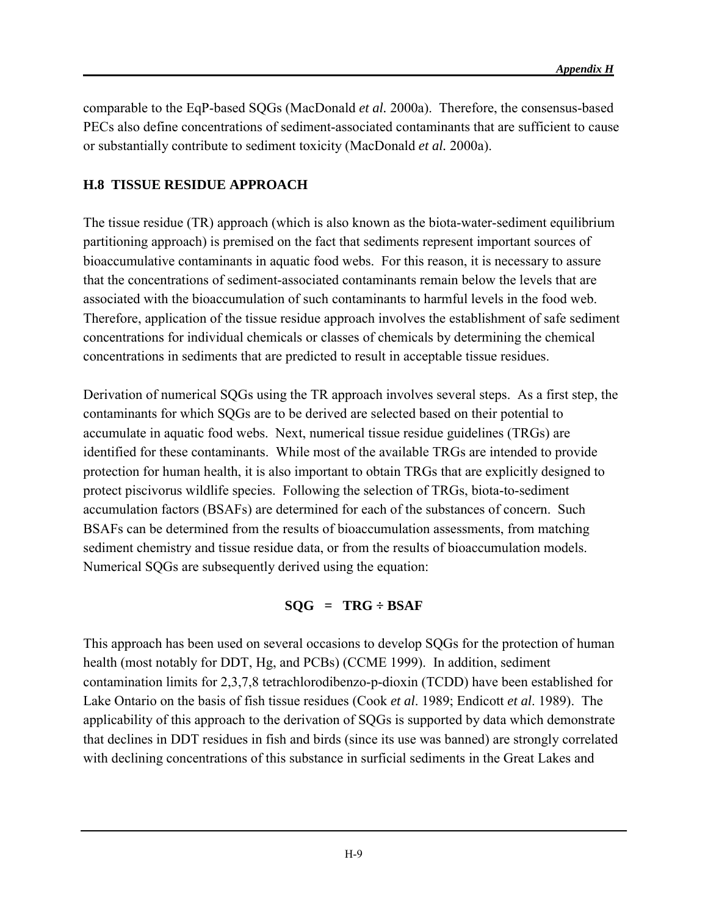comparable to the EqP-based SQGs (MacDonald *et al.* 2000a). Therefore, the consensus-based PECs also define concentrations of sediment-associated contaminants that are sufficient to cause or substantially contribute to sediment toxicity (MacDonald *et al.* 2000a).

## H.8 TISSUE RESIDUE APPROACH

The tissue residue (TR) approach (which is also known as the biota-water-sediment equilibrium partitioning approach) is premised on the fact that sediments represent important sources of bioaccumulative contaminants in aquatic food webs. For this reason, it is necessary to assure that the concentrations of sediment-associated contaminants remain below the levels that are associated with the bioaccumulation of such contaminants to harmful levels in the food web. Therefore, application of the tissue residue approach involves the establishment of safe sediment concentrations for individual chemicals or classes of chemicals by determining the chemical concentrations in sediments that are predicted to result in acceptable tissue residues.

Derivation of numerical SQGs using the TR approach involves several steps. As a first step, the contaminants for which SQGs are to be derived are selected based on their potential to accumulate in aquatic food webs. Next, numerical tissue residue guidelines (TRGs) are identified for these contaminants. While most of the available TRGs are intended to provide protection for human health, it is also important to obtain TRGs that are explicitly designed to protect piscivorus wildlife species. Following the selection of TRGs, biota-to-sediment accumulation factors (BSAFs) are determined for each of the substances of concern. Such BSAFs can be determined from the results of bioaccumulation assessments, from matching sediment chemistry and tissue residue data, or from the results of bioaccumulation models. Numerical SQGs are subsequently derived using the equation:

$$\mathbf{SQG} = \mathbf{TRG} \div \mathbf{BSAF}$$

This approach has been used on several occasions to develop SQGs for the protection of human health (most notably for DDT, Hg, and PCBs) (CCME 1999). In addition, sediment contamination limits for 2,3,7,8 tetrachlorodibenzo-p-dioxin (TCDD) have been established for Lake Ontario on the basis of fish tissue residues (Cook *et al*. 1989; Endicott *et al*. 1989). The applicability of this approach to the derivation of SQGs is supported by data which demonstrate that declines in DDT residues in fish and birds (since its use was banned) are strongly correlated with declining concentrations of this substance in surficial sediments in the Great Lakes and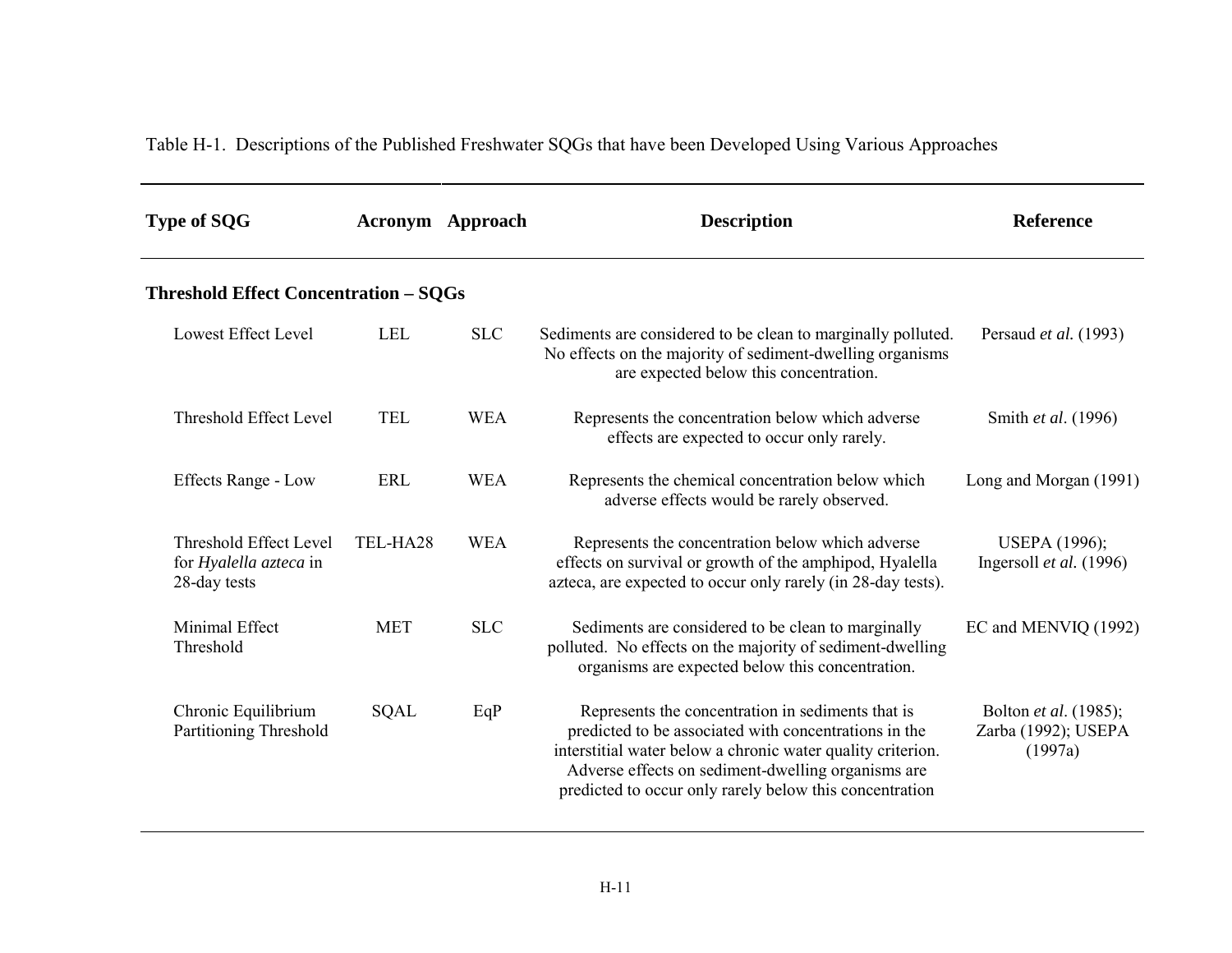Table H-1. Descriptions of the Published Freshwater SQGs that have been Developed Using Various Approaches

| Type of SQG | Acronym | Approach | Description | Reference |
|---|---|---|---|---|
| **Threshold Effect Concentration – SQGs** | | | | |
| Lowest Effect Level | LEL | SLC | Sediments are considered to be clean to marginally polluted. No effects on the majority of sediment-dwelling organisms are expected below this concentration. | Persaud *et al.* (1993) |
| Threshold Effect Level | TEL | WEA | Represents the concentration below which adverse effects are expected to occur only rarely. | Smith *et al*. (1996) |
| Effects Range - Low | ERL | WEA | Represents the chemical concentration below which adverse effects would be rarely observed. | Long and Morgan (1991) |
| Threshold Effect Level for *Hyalella azteca* in 28-day tests | TEL-HA28 | WEA | Represents the concentration below which adverse effects on survival or growth of the amphipod, Hyalella azteca, are expected to occur only rarely (in 28-day tests). | USEPA (1996); Ingersoll *et al.* (1996) |
| Minimal Effect Threshold | MET | SLC | Sediments are considered to be clean to marginally polluted. No effects on the majority of sediment-dwelling organisms are expected below this concentration. | EC and MENVIQ (1992) |
| Chronic Equilibrium Partitioning Threshold | SQAL | EqP | Represents the concentration in sediments that is predicted to be associated with concentrations in the interstitial water below a chronic water quality criterion. Adverse effects on sediment-dwelling organisms are predicted to occur only rarely below this concentration | Bolton *et al*. (1985); Zarba (1992); USEPA (1997a) |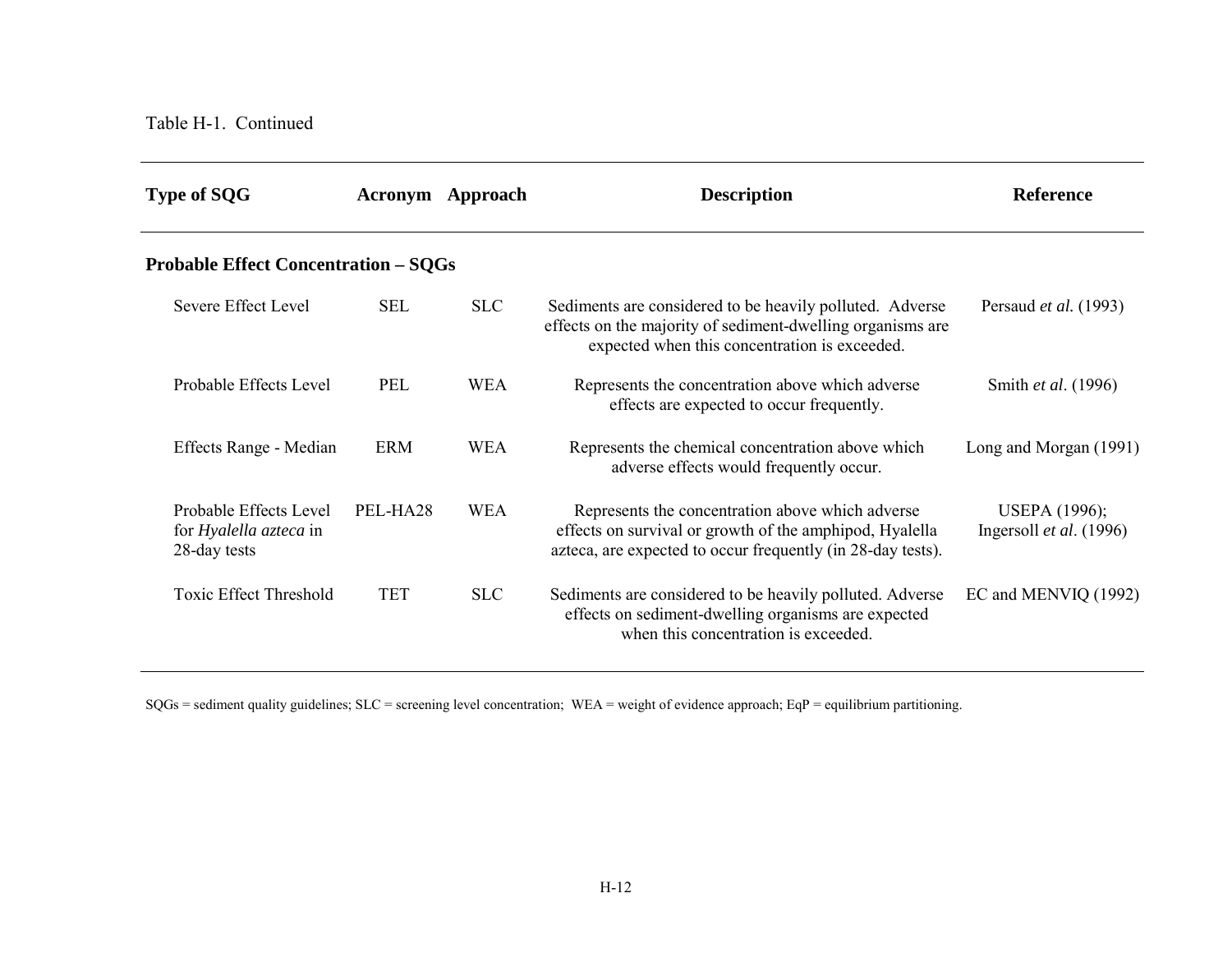Table H-1. Continued

| Type of SQG | Acronym | Approach | Description | Reference |
|---|---|---|---|---|
| **Probable Effect Concentration – SQGs** | | | | |
| Severe Effect Level | SEL | SLC | Sediments are considered to be heavily polluted. Adverse effects on the majority of sediment-dwelling organisms are expected when this concentration is exceeded. | Persaud *et al.* (1993) |
| Probable Effects Level | PEL | WEA | Represents the concentration above which adverse effects are expected to occur frequently. | Smith *et al*. (1996) |
| Effects Range - Median | ERM | WEA | Represents the chemical concentration above which adverse effects would frequently occur. | Long and Morgan (1991) |
| Probable Effects Level for *Hyalella azteca* in 28-day tests | PEL-HA28 | WEA | Represents the concentration above which adverse effects on survival or growth of the amphipod, Hyalella azteca, are expected to occur frequently (in 28-day tests). | USEPA (1996); Ingersoll *et al*. (1996) |
| Toxic Effect Threshold | TET | SLC | Sediments are considered to be heavily polluted. Adverse effects on sediment-dwelling organisms are expected when this concentration is exceeded. | EC and MENVIQ (1992) |

SQGs = sediment quality guidelines; SLC = screening level concentration; WEA = weight of evidence approach; EqP = equilibrium partitioning.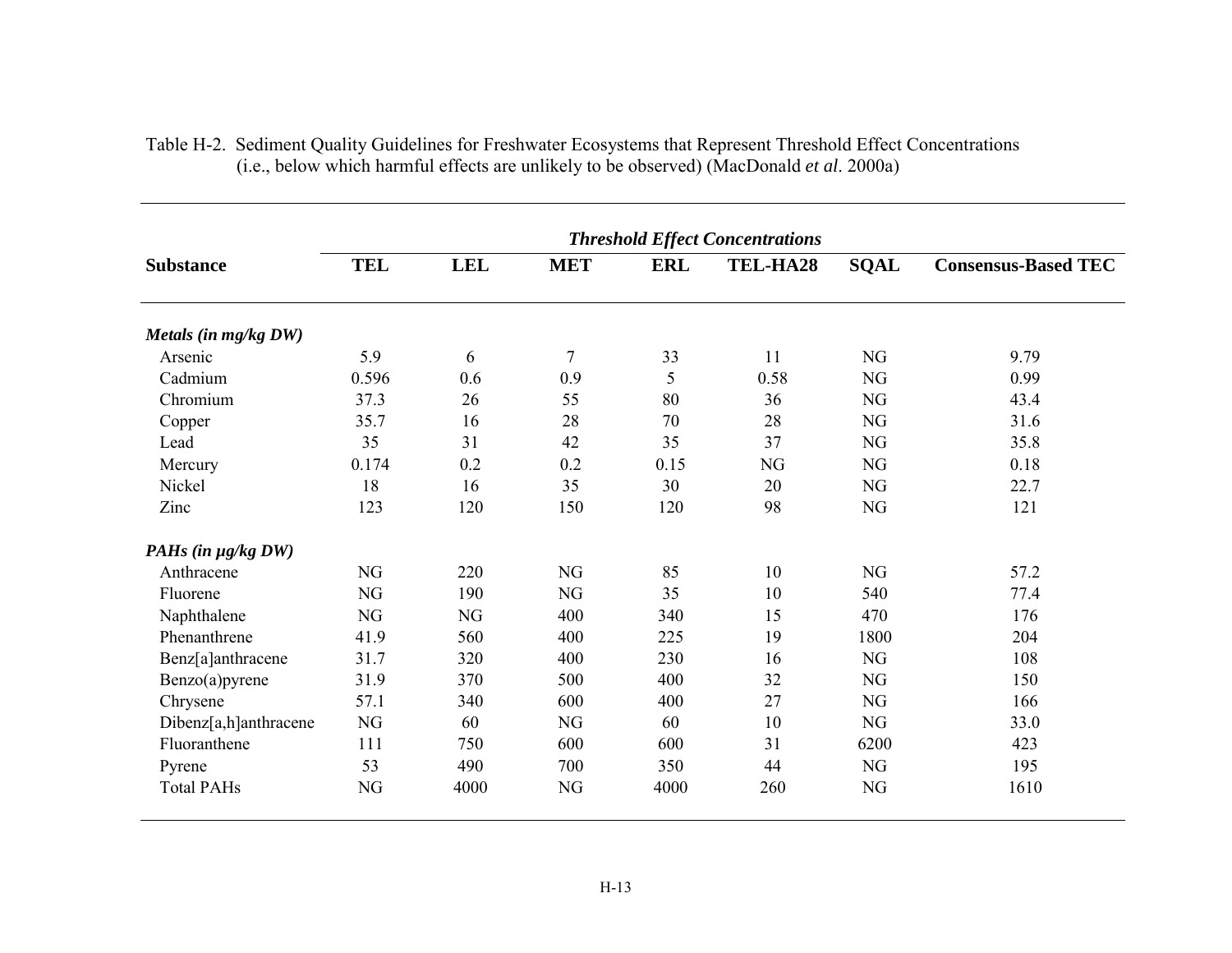Table H-2. Sediment Quality Guidelines for Freshwater Ecosystems that Represent Threshold Effect Concentrations (i.e., below which harmful effects are unlikely to be observed) (MacDonald *et al*. 2000a)

| Substance | *Threshold Effect Concentrations* | | | | | | |
|---|---|---|---|---|---|---|---|
| | **TEL** | **LEL** | **MET** | **ERL** | **TEL-HA28** | **SQAL** | **Consensus-Based TEC** |
| ***Metals (in mg/kg DW)*** | | | | | | | |
| Arsenic | 5.9 | 6 | 7 | 33 | 11 | NG | 9.79 |
| Cadmium | 0.596 | 0.6 | 0.9 | 5 | 0.58 | NG | 0.99 |
| Chromium | 37.3 | 26 | 55 | 80 | 36 | NG | 43.4 |
| Copper | 35.7 | 16 | 28 | 70 | 28 | NG | 31.6 |
| Lead | 35 | 31 | 42 | 35 | 37 | NG | 35.8 |
| Mercury | 0.174 | 0.2 | 0.2 | 0.15 | NG | NG | 0.18 |
| Nickel | 18 | 16 | 35 | 30 | 20 | NG | 22.7 |
| Zinc | 123 | 120 | 150 | 120 | 98 | NG | 121 |
| ***PAHs (in µg/kg DW)*** | | | | | | | |
| Anthracene | NG | 220 | NG | 85 | 10 | NG | 57.2 |
| Fluorene | NG | 190 | NG | 35 | 10 | 540 | 77.4 |
| Naphthalene | NG | NG | 400 | 340 | 15 | 470 | 176 |
| Phenanthrene | 41.9 | 560 | 400 | 225 | 19 | 1800 | 204 |
| Benz[a]anthracene | 31.7 | 320 | 400 | 230 | 16 | NG | 108 |
| Benzo(a)pyrene | 31.9 | 370 | 500 | 400 | 32 | NG | 150 |
| Chrysene | 57.1 | 340 | 600 | 400 | 27 | NG | 166 |
| Dibenz[a,h]anthracene | NG | 60 | NG | 60 | 10 | NG | 33.0 |
| Fluoranthene | 111 | 750 | 600 | 600 | 31 | 6200 | 423 |
| Pyrene | 53 | 490 | 700 | 350 | 44 | NG | 195 |
| Total PAHs | NG | 4000 | NG | 4000 | 260 | NG | 1610 |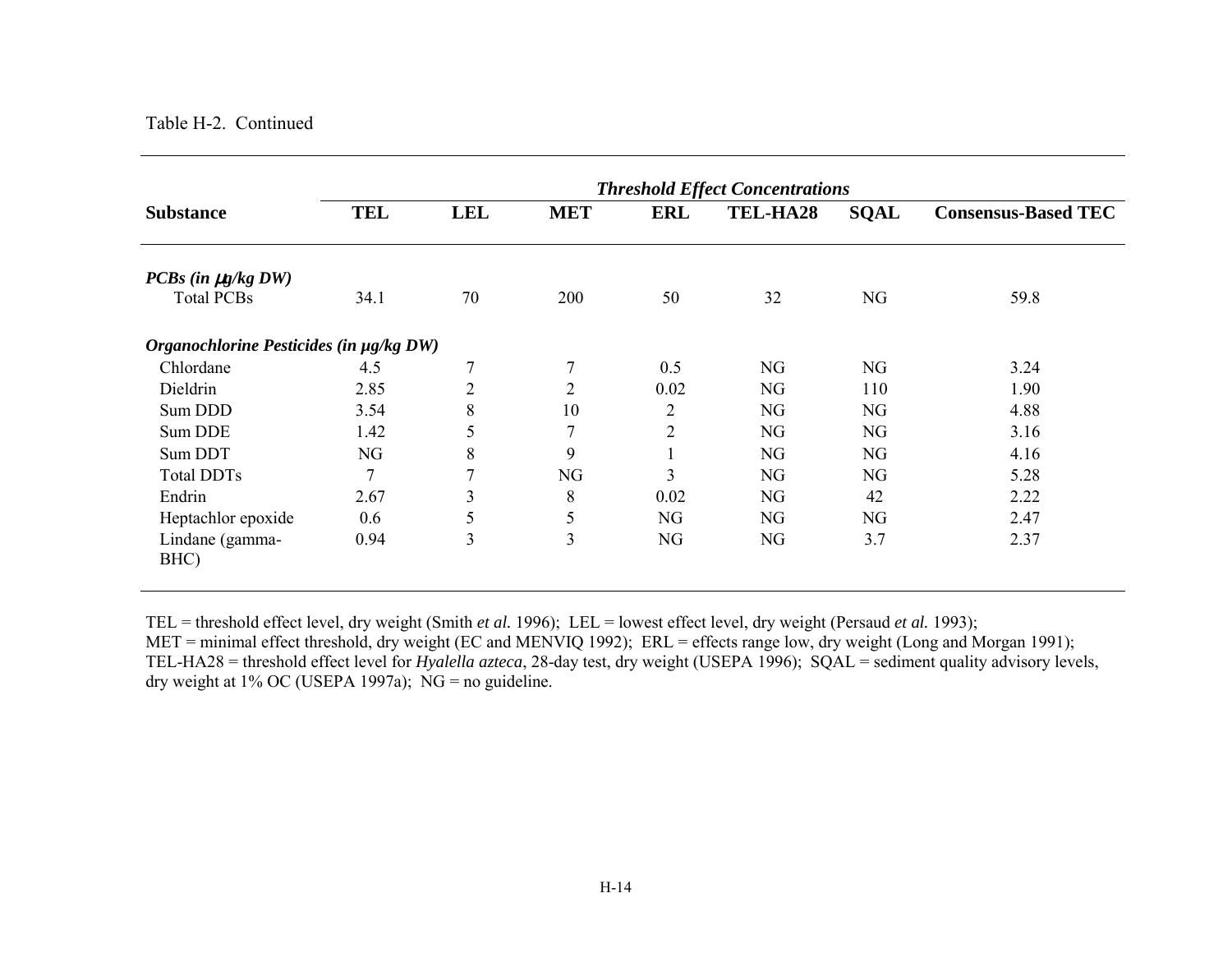Table H-2. Continued

| Substance | Threshold Effect Concentrations | | | | | | |
|---|---|---|---|---|---|---|---|
| | **TEL** | **LEL** | **MET** | **ERL** | **TEL-HA28** | **SQAL** | **Consensus-Based TEC** |
| ***PCBs (in μg/kg DW)*** | | | | | | | |
| Total PCBs | 34.1 | 70 | 200 | 50 | 32 | NG | 59.8 |
| ***Organochlorine Pesticides (in μg/kg DW)*** | | | | | | | |
| Chlordane | 4.5 | 7 | 7 | 0.5 | NG | NG | 3.24 |
| Dieldrin | 2.85 | 2 | 2 | 0.02 | NG | 110 | 1.90 |
| Sum DDD | 3.54 | 8 | 10 | 2 | NG | NG | 4.88 |
| Sum DDE | 1.42 | 5 | 7 | 2 | NG | NG | 3.16 |
| Sum DDT | NG | 8 | 9 | 1 | NG | NG | 4.16 |
| Total DDTs | 7 | 7 | NG | 3 | NG | NG | 5.28 |
| Endrin | 2.67 | 3 | 8 | 0.02 | NG | 42 | 2.22 |
| Heptachlor epoxide | 0.6 | 5 | 5 | NG | NG | NG | 2.47 |
| Lindane (gamma-BHC) | 0.94 | 3 | 3 | NG | NG | 3.7 | 2.37 |

TEL = threshold effect level, dry weight (Smith *et al.* 1996); LEL = lowest effect level, dry weight (Persaud *et al.* 1993); MET = minimal effect threshold, dry weight (EC and MENVIQ 1992); ERL = effects range low, dry weight (Long and Morgan 1991); TEL-HA28 = threshold effect level for *Hyalella azteca*, 28-day test, dry weight (USEPA 1996); SQAL = sediment quality advisory levels, dry weight at 1% OC (USEPA 1997a); NG = no guideline.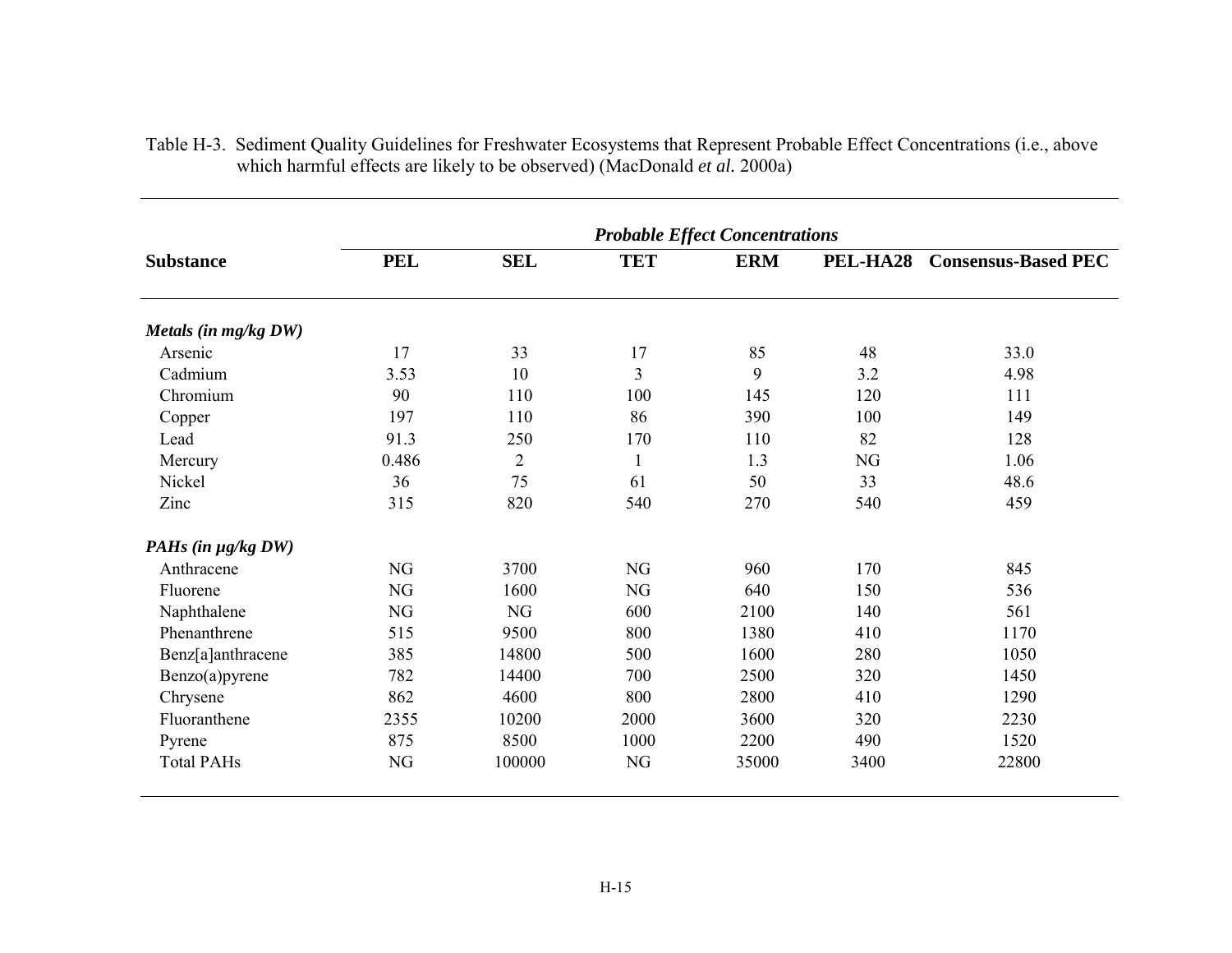Table H-3. Sediment Quality Guidelines for Freshwater Ecosystems that Represent Probable Effect Concentrations (i.e., above which harmful effects are likely to be observed) (MacDonald *et al.* 2000a)

| | ***Probable Effect Concentrations*** | | | | | |
|---|---|---|---|---|---|---|
| **Substance** | **PEL** | **SEL** | **TET** | **ERM** | **PEL-HA28** | **Consensus-Based PEC** |
| ***Metals (in mg/kg DW)*** | | | | | | |
| Arsenic | 17 | 33 | 17 | 85 | 48 | 33.0 |
| Cadmium | 3.53 | 10 | 3 | 9 | 3.2 | 4.98 |
| Chromium | 90 | 110 | 100 | 145 | 120 | 111 |
| Copper | 197 | 110 | 86 | 390 | 100 | 149 |
| Lead | 91.3 | 250 | 170 | 110 | 82 | 128 |
| Mercury | 0.486 | 2 | 1 | 1.3 | NG | 1.06 |
| Nickel | 36 | 75 | 61 | 50 | 33 | 48.6 |
| Zinc | 315 | 820 | 540 | 270 | 540 | 459 |
| ***PAHs (in µg/kg DW)*** | | | | | | |
| Anthracene | NG | 3700 | NG | 960 | 170 | 845 |
| Fluorene | NG | 1600 | NG | 640 | 150 | 536 |
| Naphthalene | NG | NG | 600 | 2100 | 140 | 561 |
| Phenanthrene | 515 | 9500 | 800 | 1380 | 410 | 1170 |
| Benz[a]anthracene | 385 | 14800 | 500 | 1600 | 280 | 1050 |
| Benzo(a)pyrene | 782 | 14400 | 700 | 2500 | 320 | 1450 |
| Chrysene | 862 | 4600 | 800 | 2800 | 410 | 1290 |
| Fluoranthene | 2355 | 10200 | 2000 | 3600 | 320 | 2230 |
| Pyrene | 875 | 8500 | 1000 | 2200 | 490 | 1520 |
| Total PAHs | NG | 100000 | NG | 35000 | 3400 | 22800 |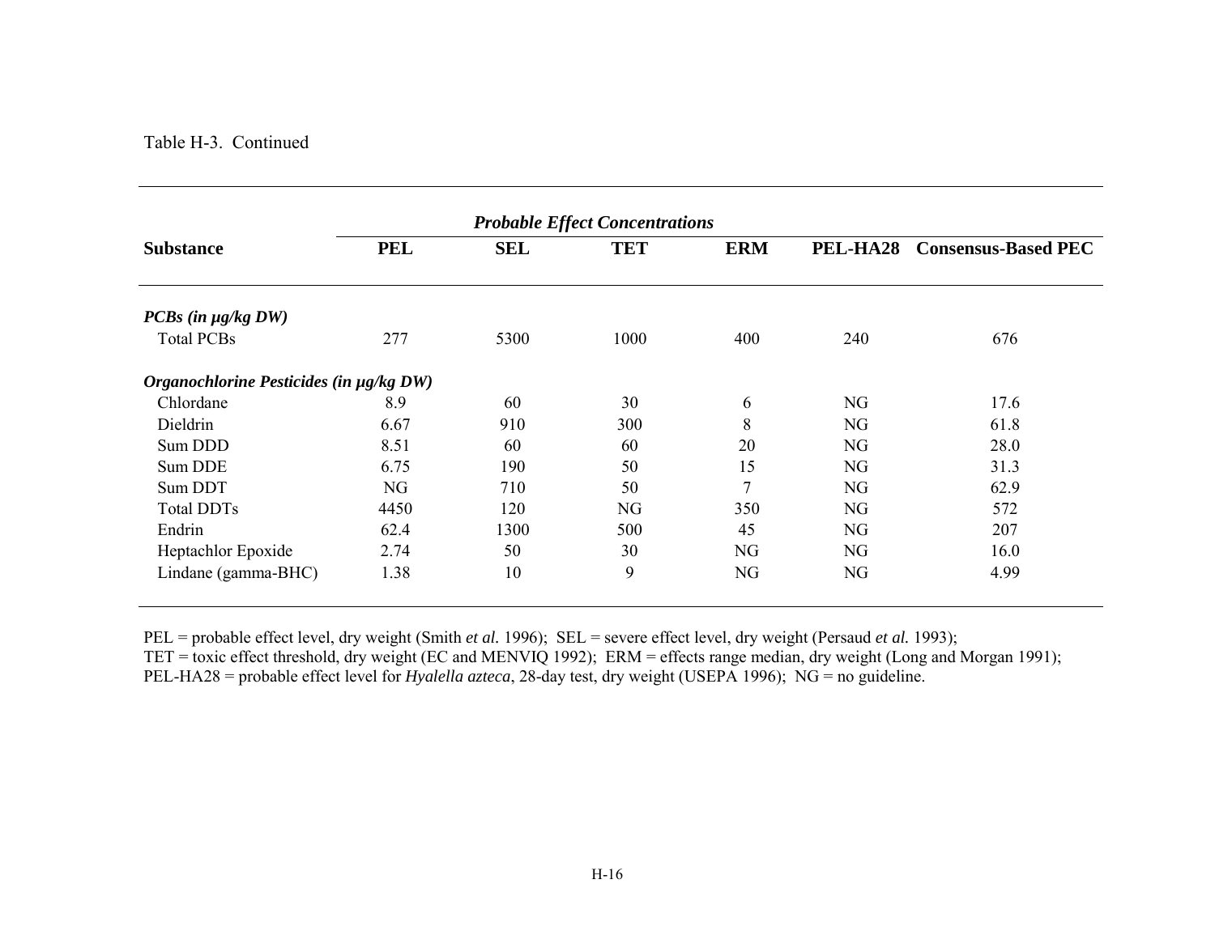Table H-3. Continued

| Substance | Probable Effect Concentrations | | | | | |
|---|---|---|---|---|---|---|
| | **PEL** | **SEL** | **TET** | **ERM** | **PEL-HA28** | **Consensus-Based PEC** |
| ***PCBs (in µg/kg DW)*** | | | | | | |
| Total PCBs | 277 | 5300 | 1000 | 400 | 240 | 676 |
| ***Organochlorine Pesticides (in µg/kg DW)*** | | | | | | |
| Chlordane | 8.9 | 60 | 30 | 6 | NG | 17.6 |
| Dieldrin | 6.67 | 910 | 300 | 8 | NG | 61.8 |
| Sum DDD | 8.51 | 60 | 60 | 20 | NG | 28.0 |
| Sum DDE | 6.75 | 190 | 50 | 15 | NG | 31.3 |
| Sum DDT | NG | 710 | 50 | 7 | NG | 62.9 |
| Total DDTs | 4450 | 120 | NG | 350 | NG | 572 |
| Endrin | 62.4 | 1300 | 500 | 45 | NG | 207 |
| Heptachlor Epoxide | 2.74 | 50 | 30 | NG | NG | 16.0 |
| Lindane (gamma-BHC) | 1.38 | 10 | 9 | NG | NG | 4.99 |

PEL = probable effect level, dry weight (Smith *et al.* 1996); SEL = severe effect level, dry weight (Persaud *et al.* 1993);
TET = toxic effect threshold, dry weight (EC and MENVIQ 1992); ERM = effects range median, dry weight (Long and Morgan 1991);
PEL-HA28 = probable effect level for *Hyalella azteca*, 28-day test, dry weight (USEPA 1996); NG = no guideline.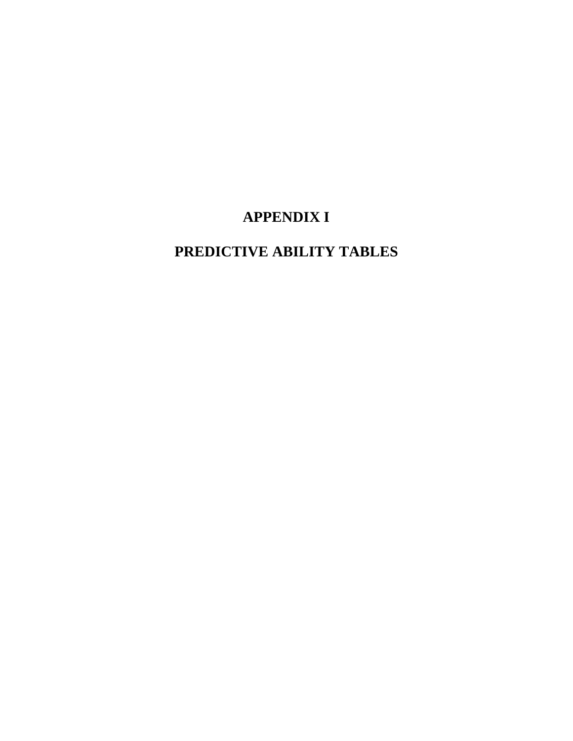# APPENDIX I

# PREDICTIVE ABILITY TABLES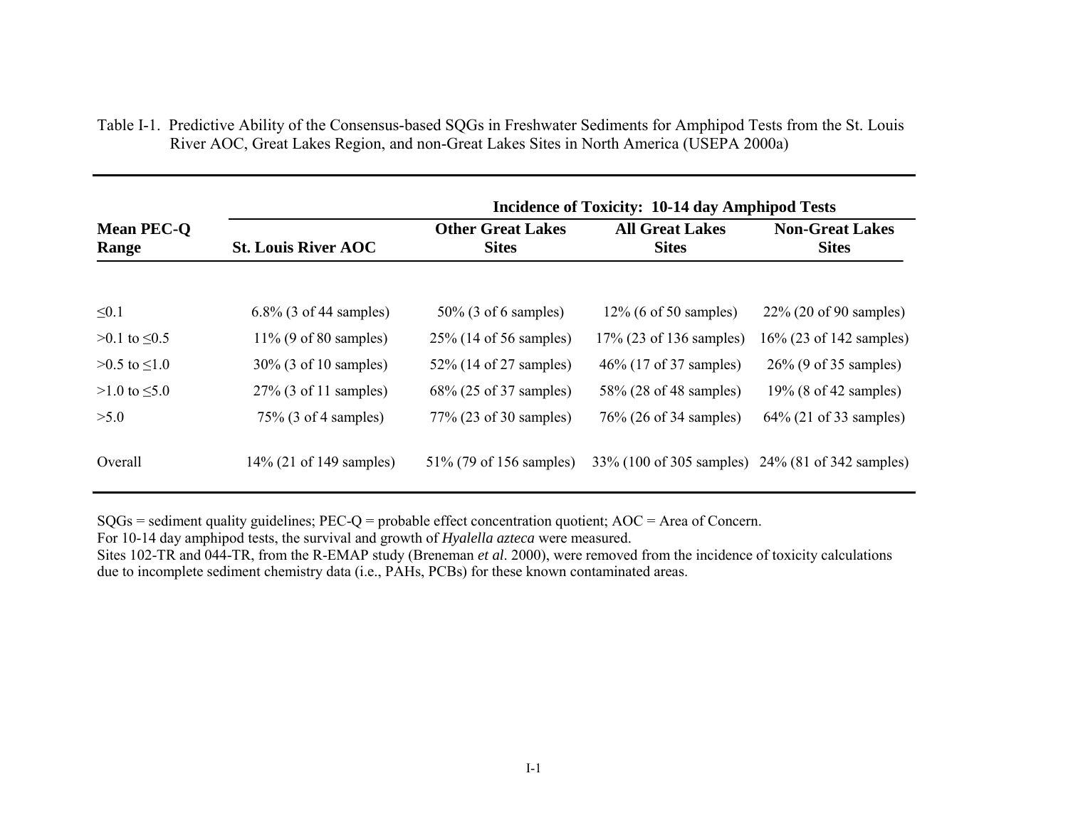Table I-1. Predictive Ability of the Consensus-based SQGs in Freshwater Sediments for Amphipod Tests from the St. Louis River AOC, Great Lakes Region, and non-Great Lakes Sites in North America (USEPA 2000a)

| Mean PEC-Q Range | Incidence of Toxicity: 10-14 day Amphipod Tests | | | |
|---|---|---|---|---|
| | St. Louis River AOC | Other Great Lakes Sites | All Great Lakes Sites | Non-Great Lakes Sites |
| ≤0.1 | 6.8% (3 of 44 samples) | 50% (3 of 6 samples) | 12% (6 of 50 samples) | 22% (20 of 90 samples) |
| >0.1 to ≤0.5 | 11% (9 of 80 samples) | 25% (14 of 56 samples) | 17% (23 of 136 samples) | 16% (23 of 142 samples) |
| >0.5 to ≤1.0 | 30% (3 of 10 samples) | 52% (14 of 27 samples) | 46% (17 of 37 samples) | 26% (9 of 35 samples) |
| >1.0 to ≤5.0 | 27% (3 of 11 samples) | 68% (25 of 37 samples) | 58% (28 of 48 samples) | 19% (8 of 42 samples) |
| >5.0 | 75% (3 of 4 samples) | 77% (23 of 30 samples) | 76% (26 of 34 samples) | 64% (21 of 33 samples) |
| Overall | 14% (21 of 149 samples) | 51% (79 of 156 samples) | 33% (100 of 305 samples) | 24% (81 of 342 samples) |

SQGs = sediment quality guidelines; PEC-Q = probable effect concentration quotient; AOC = Area of Concern.
For 10-14 day amphipod tests, the survival and growth of *Hyalella azteca* were measured.
Sites 102-TR and 044-TR, from the R-EMAP study (Breneman *et al*. 2000), were removed from the incidence of toxicity calculations due to incomplete sediment chemistry data (i.e., PAHs, PCBs) for these known contaminated areas.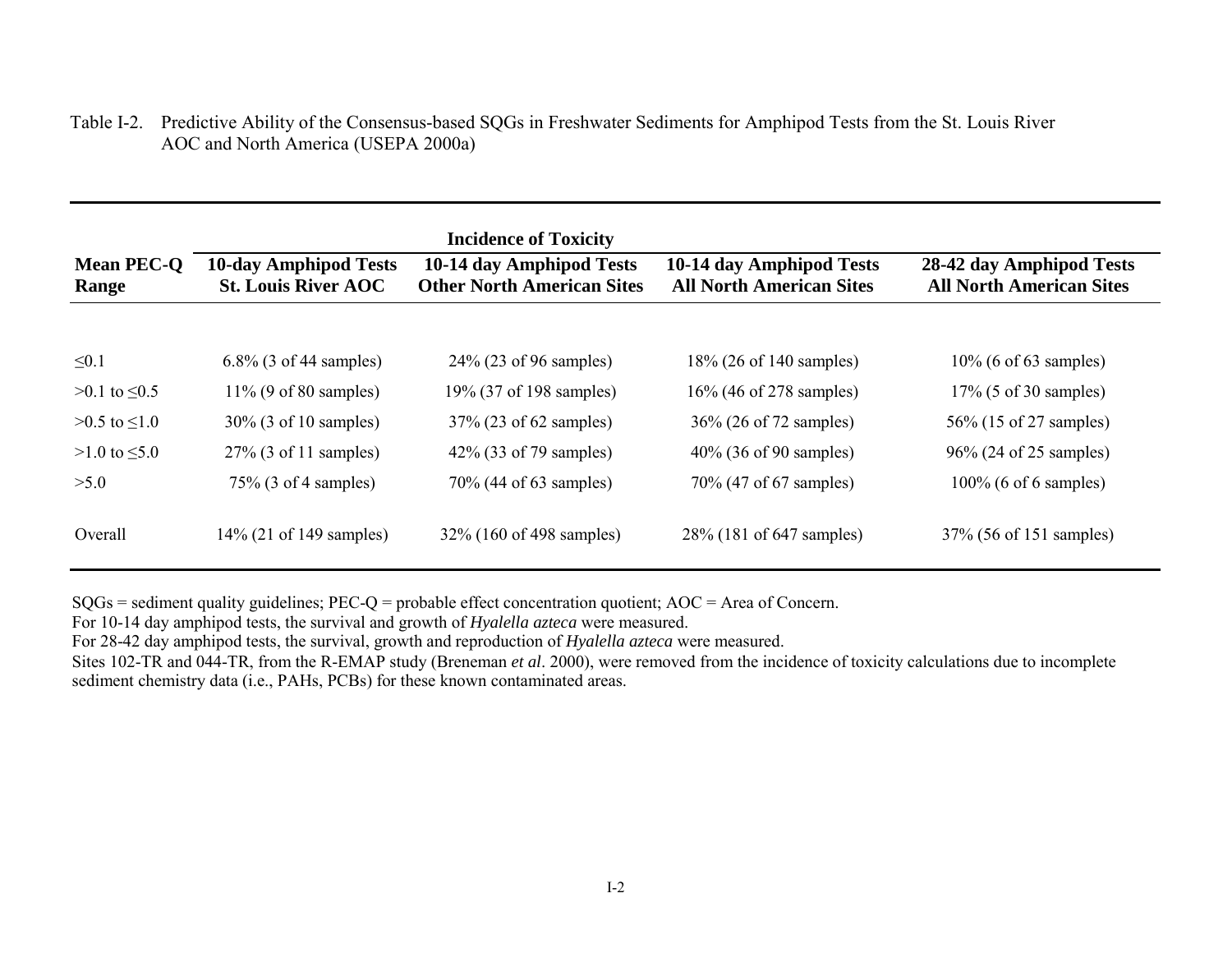Table I-2. Predictive Ability of the Consensus-based SQGs in Freshwater Sediments for Amphipod Tests from the St. Louis River AOC and North America (USEPA 2000a)

| Mean PEC-Q Range | Incidence of Toxicity | | | |
|---|---|---|---|---|
| | **10-day Amphipod Tests St. Louis River AOC** | **10-14 day Amphipod Tests Other North American Sites** | **10-14 day Amphipod Tests All North American Sites** | **28-42 day Amphipod Tests All North American Sites** |
| ≤0.1 | 6.8% (3 of 44 samples) | 24% (23 of 96 samples) | 18% (26 of 140 samples) | 10% (6 of 63 samples) |
| >0.1 to ≤0.5 | 11% (9 of 80 samples) | 19% (37 of 198 samples) | 16% (46 of 278 samples) | 17% (5 of 30 samples) |
| >0.5 to ≤1.0 | 30% (3 of 10 samples) | 37% (23 of 62 samples) | 36% (26 of 72 samples) | 56% (15 of 27 samples) |
| >1.0 to ≤5.0 | 27% (3 of 11 samples) | 42% (33 of 79 samples) | 40% (36 of 90 samples) | 96% (24 of 25 samples) |
| >5.0 | 75% (3 of 4 samples) | 70% (44 of 63 samples) | 70% (47 of 67 samples) | 100% (6 of 6 samples) |
| Overall | 14% (21 of 149 samples) | 32% (160 of 498 samples) | 28% (181 of 647 samples) | 37% (56 of 151 samples) |

SQGs = sediment quality guidelines; PEC-Q = probable effect concentration quotient; AOC = Area of Concern.

For 10-14 day amphipod tests, the survival and growth of *Hyalella azteca* were measured.

For 28-42 day amphipod tests, the survival, growth and reproduction of *Hyalella azteca* were measured.

Sites 102-TR and 044-TR, from the R-EMAP study (Breneman *et al*. 2000), were removed from the incidence of toxicity calculations due to incomplete sediment chemistry data (i.e., PAHs, PCBs) for these known contaminated areas.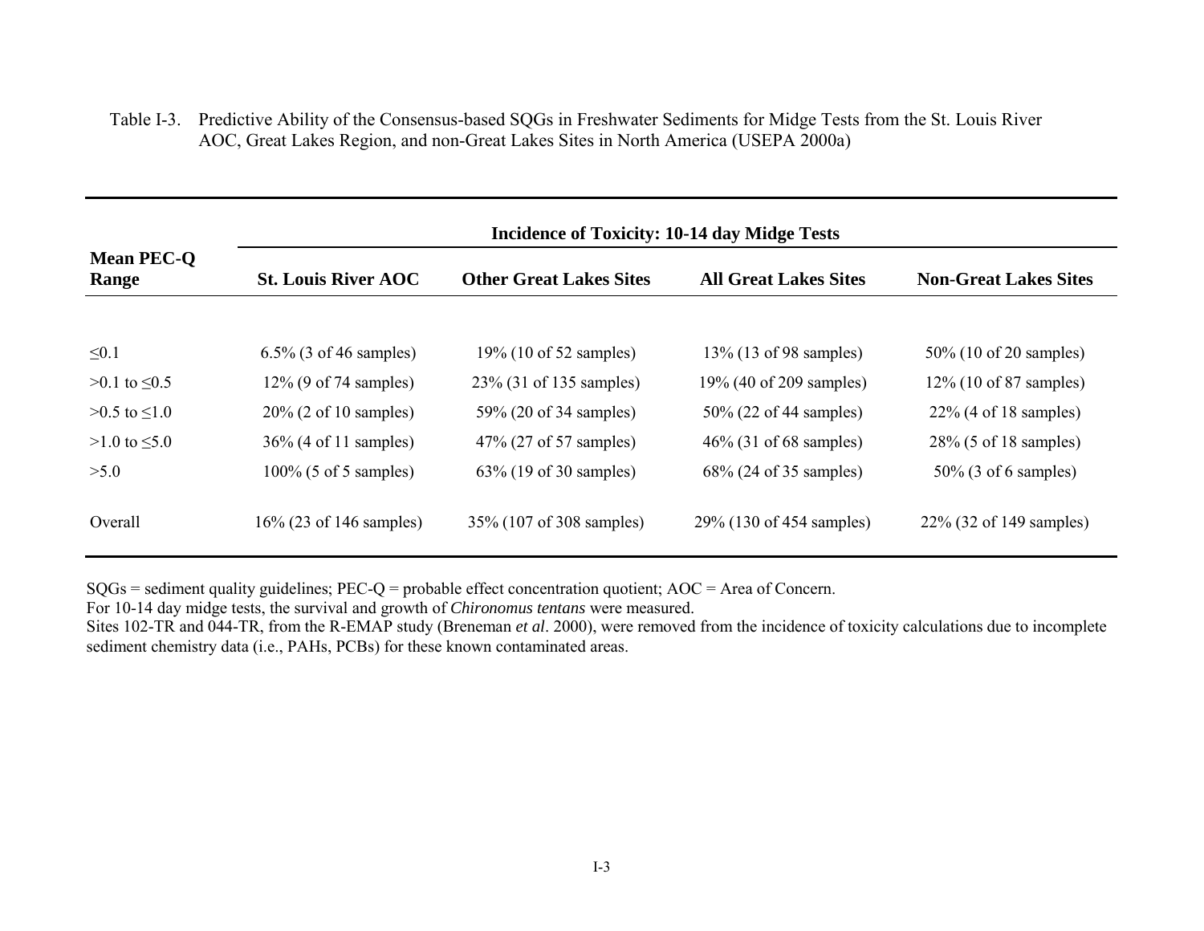Table I-3. Predictive Ability of the Consensus-based SQGs in Freshwater Sediments for Midge Tests from the St. Louis River AOC, Great Lakes Region, and non-Great Lakes Sites in North America (USEPA 2000a)

| Mean PEC-Q Range | Incidence of Toxicity: 10-14 day Midge Tests | | | |
|---|---|---|---|---|
| | **St. Louis River AOC** | **Other Great Lakes Sites** | **All Great Lakes Sites** | **Non-Great Lakes Sites** |
| ≤0.1 | 6.5% (3 of 46 samples) | 19% (10 of 52 samples) | 13% (13 of 98 samples) | 50% (10 of 20 samples) |
| >0.1 to ≤0.5 | 12% (9 of 74 samples) | 23% (31 of 135 samples) | 19% (40 of 209 samples) | 12% (10 of 87 samples) |
| >0.5 to ≤1.0 | 20% (2 of 10 samples) | 59% (20 of 34 samples) | 50% (22 of 44 samples) | 22% (4 of 18 samples) |
| >1.0 to ≤5.0 | 36% (4 of 11 samples) | 47% (27 of 57 samples) | 46% (31 of 68 samples) | 28% (5 of 18 samples) |
| >5.0 | 100% (5 of 5 samples) | 63% (19 of 30 samples) | 68% (24 of 35 samples) | 50% (3 of 6 samples) |
| Overall | 16% (23 of 146 samples) | 35% (107 of 308 samples) | 29% (130 of 454 samples) | 22% (32 of 149 samples) |

SQGs = sediment quality guidelines; PEC-Q = probable effect concentration quotient; AOC = Area of Concern.
For 10-14 day midge tests, the survival and growth of *Chironomus tentans* were measured.
Sites 102-TR and 044-TR, from the R-EMAP study (Breneman *et al*. 2000), were removed from the incidence of toxicity calculations due to incomplete sediment chemistry data (i.e., PAHs, PCBs) for these known contaminated areas.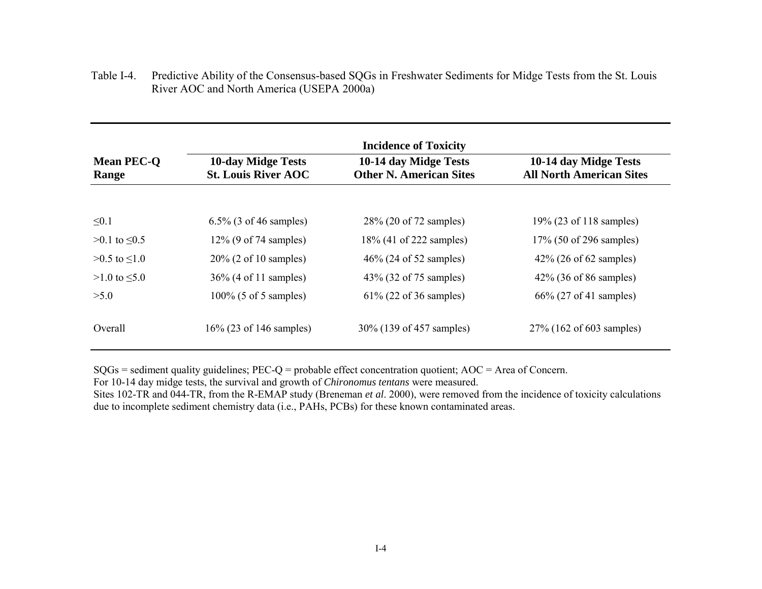Table I-4. Predictive Ability of the Consensus-based SQGs in Freshwater Sediments for Midge Tests from the St. Louis River AOC and North America (USEPA 2000a)

| Mean PEC-Q Range | Incidence of Toxicity | | |
|---|---|---|---|
| | **10-day Midge Tests St. Louis River AOC** | **10-14 day Midge Tests Other N. American Sites** | **10-14 day Midge Tests All North American Sites** |
| ≤0.1 | 6.5% (3 of 46 samples) | 28% (20 of 72 samples) | 19% (23 of 118 samples) |
| >0.1 to ≤0.5 | 12% (9 of 74 samples) | 18% (41 of 222 samples) | 17% (50 of 296 samples) |
| >0.5 to ≤1.0 | 20% (2 of 10 samples) | 46% (24 of 52 samples) | 42% (26 of 62 samples) |
| >1.0 to ≤5.0 | 36% (4 of 11 samples) | 43% (32 of 75 samples) | 42% (36 of 86 samples) |
| >5.0 | 100% (5 of 5 samples) | 61% (22 of 36 samples) | 66% (27 of 41 samples) |
| Overall | 16% (23 of 146 samples) | 30% (139 of 457 samples) | 27% (162 of 603 samples) |

SQGs = sediment quality guidelines; PEC-Q = probable effect concentration quotient; AOC = Area of Concern.
For 10-14 day midge tests, the survival and growth of *Chironomus tentans* were measured.
Sites 102-TR and 044-TR, from the R-EMAP study (Breneman *et al*. 2000), were removed from the incidence of toxicity calculations due to incomplete sediment chemistry data (i.e., PAHs, PCBs) for these known contaminated areas.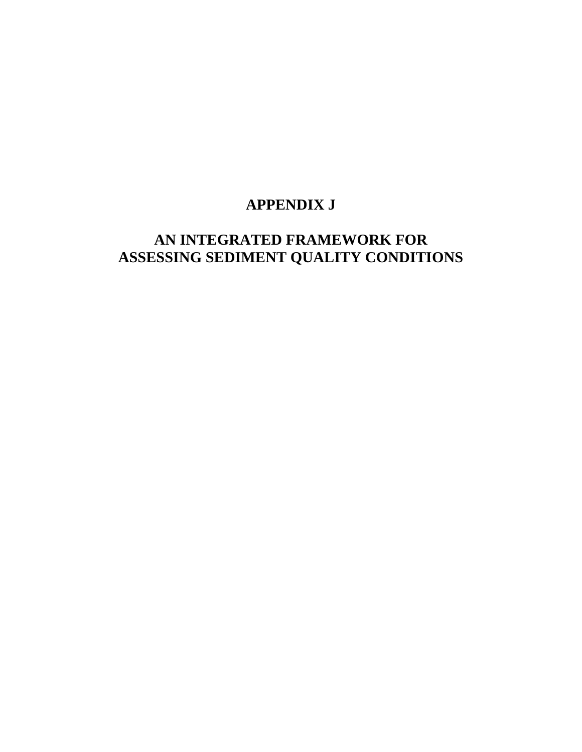# APPENDIX J

# AN INTEGRATED FRAMEWORK FOR ASSESSING SEDIMENT QUALITY CONDITIONS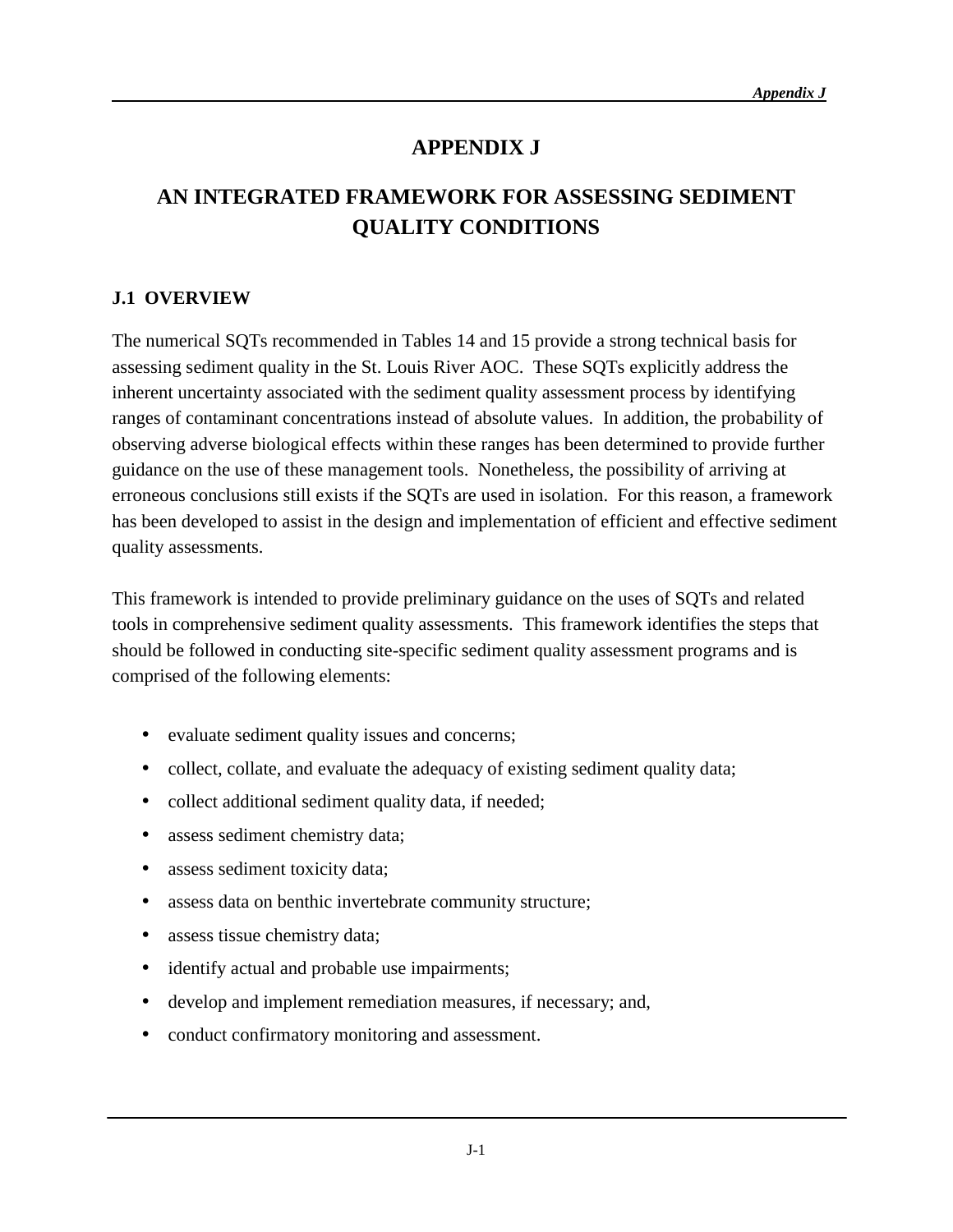# APPENDIX J

# AN INTEGRATED FRAMEWORK FOR ASSESSING SEDIMENT QUALITY CONDITIONS

## J.1 OVERVIEW

The numerical SQTs recommended in Tables 14 and 15 provide a strong technical basis for assessing sediment quality in the St. Louis River AOC. These SQTs explicitly address the inherent uncertainty associated with the sediment quality assessment process by identifying ranges of contaminant concentrations instead of absolute values. In addition, the probability of observing adverse biological effects within these ranges has been determined to provide further guidance on the use of these management tools. Nonetheless, the possibility of arriving at erroneous conclusions still exists if the SQTs are used in isolation. For this reason, a framework has been developed to assist in the design and implementation of efficient and effective sediment quality assessments.

This framework is intended to provide preliminary guidance on the uses of SQTs and related tools in comprehensive sediment quality assessments. This framework identifies the steps that should be followed in conducting site-specific sediment quality assessment programs and is comprised of the following elements:

- evaluate sediment quality issues and concerns;
- collect, collate, and evaluate the adequacy of existing sediment quality data;
- collect additional sediment quality data, if needed;
- assess sediment chemistry data;
- assess sediment toxicity data;
- assess data on benthic invertebrate community structure;
- assess tissue chemistry data;
- identify actual and probable use impairments;
- develop and implement remediation measures, if necessary; and,
- conduct confirmatory monitoring and assessment.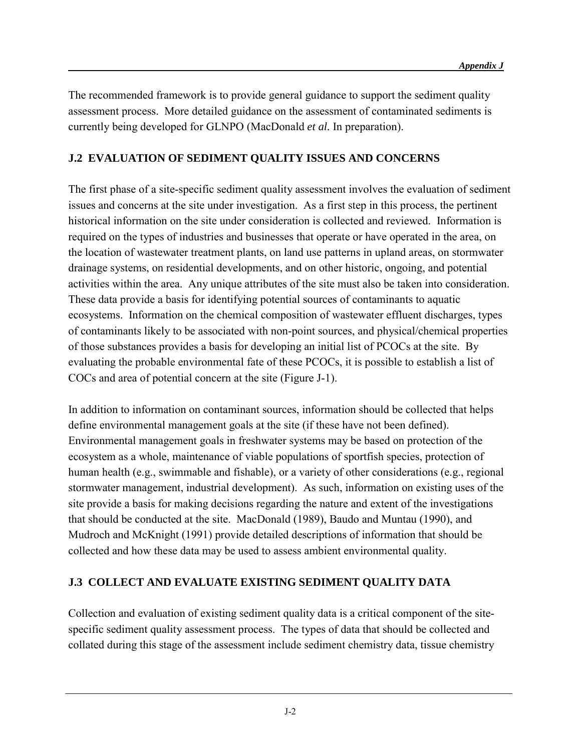The recommended framework is to provide general guidance to support the sediment quality assessment process. More detailed guidance on the assessment of contaminated sediments is currently being developed for GLNPO (MacDonald *et al.* In preparation).

## J.2 EVALUATION OF SEDIMENT QUALITY ISSUES AND CONCERNS

The first phase of a site-specific sediment quality assessment involves the evaluation of sediment issues and concerns at the site under investigation. As a first step in this process, the pertinent historical information on the site under consideration is collected and reviewed. Information is required on the types of industries and businesses that operate or have operated in the area, on the location of wastewater treatment plants, on land use patterns in upland areas, on stormwater drainage systems, on residential developments, and on other historic, ongoing, and potential activities within the area. Any unique attributes of the site must also be taken into consideration. These data provide a basis for identifying potential sources of contaminants to aquatic ecosystems. Information on the chemical composition of wastewater effluent discharges, types of contaminants likely to be associated with non-point sources, and physical/chemical properties of those substances provides a basis for developing an initial list of PCOCs at the site. By evaluating the probable environmental fate of these PCOCs, it is possible to establish a list of COCs and area of potential concern at the site (Figure J-1).

In addition to information on contaminant sources, information should be collected that helps define environmental management goals at the site (if these have not been defined). Environmental management goals in freshwater systems may be based on protection of the ecosystem as a whole, maintenance of viable populations of sportfish species, protection of human health (e.g., swimmable and fishable), or a variety of other considerations (e.g., regional stormwater management, industrial development). As such, information on existing uses of the site provide a basis for making decisions regarding the nature and extent of the investigations that should be conducted at the site. MacDonald (1989), Baudo and Muntau (1990), and Mudroch and McKnight (1991) provide detailed descriptions of information that should be collected and how these data may be used to assess ambient environmental quality.

## J.3 COLLECT AND EVALUATE EXISTING SEDIMENT QUALITY DATA

Collection and evaluation of existing sediment quality data is a critical component of the site-specific sediment quality assessment process. The types of data that should be collected and collated during this stage of the assessment include sediment chemistry data, tissue chemistry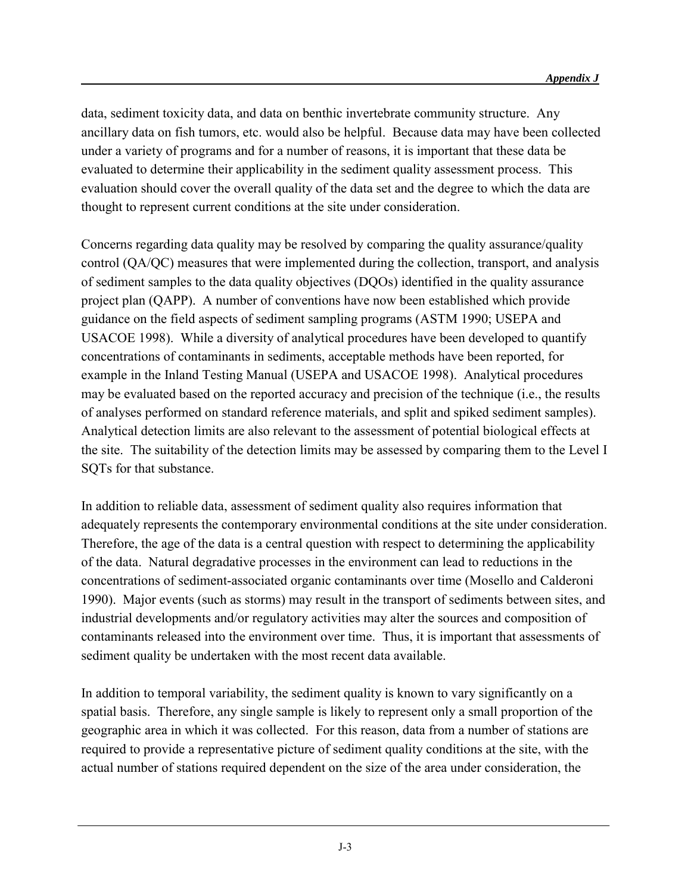data, sediment toxicity data, and data on benthic invertebrate community structure. Any ancillary data on fish tumors, etc. would also be helpful. Because data may have been collected under a variety of programs and for a number of reasons, it is important that these data be evaluated to determine their applicability in the sediment quality assessment process. This evaluation should cover the overall quality of the data set and the degree to which the data are thought to represent current conditions at the site under consideration.

Concerns regarding data quality may be resolved by comparing the quality assurance/quality control (QA/QC) measures that were implemented during the collection, transport, and analysis of sediment samples to the data quality objectives (DQOs) identified in the quality assurance project plan (QAPP). A number of conventions have now been established which provide guidance on the field aspects of sediment sampling programs (ASTM 1990; USEPA and USACOE 1998). While a diversity of analytical procedures have been developed to quantify concentrations of contaminants in sediments, acceptable methods have been reported, for example in the Inland Testing Manual (USEPA and USACOE 1998). Analytical procedures may be evaluated based on the reported accuracy and precision of the technique (i.e., the results of analyses performed on standard reference materials, and split and spiked sediment samples). Analytical detection limits are also relevant to the assessment of potential biological effects at the site. The suitability of the detection limits may be assessed by comparing them to the Level I SQTs for that substance.

In addition to reliable data, assessment of sediment quality also requires information that adequately represents the contemporary environmental conditions at the site under consideration. Therefore, the age of the data is a central question with respect to determining the applicability of the data. Natural degradative processes in the environment can lead to reductions in the concentrations of sediment-associated organic contaminants over time (Mosello and Calderoni 1990). Major events (such as storms) may result in the transport of sediments between sites, and industrial developments and/or regulatory activities may alter the sources and composition of contaminants released into the environment over time. Thus, it is important that assessments of sediment quality be undertaken with the most recent data available.

In addition to temporal variability, the sediment quality is known to vary significantly on a spatial basis. Therefore, any single sample is likely to represent only a small proportion of the geographic area in which it was collected. For this reason, data from a number of stations are required to provide a representative picture of sediment quality conditions at the site, with the actual number of stations required dependent on the size of the area under consideration, the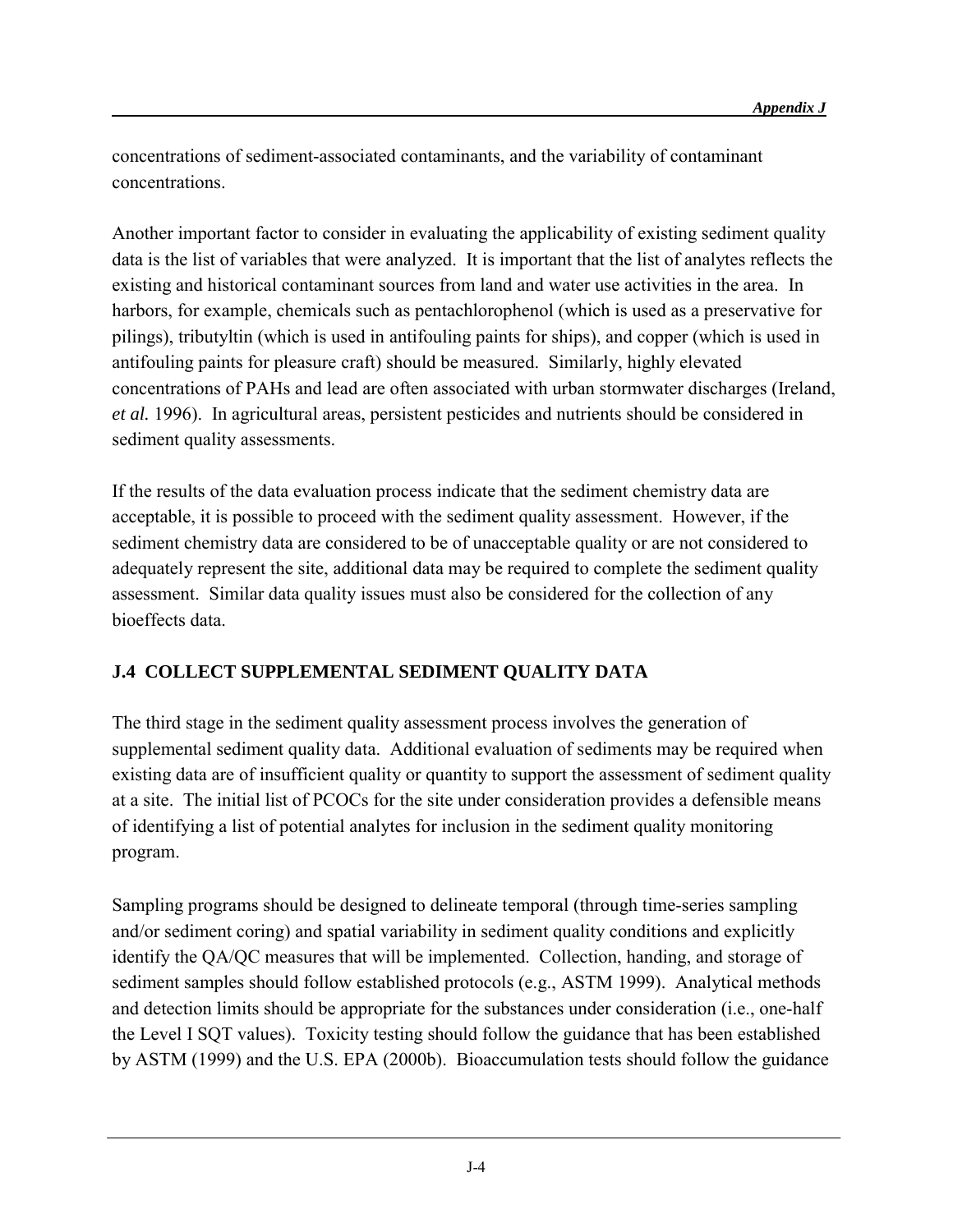concentrations of sediment-associated contaminants, and the variability of contaminant concentrations.

Another important factor to consider in evaluating the applicability of existing sediment quality data is the list of variables that were analyzed. It is important that the list of analytes reflects the existing and historical contaminant sources from land and water use activities in the area. In harbors, for example, chemicals such as pentachlorophenol (which is used as a preservative for pilings), tributyltin (which is used in antifouling paints for ships), and copper (which is used in antifouling paints for pleasure craft) should be measured. Similarly, highly elevated concentrations of PAHs and lead are often associated with urban stormwater discharges (Ireland, *et al.* 1996). In agricultural areas, persistent pesticides and nutrients should be considered in sediment quality assessments.

If the results of the data evaluation process indicate that the sediment chemistry data are acceptable, it is possible to proceed with the sediment quality assessment. However, if the sediment chemistry data are considered to be of unacceptable quality or are not considered to adequately represent the site, additional data may be required to complete the sediment quality assessment. Similar data quality issues must also be considered for the collection of any bioeffects data.

## J.4 COLLECT SUPPLEMENTAL SEDIMENT QUALITY DATA

The third stage in the sediment quality assessment process involves the generation of supplemental sediment quality data. Additional evaluation of sediments may be required when existing data are of insufficient quality or quantity to support the assessment of sediment quality at a site. The initial list of PCOCs for the site under consideration provides a defensible means of identifying a list of potential analytes for inclusion in the sediment quality monitoring program.

Sampling programs should be designed to delineate temporal (through time-series sampling and/or sediment coring) and spatial variability in sediment quality conditions and explicitly identify the QA/QC measures that will be implemented. Collection, handing, and storage of sediment samples should follow established protocols (e.g., ASTM 1999). Analytical methods and detection limits should be appropriate for the substances under consideration (i.e., one-half the Level I SQT values). Toxicity testing should follow the guidance that has been established by ASTM (1999) and the U.S. EPA (2000b). Bioaccumulation tests should follow the guidance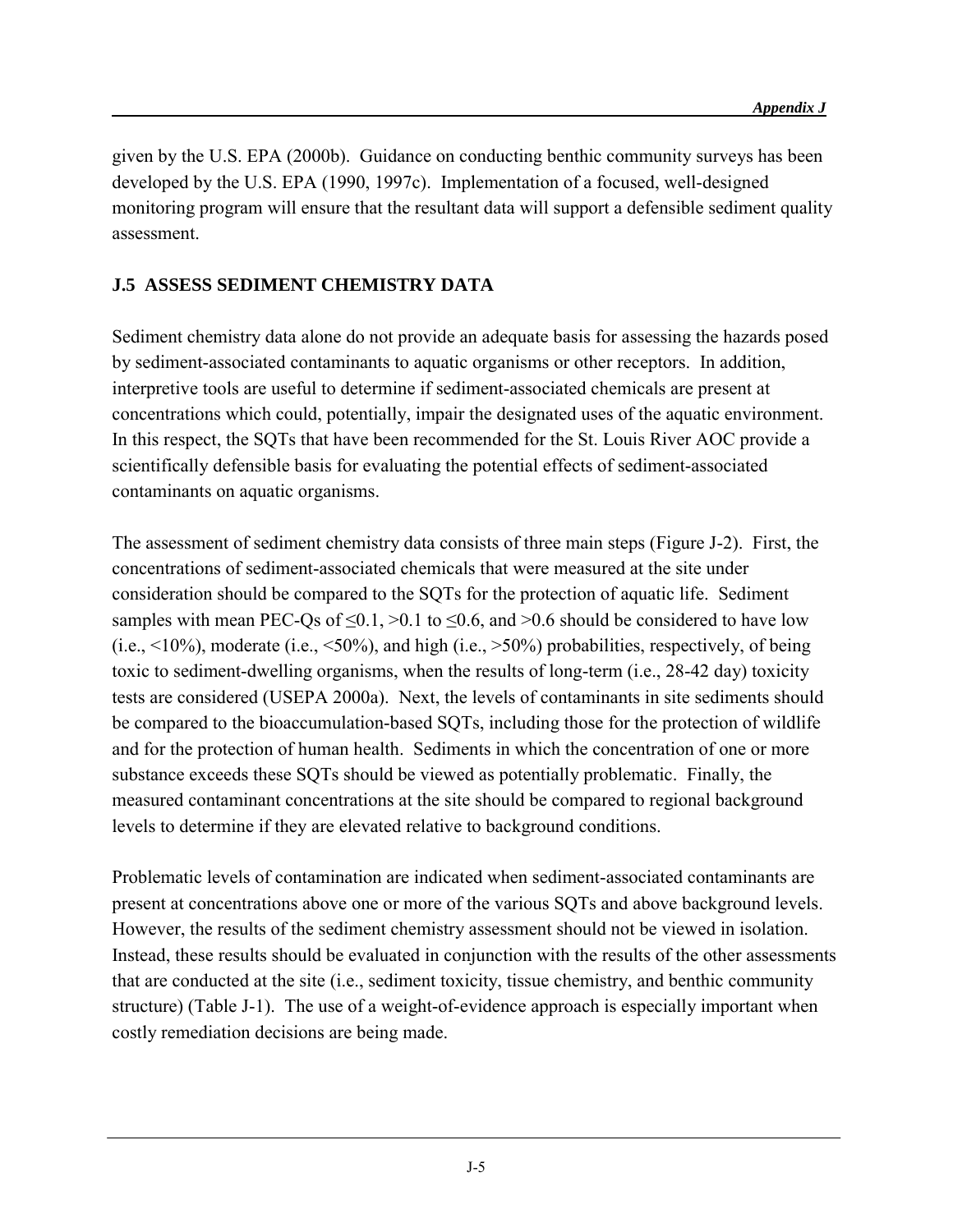given by the U.S. EPA (2000b). Guidance on conducting benthic community surveys has been developed by the U.S. EPA (1990, 1997c). Implementation of a focused, well-designed monitoring program will ensure that the resultant data will support a defensible sediment quality assessment.

## J.5 ASSESS SEDIMENT CHEMISTRY DATA

Sediment chemistry data alone do not provide an adequate basis for assessing the hazards posed by sediment-associated contaminants to aquatic organisms or other receptors. In addition, interpretive tools are useful to determine if sediment-associated chemicals are present at concentrations which could, potentially, impair the designated uses of the aquatic environment. In this respect, the SQTs that have been recommended for the St. Louis River AOC provide a scientifically defensible basis for evaluating the potential effects of sediment-associated contaminants on aquatic organisms.

The assessment of sediment chemistry data consists of three main steps (Figure J-2). First, the concentrations of sediment-associated chemicals that were measured at the site under consideration should be compared to the SQTs for the protection of aquatic life. Sediment samples with mean PEC-Qs of $\leq 0.1$, $>0.1$ to $\leq 0.6$, and $>0.6$ should be considered to have low (i.e., <10%), moderate (i.e., <50%), and high (i.e., >50%) probabilities, respectively, of being toxic to sediment-dwelling organisms, when the results of long-term (i.e., 28-42 day) toxicity tests are considered (USEPA 2000a). Next, the levels of contaminants in site sediments should be compared to the bioaccumulation-based SQTs, including those for the protection of wildlife and for the protection of human health. Sediments in which the concentration of one or more substance exceeds these SQTs should be viewed as potentially problematic. Finally, the measured contaminant concentrations at the site should be compared to regional background levels to determine if they are elevated relative to background conditions.

Problematic levels of contamination are indicated when sediment-associated contaminants are present at concentrations above one or more of the various SQTs and above background levels. However, the results of the sediment chemistry assessment should not be viewed in isolation. Instead, these results should be evaluated in conjunction with the results of the other assessments that are conducted at the site (i.e., sediment toxicity, tissue chemistry, and benthic community structure) (Table J-1). The use of a weight-of-evidence approach is especially important when costly remediation decisions are being made.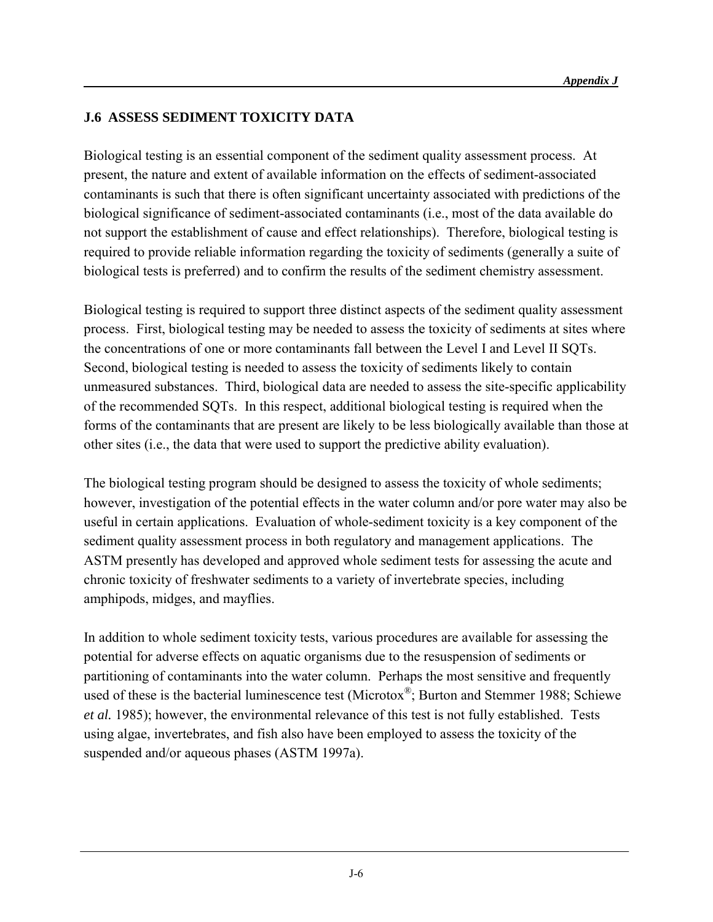## J.6 ASSESS SEDIMENT TOXICITY DATA

Biological testing is an essential component of the sediment quality assessment process. At present, the nature and extent of available information on the effects of sediment-associated contaminants is such that there is often significant uncertainty associated with predictions of the biological significance of sediment-associated contaminants (i.e., most of the data available do not support the establishment of cause and effect relationships). Therefore, biological testing is required to provide reliable information regarding the toxicity of sediments (generally a suite of biological tests is preferred) and to confirm the results of the sediment chemistry assessment.

Biological testing is required to support three distinct aspects of the sediment quality assessment process. First, biological testing may be needed to assess the toxicity of sediments at sites where the concentrations of one or more contaminants fall between the Level I and Level II SQTs. Second, biological testing is needed to assess the toxicity of sediments likely to contain unmeasured substances. Third, biological data are needed to assess the site-specific applicability of the recommended SQTs. In this respect, additional biological testing is required when the forms of the contaminants that are present are likely to be less biologically available than those at other sites (i.e., the data that were used to support the predictive ability evaluation).

The biological testing program should be designed to assess the toxicity of whole sediments; however, investigation of the potential effects in the water column and/or pore water may also be useful in certain applications. Evaluation of whole-sediment toxicity is a key component of the sediment quality assessment process in both regulatory and management applications. The ASTM presently has developed and approved whole sediment tests for assessing the acute and chronic toxicity of freshwater sediments to a variety of invertebrate species, including amphipods, midges, and mayflies.

In addition to whole sediment toxicity tests, various procedures are available for assessing the potential for adverse effects on aquatic organisms due to the resuspension of sediments or partitioning of contaminants into the water column. Perhaps the most sensitive and frequently used of these is the bacterial luminescence test (Microtox®; Burton and Stemmer 1988; Schiewe *et al.* 1985); however, the environmental relevance of this test is not fully established. Tests using algae, invertebrates, and fish also have been employed to assess the toxicity of the suspended and/or aqueous phases (ASTM 1997a).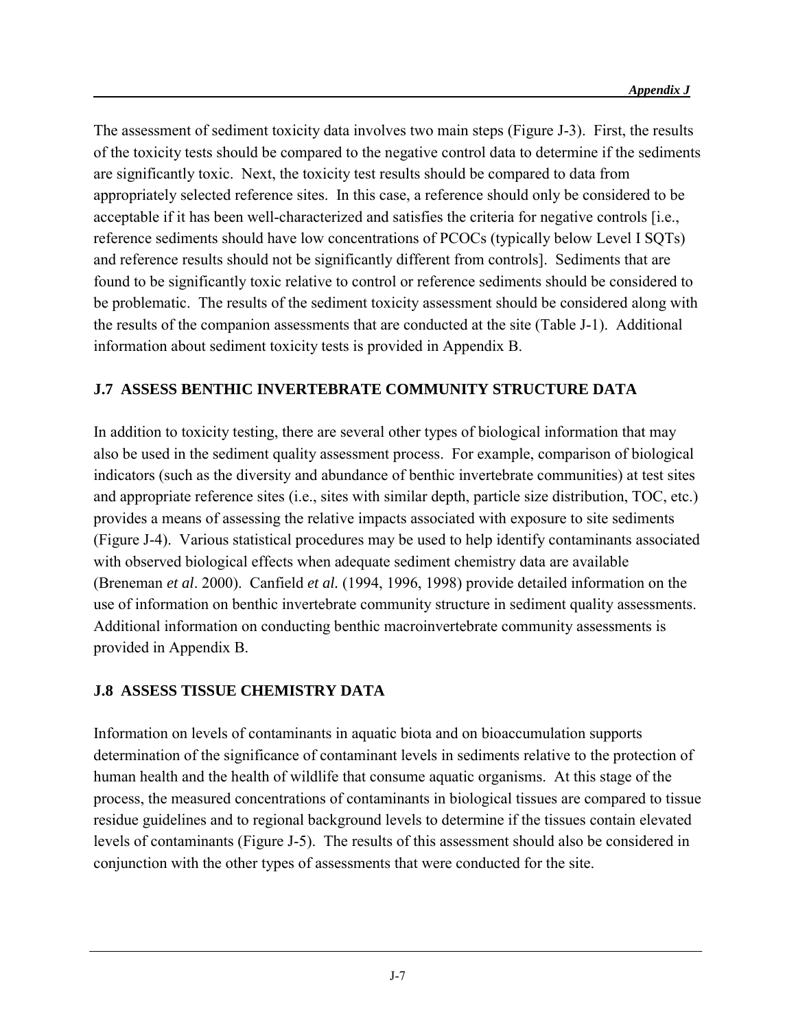The assessment of sediment toxicity data involves two main steps (Figure J-3). First, the results of the toxicity tests should be compared to the negative control data to determine if the sediments are significantly toxic. Next, the toxicity test results should be compared to data from appropriately selected reference sites. In this case, a reference should only be considered to be acceptable if it has been well-characterized and satisfies the criteria for negative controls [i.e., reference sediments should have low concentrations of PCOCs (typically below Level I SQTs) and reference results should not be significantly different from controls]. Sediments that are found to be significantly toxic relative to control or reference sediments should be considered to be problematic. The results of the sediment toxicity assessment should be considered along with the results of the companion assessments that are conducted at the site (Table J-1). Additional information about sediment toxicity tests is provided in Appendix B.

## J.7 ASSESS BENTHIC INVERTEBRATE COMMUNITY STRUCTURE DATA

In addition to toxicity testing, there are several other types of biological information that may also be used in the sediment quality assessment process. For example, comparison of biological indicators (such as the diversity and abundance of benthic invertebrate communities) at test sites and appropriate reference sites (i.e., sites with similar depth, particle size distribution, TOC, etc.) provides a means of assessing the relative impacts associated with exposure to site sediments (Figure J-4). Various statistical procedures may be used to help identify contaminants associated with observed biological effects when adequate sediment chemistry data are available (Breneman *et al*. 2000). Canfield *et al.* (1994, 1996, 1998) provide detailed information on the use of information on benthic invertebrate community structure in sediment quality assessments. Additional information on conducting benthic macroinvertebrate community assessments is provided in Appendix B.

## J.8 ASSESS TISSUE CHEMISTRY DATA

Information on levels of contaminants in aquatic biota and on bioaccumulation supports determination of the significance of contaminant levels in sediments relative to the protection of human health and the health of wildlife that consume aquatic organisms. At this stage of the process, the measured concentrations of contaminants in biological tissues are compared to tissue residue guidelines and to regional background levels to determine if the tissues contain elevated levels of contaminants (Figure J-5). The results of this assessment should also be considered in conjunction with the other types of assessments that were conducted for the site.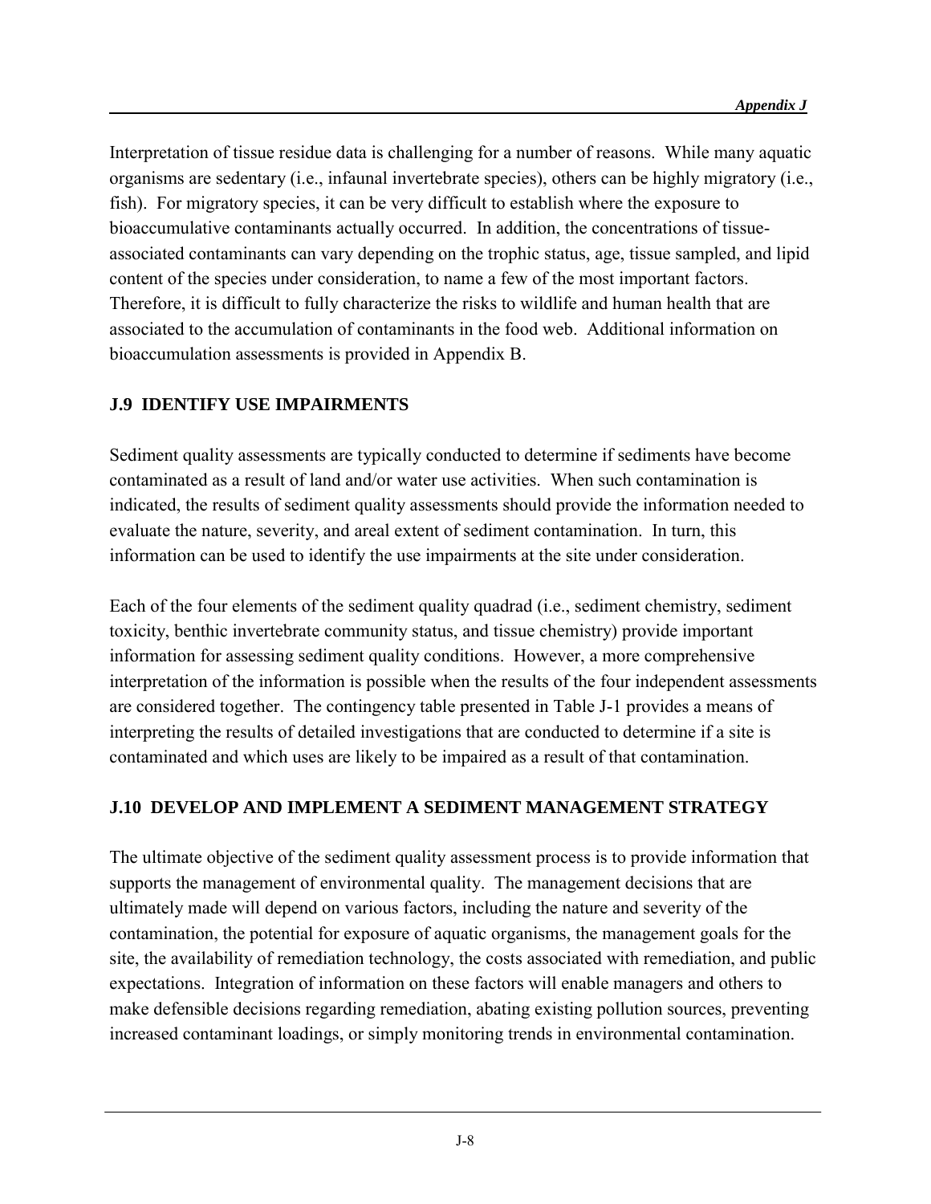Interpretation of tissue residue data is challenging for a number of reasons. While many aquatic organisms are sedentary (i.e., infaunal invertebrate species), others can be highly migratory (i.e., fish). For migratory species, it can be very difficult to establish where the exposure to bioaccumulative contaminants actually occurred. In addition, the concentrations of tissue-associated contaminants can vary depending on the trophic status, age, tissue sampled, and lipid content of the species under consideration, to name a few of the most important factors. Therefore, it is difficult to fully characterize the risks to wildlife and human health that are associated to the accumulation of contaminants in the food web. Additional information on bioaccumulation assessments is provided in Appendix B.

## J.9 IDENTIFY USE IMPAIRMENTS

Sediment quality assessments are typically conducted to determine if sediments have become contaminated as a result of land and/or water use activities. When such contamination is indicated, the results of sediment quality assessments should provide the information needed to evaluate the nature, severity, and areal extent of sediment contamination. In turn, this information can be used to identify the use impairments at the site under consideration.

Each of the four elements of the sediment quality quadrad (i.e., sediment chemistry, sediment toxicity, benthic invertebrate community status, and tissue chemistry) provide important information for assessing sediment quality conditions. However, a more comprehensive interpretation of the information is possible when the results of the four independent assessments are considered together. The contingency table presented in Table J-1 provides a means of interpreting the results of detailed investigations that are conducted to determine if a site is contaminated and which uses are likely to be impaired as a result of that contamination.

## J.10 DEVELOP AND IMPLEMENT A SEDIMENT MANAGEMENT STRATEGY

The ultimate objective of the sediment quality assessment process is to provide information that supports the management of environmental quality. The management decisions that are ultimately made will depend on various factors, including the nature and severity of the contamination, the potential for exposure of aquatic organisms, the management goals for the site, the availability of remediation technology, the costs associated with remediation, and public expectations. Integration of information on these factors will enable managers and others to make defensible decisions regarding remediation, abating existing pollution sources, preventing increased contaminant loadings, or simply monitoring trends in environmental contamination.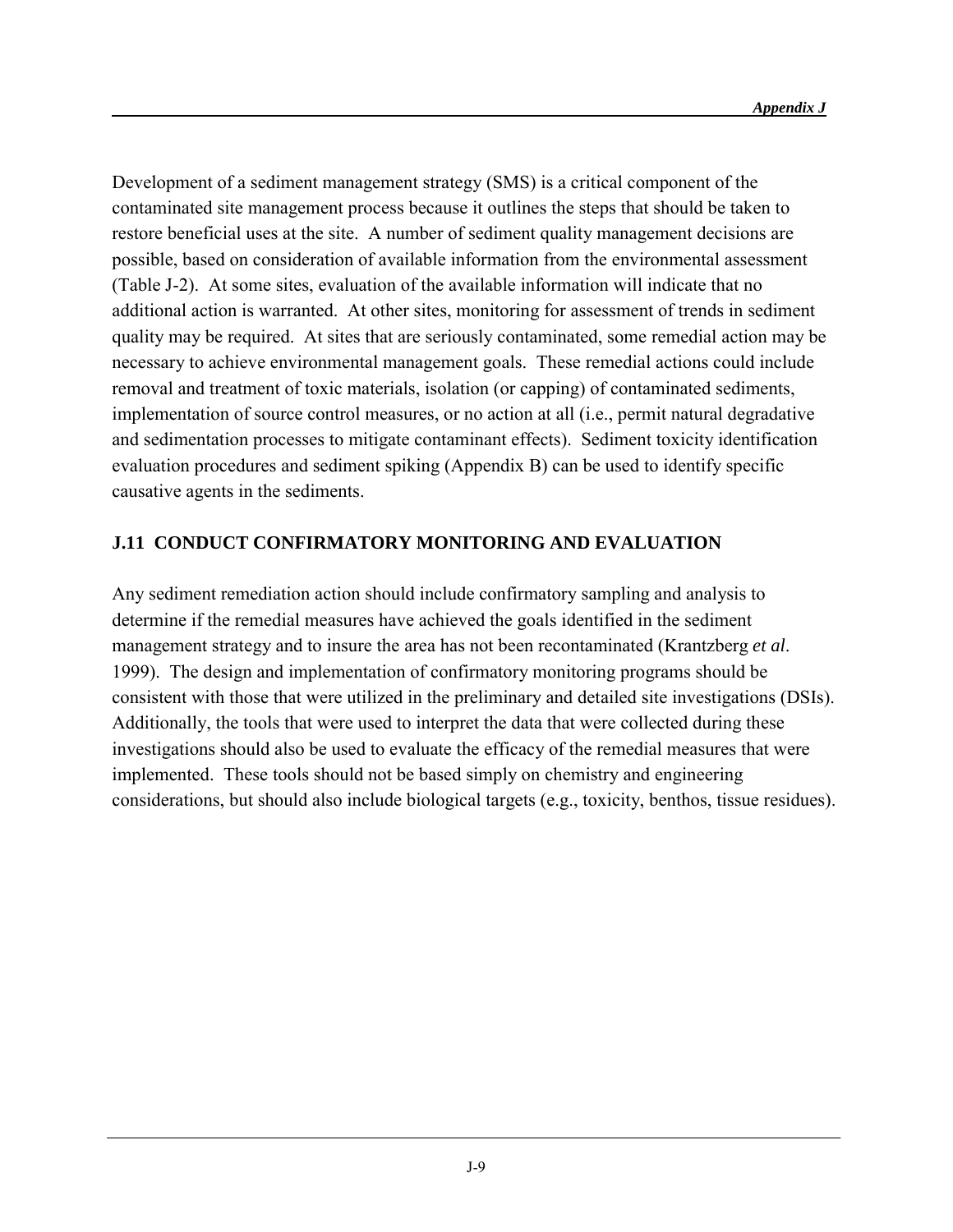Development of a sediment management strategy (SMS) is a critical component of the contaminated site management process because it outlines the steps that should be taken to restore beneficial uses at the site. A number of sediment quality management decisions are possible, based on consideration of available information from the environmental assessment (Table J-2). At some sites, evaluation of the available information will indicate that no additional action is warranted. At other sites, monitoring for assessment of trends in sediment quality may be required. At sites that are seriously contaminated, some remedial action may be necessary to achieve environmental management goals. These remedial actions could include removal and treatment of toxic materials, isolation (or capping) of contaminated sediments, implementation of source control measures, or no action at all (i.e., permit natural degradative and sedimentation processes to mitigate contaminant effects). Sediment toxicity identification evaluation procedures and sediment spiking (Appendix B) can be used to identify specific causative agents in the sediments.

## J.11 CONDUCT CONFIRMATORY MONITORING AND EVALUATION

Any sediment remediation action should include confirmatory sampling and analysis to determine if the remedial measures have achieved the goals identified in the sediment management strategy and to insure the area has not been recontaminated (Krantzberg *et al*. 1999). The design and implementation of confirmatory monitoring programs should be consistent with those that were utilized in the preliminary and detailed site investigations (DSIs). Additionally, the tools that were used to interpret the data that were collected during these investigations should also be used to evaluate the efficacy of the remedial measures that were implemented. These tools should not be based simply on chemistry and engineering considerations, but should also include biological targets (e.g., toxicity, benthos, tissue residues).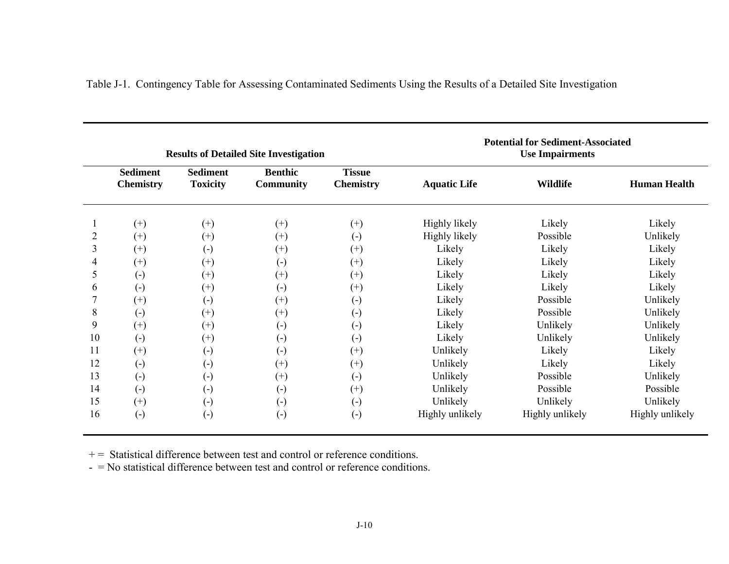Table J-1. Contingency Table for Assessing Contaminated Sediments Using the Results of a Detailed Site Investigation

| | **Results of Detailed Site Investigation** | | | | **Potential for Sediment-Associated Use Impairments** | | |
|---|---|---|---|---|---|---|---|
| | **Sediment Chemistry** | **Sediment Toxicity** | **Benthic Community** | **Tissue Chemistry** | **Aquatic Life** | **Wildlife** | **Human Health** |
| 1 | (+) | (+) | (+) | (+) | Highly likely | Likely | Likely |
| 2 | (+) | (+) | (+) | (-) | Highly likely | Possible | Unlikely |
| 3 | (+) | (-) | (+) | (+) | Likely | Likely | Likely |
| 4 | (+) | (+) | (-) | (+) | Likely | Likely | Likely |
| 5 | (-) | (+) | (+) | (+) | Likely | Likely | Likely |
| 6 | (-) | (+) | (-) | (+) | Likely | Likely | Likely |
| 7 | (+) | (-) | (+) | (-) | Likely | Possible | Unlikely |
| 8 | (-) | (+) | (+) | (-) | Likely | Possible | Unlikely |
| 9 | (+) | (+) | (-) | (-) | Likely | Unlikely | Unlikely |
| 10 | (-) | (+) | (-) | (-) | Likely | Unlikely | Unlikely |
| 11 | (+) | (-) | (-) | (+) | Unlikely | Likely | Likely |
| 12 | (-) | (-) | (+) | (+) | Unlikely | Likely | Likely |
| 13 | (-) | (-) | (+) | (-) | Unlikely | Possible | Unlikely |
| 14 | (-) | (-) | (-) | (+) | Unlikely | Possible | Possible |
| 15 | (+) | (-) | (-) | (-) | Unlikely | Unlikely | Unlikely |
| 16 | (-) | (-) | (-) | (-) | Highly unlikely | Highly unlikely | Highly unlikely |

+ = Statistical difference between test and control or reference conditions.
- = No statistical difference between test and control or reference conditions.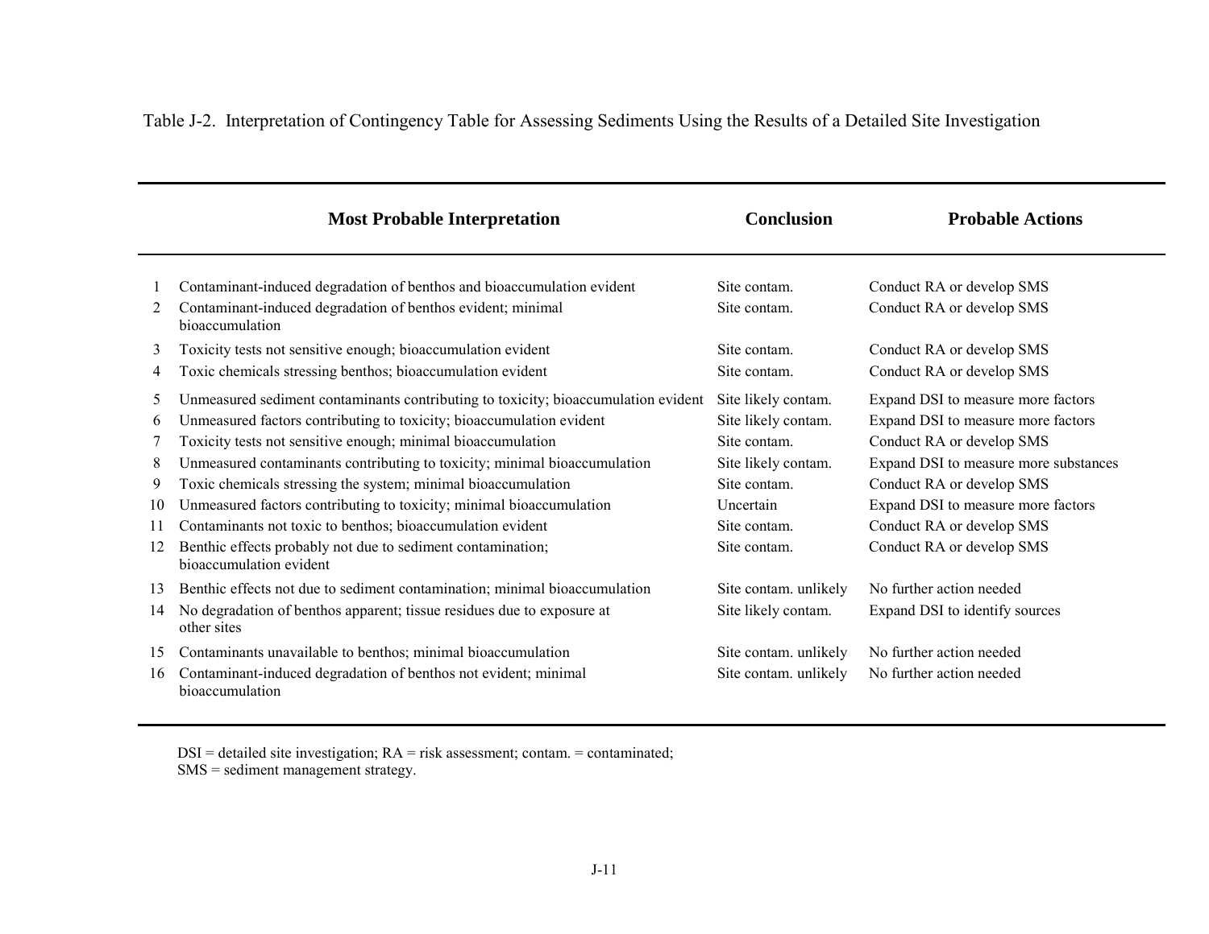Table J-2. Interpretation of Contingency Table for Assessing Sediments Using the Results of a Detailed Site Investigation

| | Most Probable Interpretation | Conclusion | Probable Actions |
|---|---|---|---|
| 1 | Contaminant-induced degradation of benthos and bioaccumulation evident | Site contam. | Conduct RA or develop SMS |
| 2 | Contaminant-induced degradation of benthos evident; minimal bioaccumulation | Site contam. | Conduct RA or develop SMS |
| 3 | Toxicity tests not sensitive enough; bioaccumulation evident | Site contam. | Conduct RA or develop SMS |
| 4 | Toxic chemicals stressing benthos; bioaccumulation evident | Site contam. | Conduct RA or develop SMS |
| 5 | Unmeasured sediment contaminants contributing to toxicity; bioaccumulation evident | Site likely contam. | Expand DSI to measure more factors |
| 6 | Unmeasured factors contributing to toxicity; bioaccumulation evident | Site likely contam. | Expand DSI to measure more factors |
| 7 | Toxicity tests not sensitive enough; minimal bioaccumulation | Site contam. | Conduct RA or develop SMS |
| 8 | Unmeasured contaminants contributing to toxicity; minimal bioaccumulation | Site likely contam. | Expand DSI to measure more substances |
| 9 | Toxic chemicals stressing the system; minimal bioaccumulation | Site contam. | Conduct RA or develop SMS |
| 10 | Unmeasured factors contributing to toxicity; minimal bioaccumulation | Uncertain | Expand DSI to measure more factors |
| 11 | Contaminants not toxic to benthos; bioaccumulation evident | Site contam. | Conduct RA or develop SMS |
| 12 | Benthic effects probably not due to sediment contamination; bioaccumulation evident | Site contam. | Conduct RA or develop SMS |
| 13 | Benthic effects not due to sediment contamination; minimal bioaccumulation | Site contam. unlikely | No further action needed |
| 14 | No degradation of benthos apparent; tissue residues due to exposure at other sites | Site likely contam. | Expand DSI to identify sources |
| 15 | Contaminants unavailable to benthos; minimal bioaccumulation | Site contam. unlikely | No further action needed |
| 16 | Contaminant-induced degradation of benthos not evident; minimal bioaccumulation | Site contam. unlikely | No further action needed |

DSI = detailed site investigation; RA = risk assessment; contam. = contaminated;
SMS = sediment management strategy.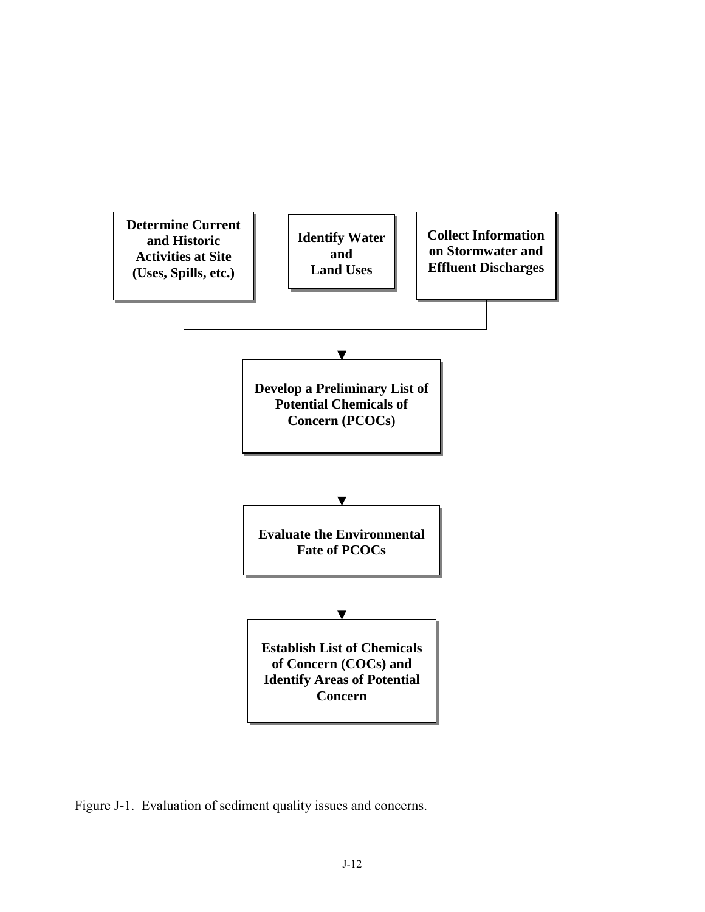**Determine Current and Historic Activities at Site (Uses, Spills, etc.)**

**Identify Water and Land Uses**

**Collect Information on Stormwater and Effluent Discharges**

↓

**Develop a Preliminary List of Potential Chemicals of Concern (PCOCs)**

↓

**Evaluate the Environmental Fate of PCOCs**

↓

**Establish List of Chemicals of Concern (COCs) and Identify Areas of Potential Concern**

Figure J-1. Evaluation of sediment quality issues and concerns.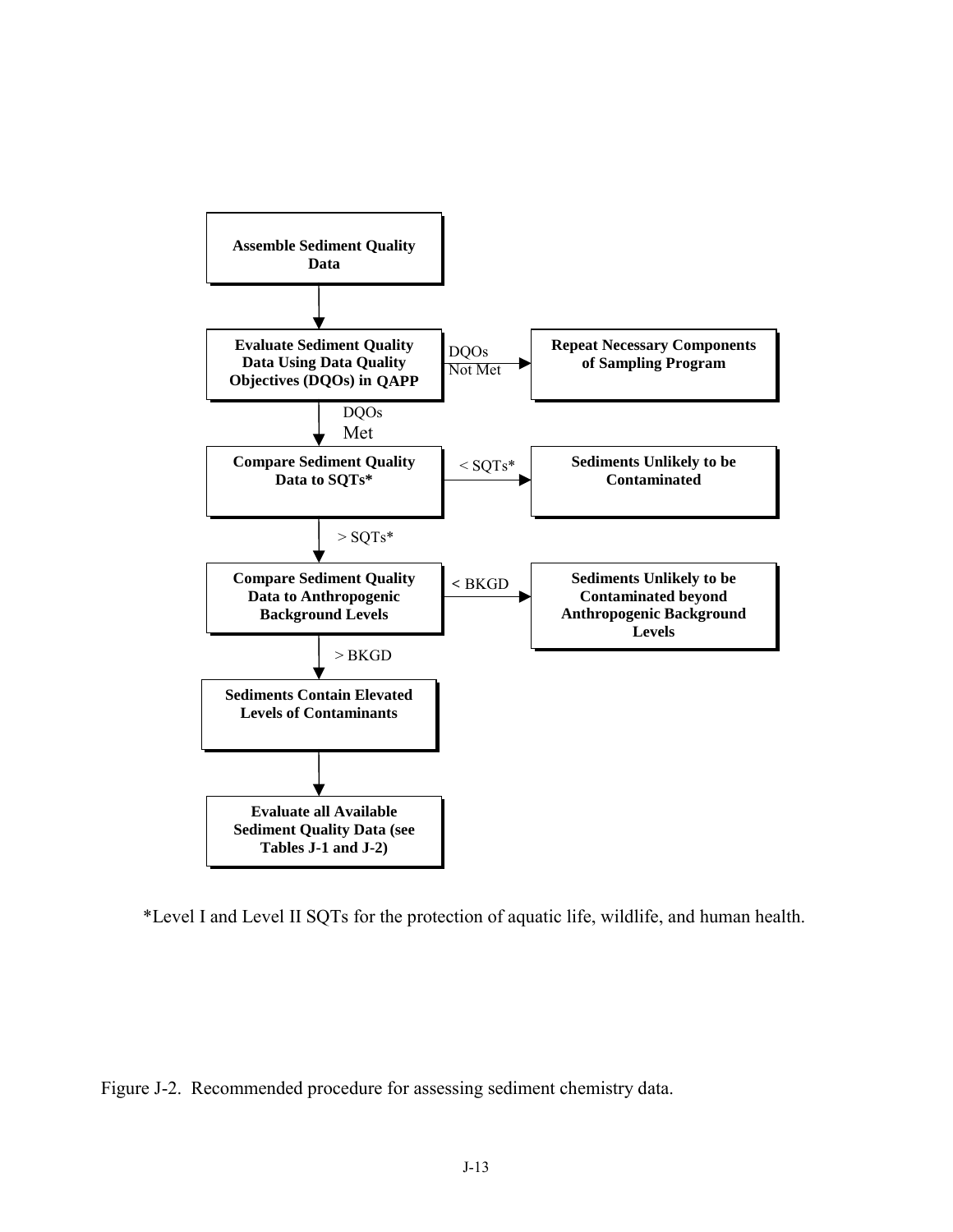Assemble Sediment Quality Data

↓

Evaluate Sediment Quality Data Using Data Quality Objectives (DQOs) in QAPP → DQOs Not Met → Repeat Necessary Components of Sampling Program

↓ DQOs Met

Compare Sediment Quality Data to SQTs* → < SQTs* → Sediments Unlikely to be Contaminated

↓ > SQTs*

Compare Sediment Quality Data to Anthropogenic Background Levels → < BKGD → Sediments Unlikely to be Contaminated beyond Anthropogenic Background Levels

↓ > BKGD

Sediments Contain Elevated Levels of Contaminants

↓

Evaluate all Available Sediment Quality Data (see Tables J-1 and J-2)

*Level I and Level II SQTs for the protection of aquatic life, wildlife, and human health.

Figure J-2. Recommended procedure for assessing sediment chemistry data.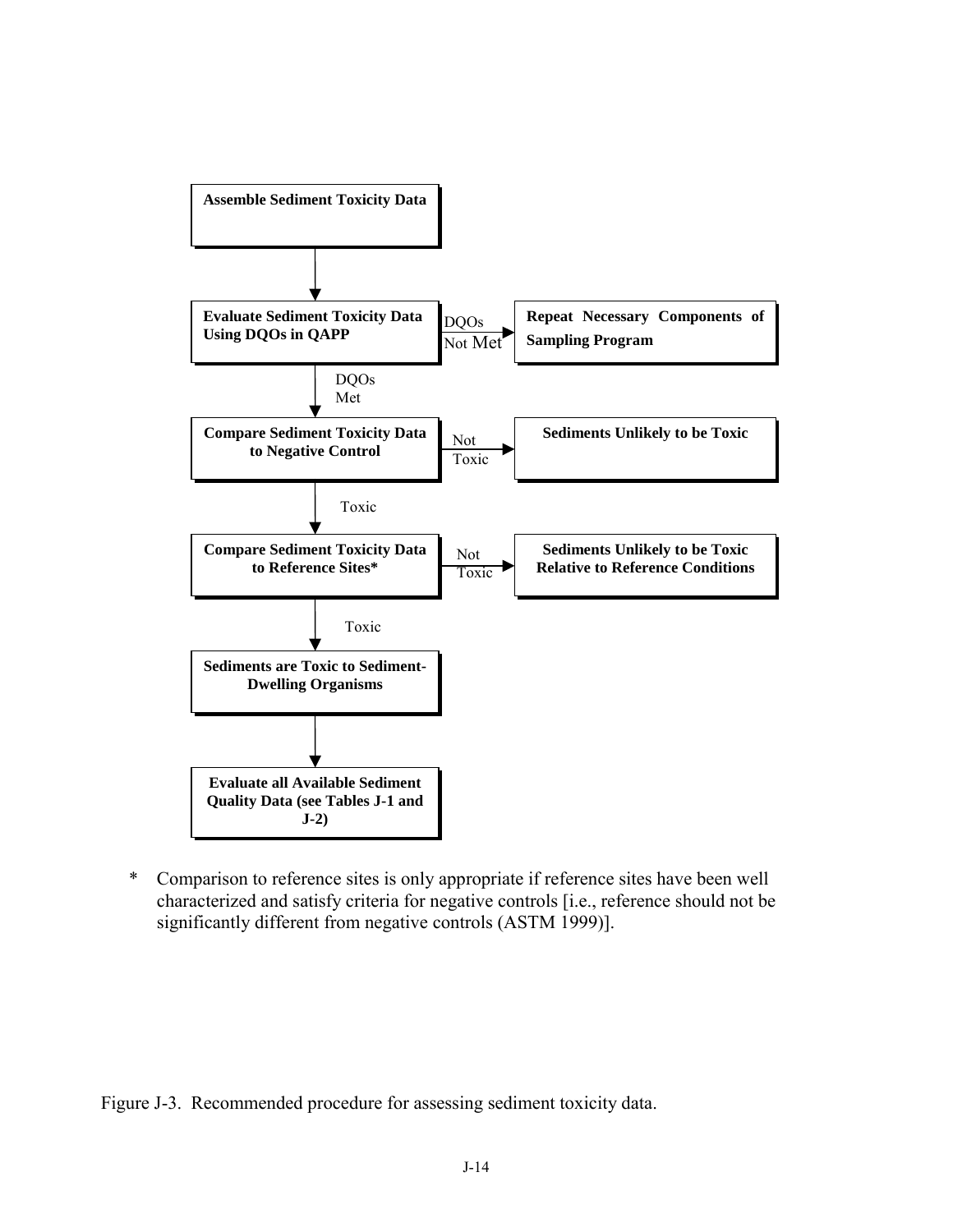**Assemble Sediment Toxicity Data**

↓

**Evaluate Sediment Toxicity Data Using DQOs in QAPP** —(DQOs Not Met)→ **Repeat Necessary Components of Sampling Program**

↓ DQOs Met

**Compare Sediment Toxicity Data to Negative Control** —(Not Toxic)→ **Sediments Unlikely to be Toxic**

↓ Toxic

**Compare Sediment Toxicity Data to Reference Sites*** —(Not Toxic)→ **Sediments Unlikely to be Toxic Relative to Reference Conditions**

↓ Toxic

**Sediments are Toxic to Sediment-Dwelling Organisms**

↓

**Evaluate all Available Sediment Quality Data (see Tables J-1 and J-2)**

\* Comparison to reference sites is only appropriate if reference sites have been well characterized and satisfy criteria for negative controls [i.e., reference should not be significantly different from negative controls (ASTM 1999)].

Figure J-3. Recommended procedure for assessing sediment toxicity data.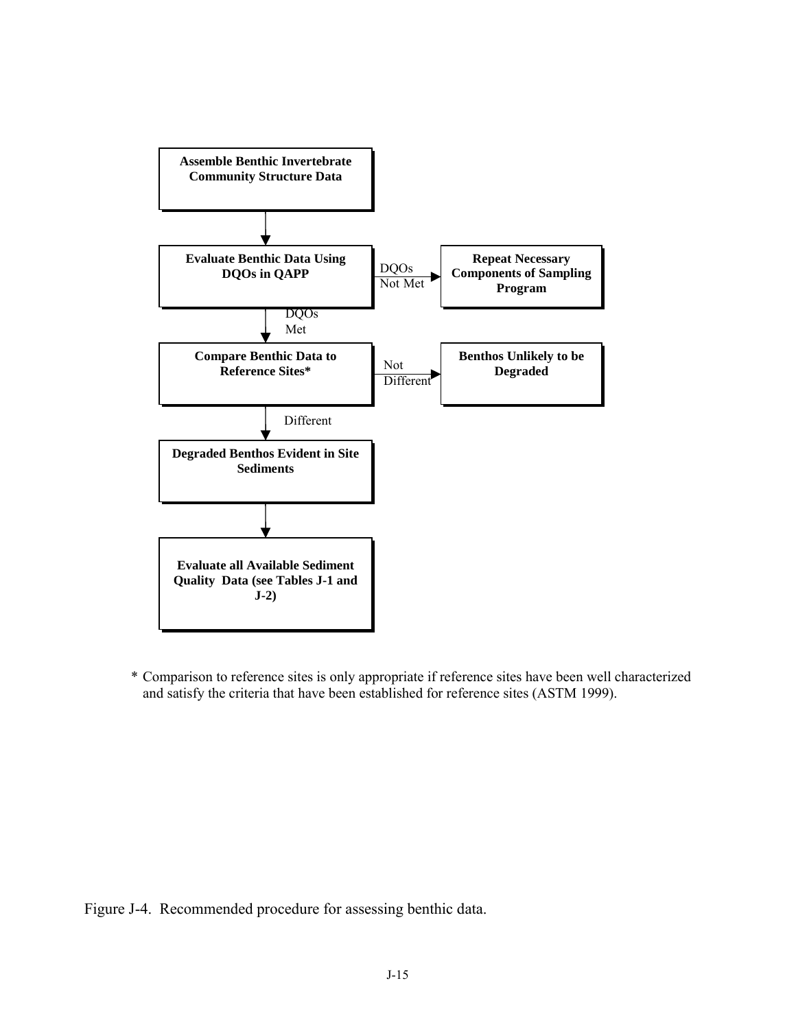**Assemble Benthic Invertebrate Community Structure Data**

↓

**Evaluate Benthic Data Using DQOs in QAPP** → DQOs Not Met → **Repeat Necessary Components of Sampling Program**

↓ DQOs Met

**Compare Benthic Data to Reference Sites*** → Not Different → **Benthos Unlikely to be Degraded**

↓ Different

**Degraded Benthos Evident in Site Sediments**

↓

**Evaluate all Available Sediment Quality Data (see Tables J-1 and J-2)**

\* Comparison to reference sites is only appropriate if reference sites have been well characterized and satisfy the criteria that have been established for reference sites (ASTM 1999).

Figure J-4. Recommended procedure for assessing benthic data.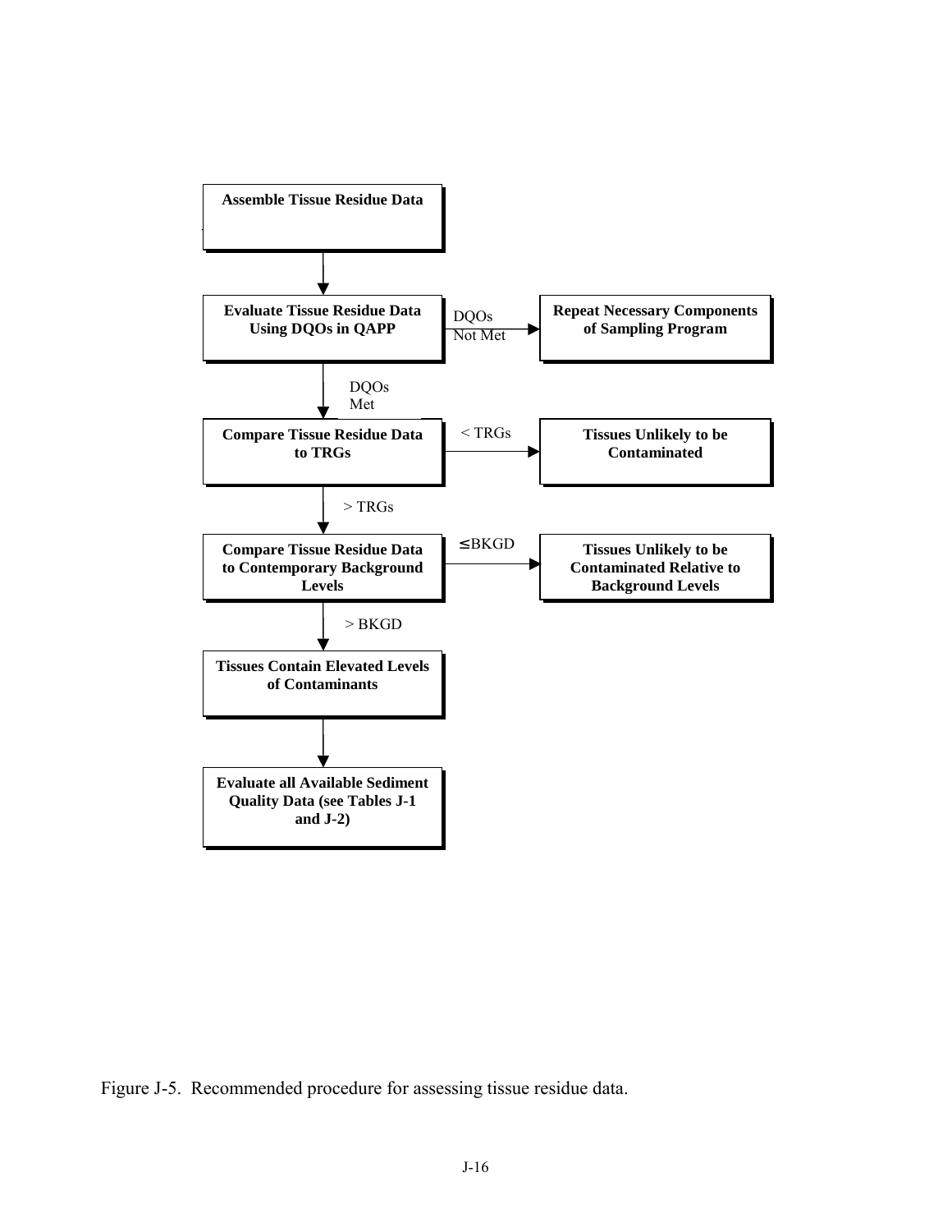Assemble Tissue Residue Data

Evaluate Tissue Residue Data Using DQOs in QAPP

DQOs Not Met

Repeat Necessary Components of Sampling Program

DQOs Met

Compare Tissue Residue Data to TRGs

< TRGs

Tissues Unlikely to be Contaminated

> TRGs

Compare Tissue Residue Data to Contemporary Background Levels

≤BKGD

Tissues Unlikely to be Contaminated Relative to Background Levels

> BKGD

Tissues Contain Elevated Levels of Contaminants

Evaluate all Available Sediment Quality Data (see Tables J-1 and J-2)

Figure J-5. Recommended procedure for assessing tissue residue data.